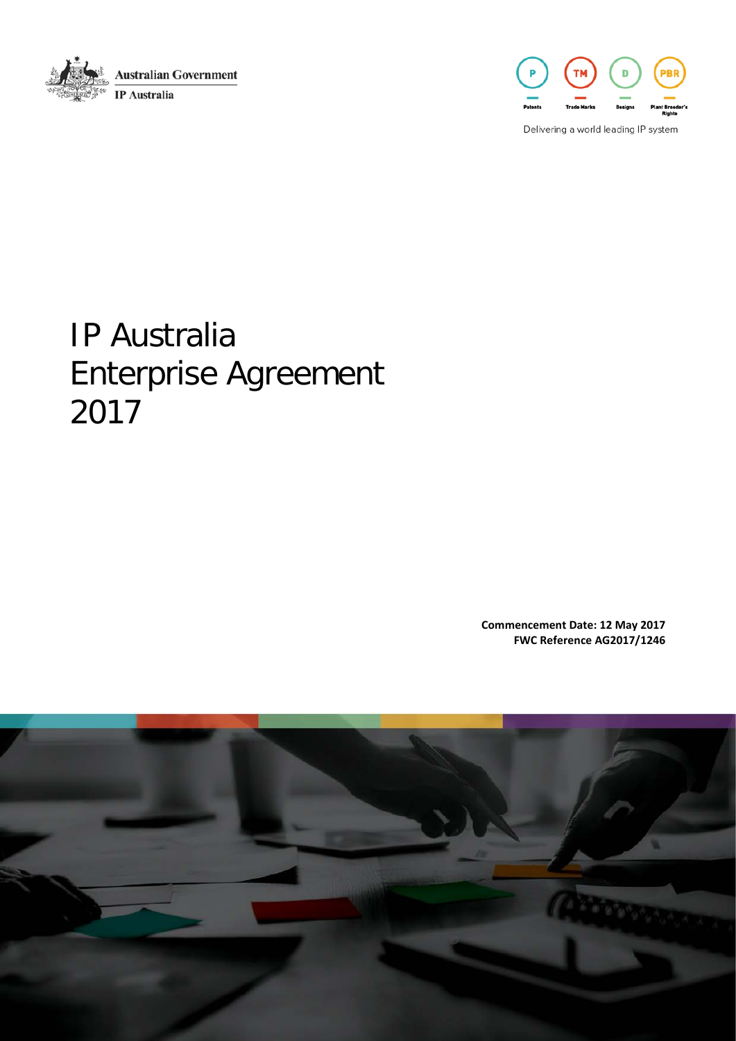Australian Government

IP Australia

Patents | Trade Marks | Designs | Plant Breeder's Rights

Delivering a world leading IP system

# IP Australia Enterprise Agreement 2017

**Commencement Date: 12 May 2017**

**FWC Reference AG2017/1246**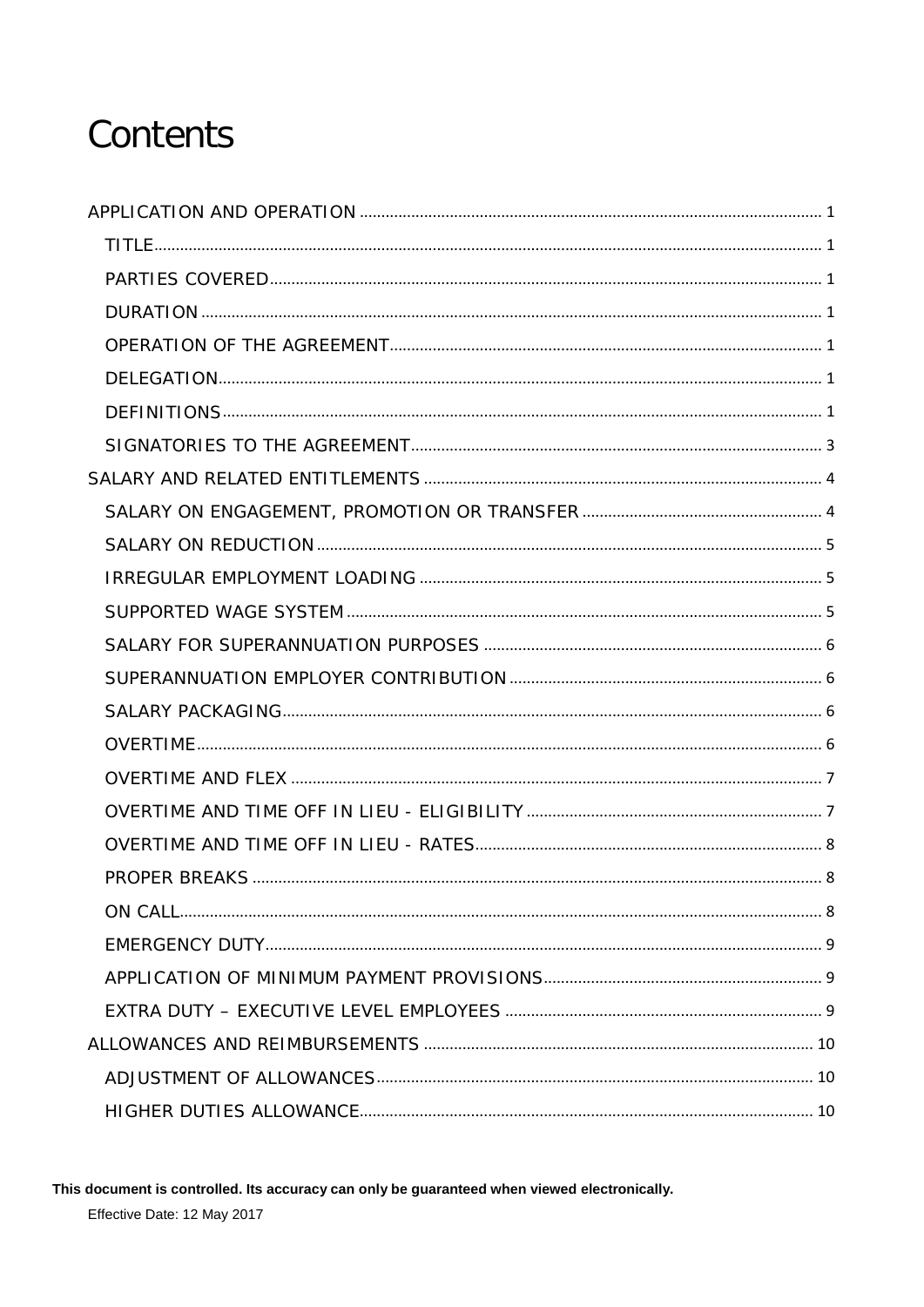# Contents

- APPLICATION AND OPERATION ... 1
  - TITLE ... 1
  - PARTIES COVERED ... 1
  - DURATION ... 1
  - OPERATION OF THE AGREEMENT ... 1
  - DELEGATION ... 1
  - DEFINITIONS ... 1
  - SIGNATORIES TO THE AGREEMENT ... 3
- SALARY AND RELATED ENTITLEMENTS ... 4
  - SALARY ON ENGAGEMENT, PROMOTION OR TRANSFER ... 4
  - SALARY ON REDUCTION ... 5
  - IRREGULAR EMPLOYMENT LOADING ... 5
  - SUPPORTED WAGE SYSTEM ... 5
  - SALARY FOR SUPERANNUATION PURPOSES ... 6
  - SUPERANNUATION EMPLOYER CONTRIBUTION ... 6
  - SALARY PACKAGING ... 6
  - OVERTIME ... 6
  - OVERTIME AND FLEX ... 7
  - OVERTIME AND TIME OFF IN LIEU - ELIGIBILITY ... 7
  - OVERTIME AND TIME OFF IN LIEU - RATES ... 8
  - PROPER BREAKS ... 8
  - ON CALL ... 8
  - EMERGENCY DUTY ... 9
  - APPLICATION OF MINIMUM PAYMENT PROVISIONS ... 9
  - EXTRA DUTY – EXECUTIVE LEVEL EMPLOYEES ... 9
- ALLOWANCES AND REIMBURSEMENTS ... 10
  - ADJUSTMENT OF ALLOWANCES ... 10
  - HIGHER DUTIES ALLOWANCE ... 10

**This document is controlled. Its accuracy can only be guaranteed when viewed electronically.**

Effective Date: 12 May 2017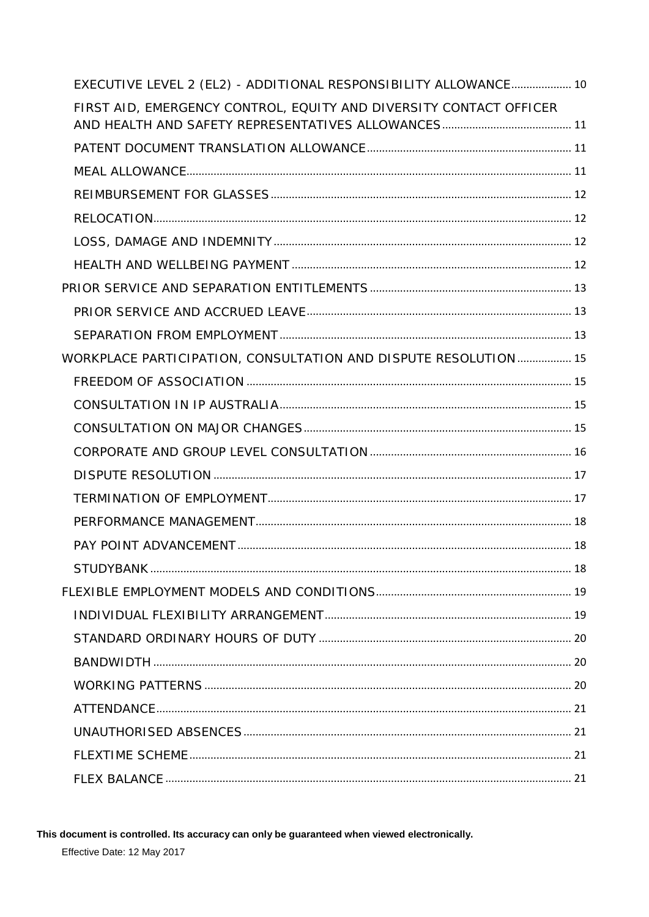EXECUTIVE LEVEL 2 (EL2) - ADDITIONAL RESPONSIBILITY ALLOWANCE .................... 10
FIRST AID, EMERGENCY CONTROL, EQUITY AND DIVERSITY CONTACT OFFICER AND HEALTH AND SAFETY REPRESENTATIVES ALLOWANCES .................... 11
PATENT DOCUMENT TRANSLATION ALLOWANCE .................... 11
MEAL ALLOWANCE .................... 11
REIMBURSEMENT FOR GLASSES .................... 12
RELOCATION .................... 12
LOSS, DAMAGE AND INDEMNITY .................... 12
HEALTH AND WELLBEING PAYMENT .................... 12

PRIOR SERVICE AND SEPARATION ENTITLEMENTS .................... 13
PRIOR SERVICE AND ACCRUED LEAVE .................... 13
SEPARATION FROM EMPLOYMENT .................... 13

WORKPLACE PARTICIPATION, CONSULTATION AND DISPUTE RESOLUTION .................... 15
FREEDOM OF ASSOCIATION .................... 15
CONSULTATION IN IP AUSTRALIA .................... 15
CONSULTATION ON MAJOR CHANGES .................... 15
CORPORATE AND GROUP LEVEL CONSULTATION .................... 16
DISPUTE RESOLUTION .................... 17
TERMINATION OF EMPLOYMENT .................... 17
PERFORMANCE MANAGEMENT .................... 18
PAY POINT ADVANCEMENT .................... 18
STUDYBANK .................... 18

FLEXIBLE EMPLOYMENT MODELS AND CONDITIONS .................... 19
INDIVIDUAL FLEXIBILITY ARRANGEMENT .................... 19
STANDARD ORDINARY HOURS OF DUTY .................... 20
BANDWIDTH .................... 20
WORKING PATTERNS .................... 20
ATTENDANCE .................... 21
UNAUTHORISED ABSENCES .................... 21
FLEXTIME SCHEME .................... 21
FLEX BALANCE .................... 21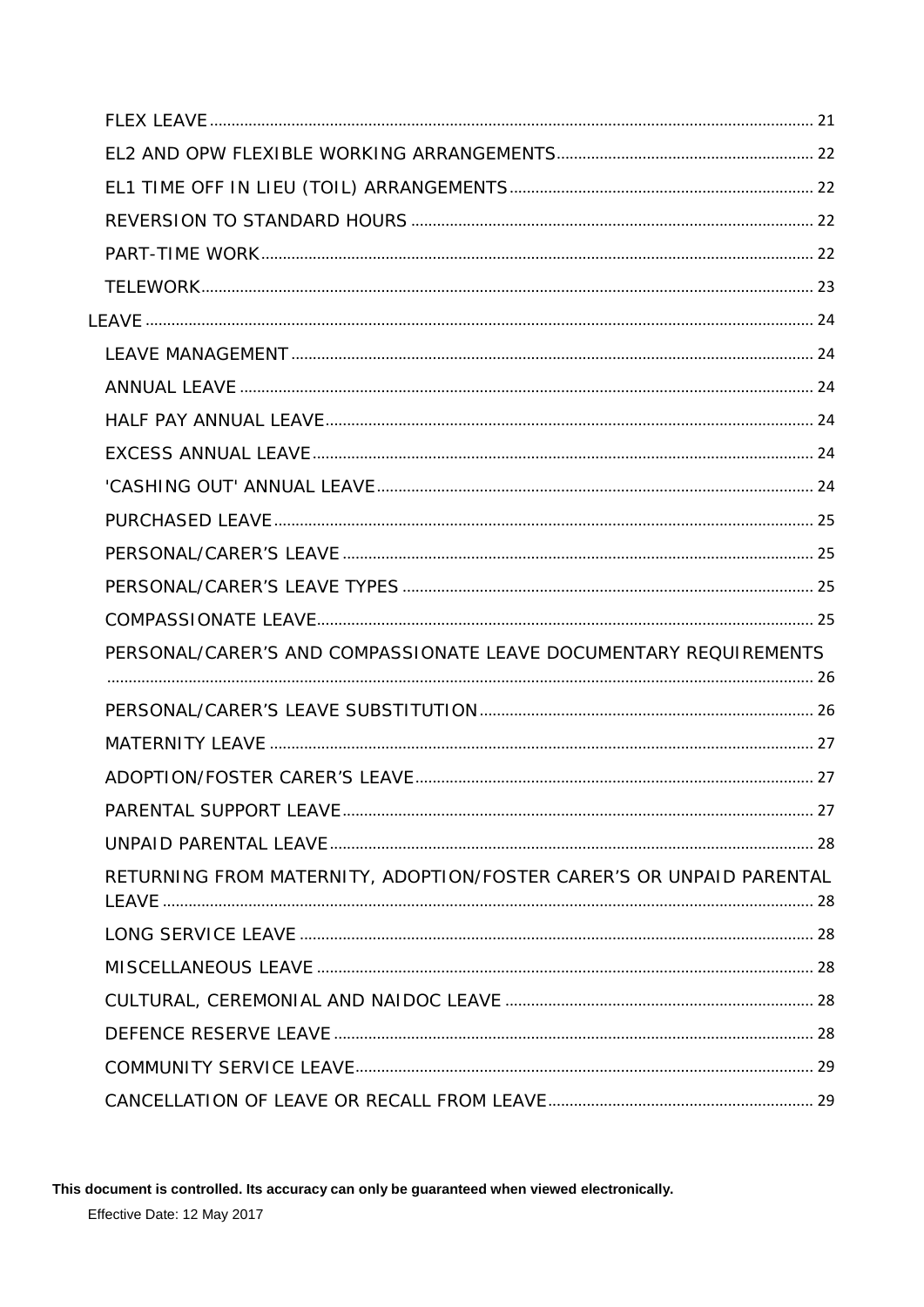FLEX LEAVE ........................................................................................................................... 21

EL2 AND OPW FLEXIBLE WORKING ARRANGEMENTS ........................................................... 22

EL1 TIME OFF IN LIEU (TOIL) ARRANGEMENTS ...................................................................... 22

REVERSION TO STANDARD HOURS ............................................................................................ 22

PART-TIME WORK ............................................................................................................................. 22

TELEWORK ............................................................................................................................................. 23

LEAVE ........................................................................................................................................................... 24

LEAVE MANAGEMENT ........................................................................................................................ 24

ANNUAL LEAVE .................................................................................................................................... 24

HALF PAY ANNUAL LEAVE ................................................................................................................ 24

EXCESS ANNUAL LEAVE ................................................................................................................... 24

'CASHING OUT' ANNUAL LEAVE ..................................................................................................... 24

PURCHASED LEAVE ............................................................................................................................ 25

PERSONAL/CARER'S LEAVE ............................................................................................................ 25

PERSONAL/CARER'S LEAVE TYPES .............................................................................................. 25

COMPASSIONATE LEAVE .................................................................................................................. 25

PERSONAL/CARER'S AND COMPASSIONATE LEAVE DOCUMENTARY REQUIREMENTS ................................................................................................................................................... 26

PERSONAL/CARER'S LEAVE SUBSTITUTION ............................................................................. 26

MATERNITY LEAVE ............................................................................................................................. 27

ADOPTION/FOSTER CARER'S LEAVE ............................................................................................ 27

PARENTAL SUPPORT LEAVE ............................................................................................................ 27

UNPAID PARENTAL LEAVE ............................................................................................................... 28

RETURNING FROM MATERNITY, ADOPTION/FOSTER CARER'S OR UNPAID PARENTAL LEAVE ...................................................................................................................................................... 28

LONG SERVICE LEAVE ....................................................................................................................... 28

MISCELLANEOUS LEAVE .................................................................................................................. 28

CULTURAL, CEREMONIAL AND NAIDOC LEAVE ....................................................................... 28

DEFENCE RESERVE LEAVE .............................................................................................................. 28

COMMUNITY SERVICE LEAVE .......................................................................................................... 29

CANCELLATION OF LEAVE OR RECALL FROM LEAVE ............................................................. 29

**This document is controlled. Its accuracy can only be guaranteed when viewed electronically.**

Effective Date: 12 May 2017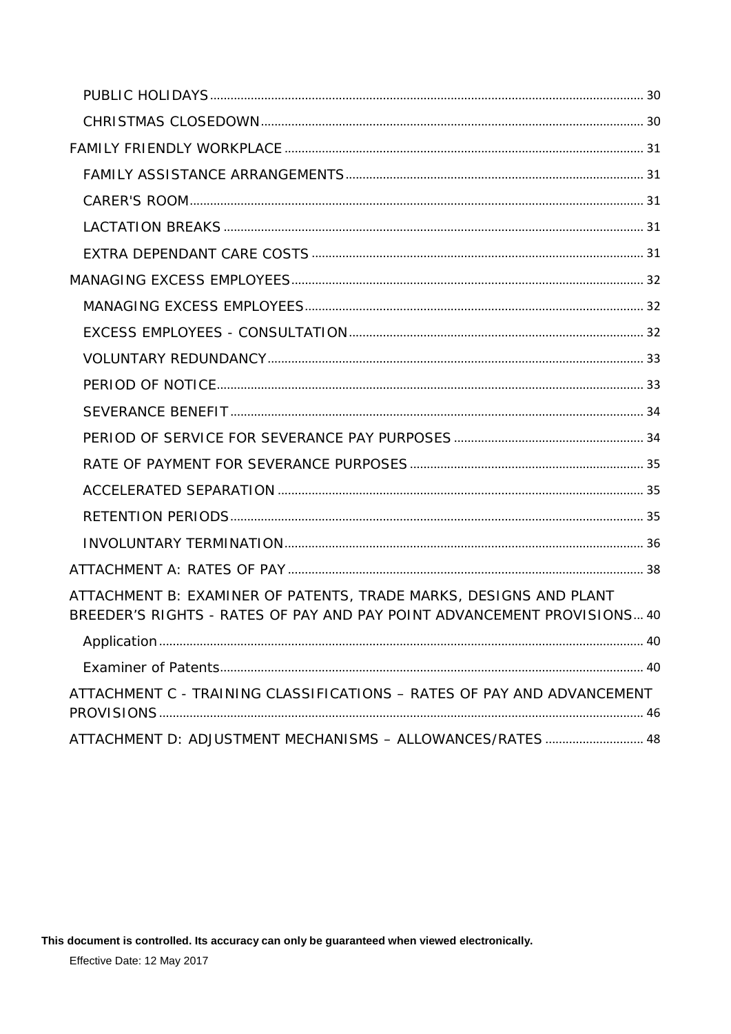- PUBLIC HOLIDAYS ........ 30
- CHRISTMAS CLOSEDOWN ........ 30

FAMILY FRIENDLY WORKPLACE ........ 31

- FAMILY ASSISTANCE ARRANGEMENTS ........ 31
- CARER'S ROOM ........ 31
- LACTATION BREAKS ........ 31
- EXTRA DEPENDANT CARE COSTS ........ 31

MANAGING EXCESS EMPLOYEES ........ 32

- MANAGING EXCESS EMPLOYEES ........ 32
- EXCESS EMPLOYEES - CONSULTATION ........ 32
- VOLUNTARY REDUNDANCY ........ 33
- PERIOD OF NOTICE ........ 33
- SEVERANCE BENEFIT ........ 34
- PERIOD OF SERVICE FOR SEVERANCE PAY PURPOSES ........ 34
- RATE OF PAYMENT FOR SEVERANCE PURPOSES ........ 35
- ACCELERATED SEPARATION ........ 35
- RETENTION PERIODS ........ 35
- INVOLUNTARY TERMINATION ........ 36

ATTACHMENT A: RATES OF PAY ........ 38

ATTACHMENT B: EXAMINER OF PATENTS, TRADE MARKS, DESIGNS AND PLANT BREEDER'S RIGHTS - RATES OF PAY AND PAY POINT ADVANCEMENT PROVISIONS ... 40

- Application ........ 40
- Examiner of Patents ........ 40

ATTACHMENT C - TRAINING CLASSIFICATIONS – RATES OF PAY AND ADVANCEMENT PROVISIONS ........ 46

ATTACHMENT D: ADJUSTMENT MECHANISMS – ALLOWANCES/RATES ........ 48

**This document is controlled. Its accuracy can only be guaranteed when viewed electronically.**

Effective Date: 12 May 2017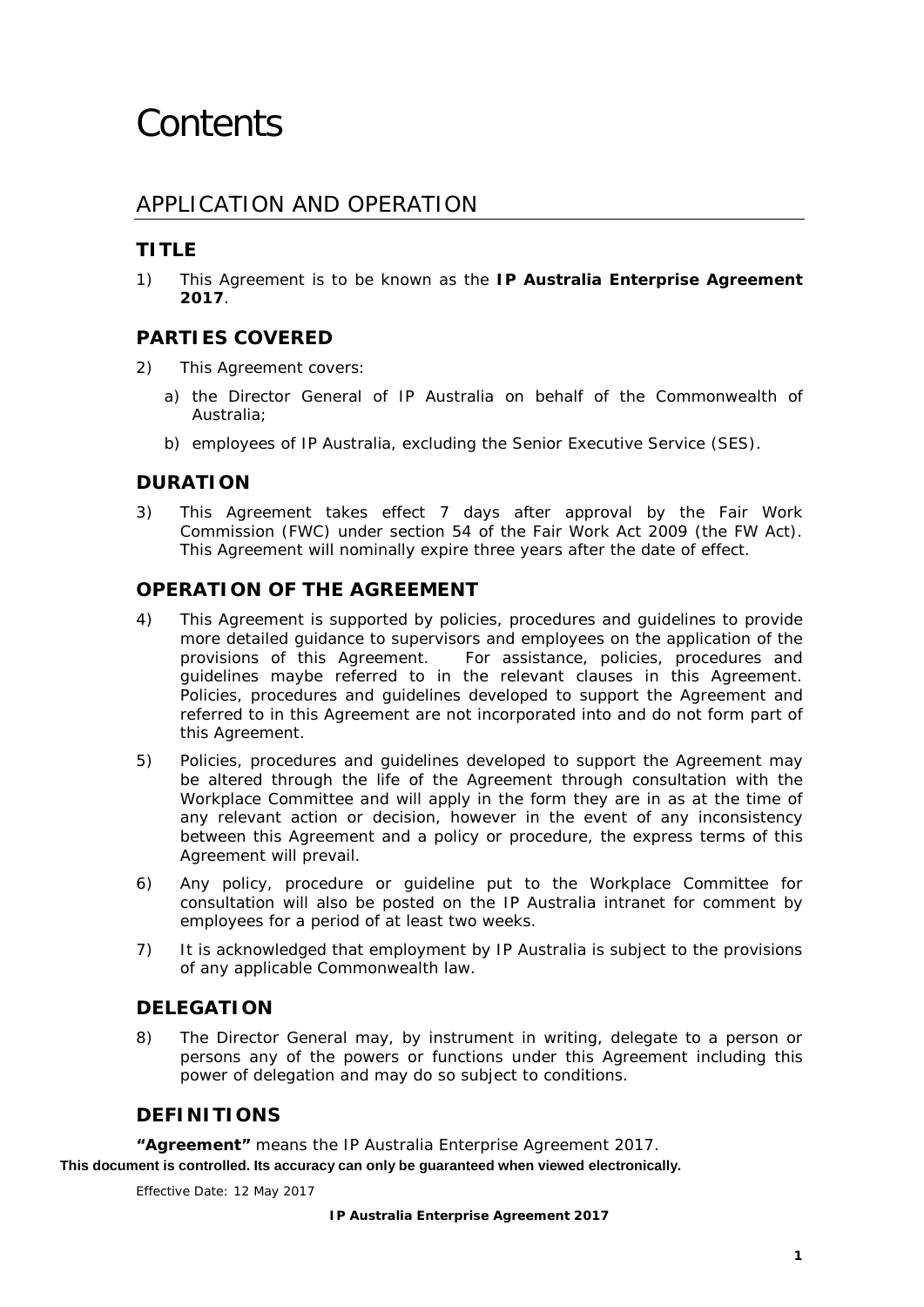# Contents

## APPLICATION AND OPERATION

### TITLE

1) This Agreement is to be known as the **IP Australia Enterprise Agreement 2017**.

### PARTIES COVERED

2) This Agreement covers:

   a) the Director General of IP Australia on behalf of the Commonwealth of Australia;

   b) employees of IP Australia, excluding the Senior Executive Service (SES).

### DURATION

3) This Agreement takes effect 7 days after approval by the Fair Work Commission (FWC) under section 54 of the Fair Work Act 2009 (the FW Act). This Agreement will nominally expire three years after the date of effect.

### OPERATION OF THE AGREEMENT

4) This Agreement is supported by policies, procedures and guidelines to provide more detailed guidance to supervisors and employees on the application of the provisions of this Agreement. For assistance, policies, procedures and guidelines maybe referred to in the relevant clauses in this Agreement. Policies, procedures and guidelines developed to support the Agreement and referred to in this Agreement are not incorporated into and do not form part of this Agreement.

5) Policies, procedures and guidelines developed to support the Agreement may be altered through the life of the Agreement through consultation with the Workplace Committee and will apply in the form they are in as at the time of any relevant action or decision, however in the event of any inconsistency between this Agreement and a policy or procedure, the express terms of this Agreement will prevail.

6) Any policy, procedure or guideline put to the Workplace Committee for consultation will also be posted on the IP Australia intranet for comment by employees for a period of at least two weeks.

7) It is acknowledged that employment by IP Australia is subject to the provisions of any applicable Commonwealth law.

### DELEGATION

8) The Director General may, by instrument in writing, delegate to a person or persons any of the powers or functions under this Agreement including this power of delegation and may do so subject to conditions.

### DEFINITIONS

**"Agreement"** means the IP Australia Enterprise Agreement 2017.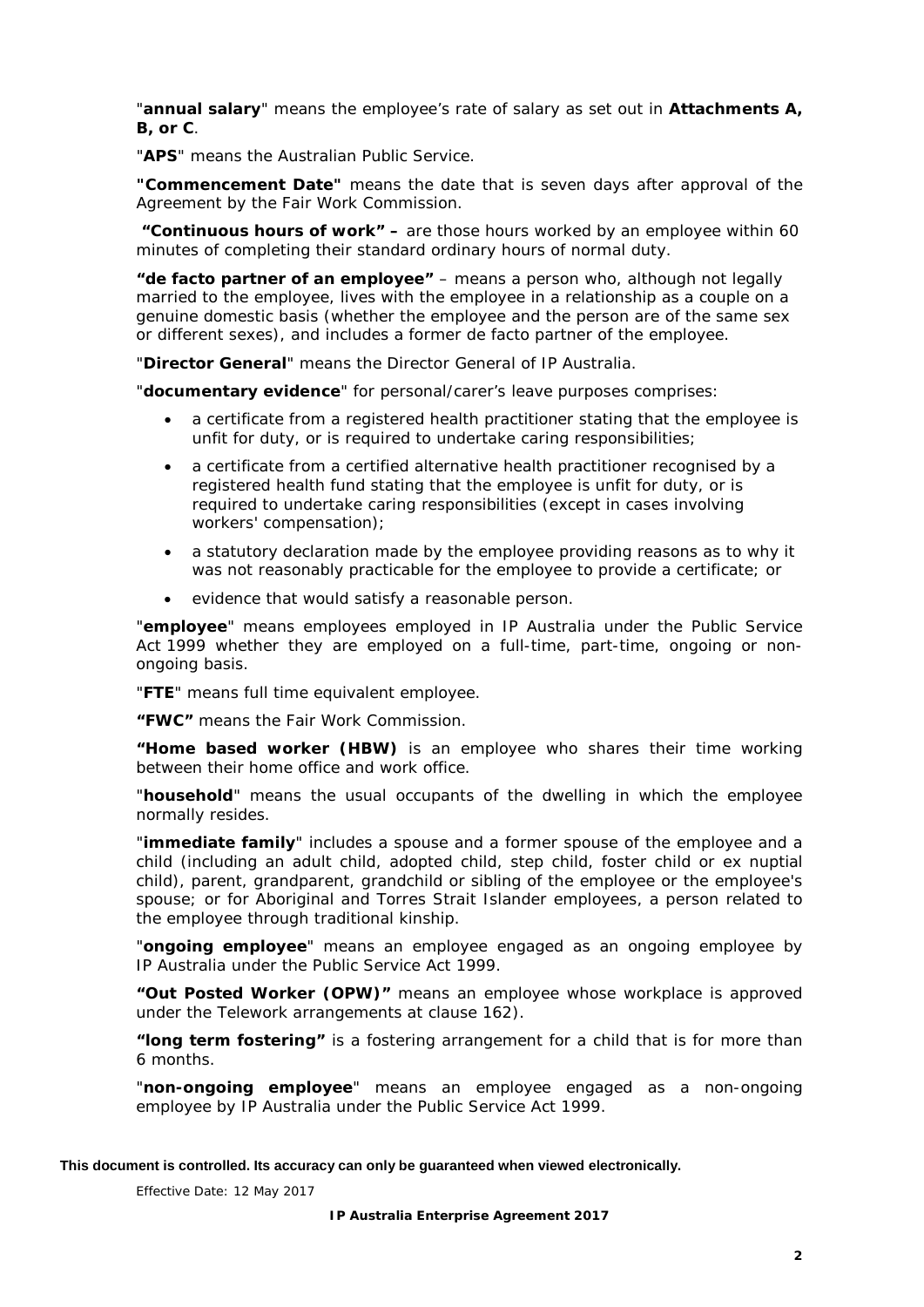"**annual salary**" means the employee's rate of salary as set out in **Attachments A, B, or C**.

"**APS**" means the Australian Public Service.

**"Commencement Date"** means the date that is seven days after approval of the Agreement by the Fair Work Commission.

**"Continuous hours of work" –** are those hours worked by an employee within 60 minutes of completing their standard ordinary hours of normal duty.

**"de facto partner of an employee"** – means a person who, although not legally married to the employee, lives with the employee in a relationship as a couple on a genuine domestic basis (whether the employee and the person are of the same sex or different sexes), and includes a former de facto partner of the employee.

"**Director General**" means the Director General of IP Australia.

"**documentary evidence**" for personal/carer's leave purposes comprises:

- a certificate from a registered health practitioner stating that the employee is unfit for duty, or is required to undertake caring responsibilities;
- a certificate from a certified alternative health practitioner recognised by a registered health fund stating that the employee is unfit for duty, or is required to undertake caring responsibilities (except in cases involving workers' compensation);
- a statutory declaration made by the employee providing reasons as to why it was not reasonably practicable for the employee to provide a certificate; or
- evidence that would satisfy a reasonable person.

"**employee**" means employees employed in IP Australia under the Public Service Act 1999 whether they are employed on a full-time, part-time, ongoing or non-ongoing basis.

"**FTE**" means full time equivalent employee.

**"FWC"** means the Fair Work Commission.

**"Home based worker (HBW)** is an employee who shares their time working between their home office and work office.

"**household**" means the usual occupants of the dwelling in which the employee normally resides.

"**immediate family**" includes a spouse and a former spouse of the employee and a child (including an adult child, adopted child, step child, foster child or ex nuptial child), parent, grandparent, grandchild or sibling of the employee or the employee's spouse; or for Aboriginal and Torres Strait Islander employees, a person related to the employee through traditional kinship.

"**ongoing employee**" means an employee engaged as an ongoing employee by IP Australia under the Public Service Act 1999.

**"Out Posted Worker (OPW)"** means an employee whose workplace is approved under the Telework arrangements at clause 162).

**"long term fostering"** is a fostering arrangement for a child that is for more than 6 months.

"**non-ongoing employee**" means an employee engaged as a non-ongoing employee by IP Australia under the Public Service Act 1999.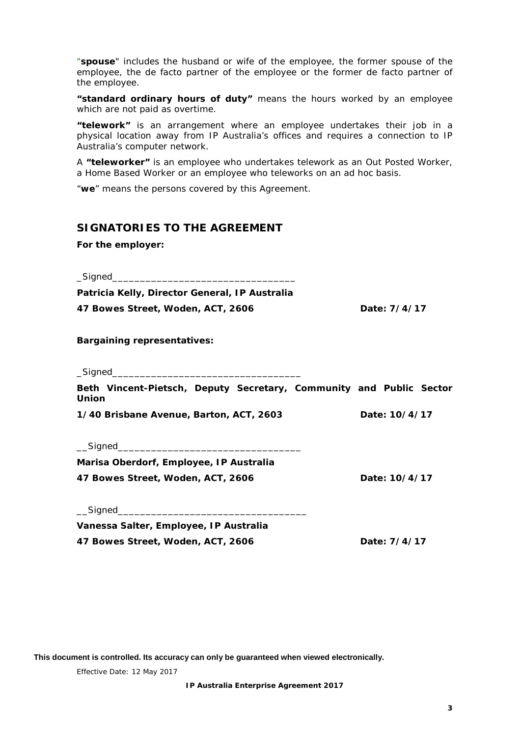"**spouse**" includes the husband or wife of the employee, the former spouse of the employee, the de facto partner of the employee or the former de facto partner of the employee.

**"standard ordinary hours of duty"** means the hours worked by an employee which are not paid as overtime.

**"telework"** is an arrangement where an employee undertakes their job in a physical location away from IP Australia's offices and requires a connection to IP Australia's computer network.

A **"teleworker"** is an employee who undertakes telework as an Out Posted Worker, a Home Based Worker or an employee who teleworks on an ad hoc basis.

"**we**" means the persons covered by this Agreement.

## SIGNATORIES TO THE AGREEMENT

**For the employer:**

_Signed_________________________________

**Patricia Kelly, Director General, IP Australia**

**47 Bowes Street, Woden, ACT, 2606** **Date: 7/4/17**

**Bargaining representatives:**

_Signed__________________________________

**Beth Vincent-Pietsch, Deputy Secretary, Community and Public Sector Union**

**1/40 Brisbane Avenue, Barton, ACT, 2603** **Date: 10/4/17**

__Signed________________________________

**Marisa Oberdorf, Employee, IP Australia**

**47 Bowes Street, Woden, ACT, 2606** **Date: 10/4/17**

__Signed__________________________________

**Vanessa Salter, Employee, IP Australia**

**47 Bowes Street, Woden, ACT, 2606** **Date: 7/4/17**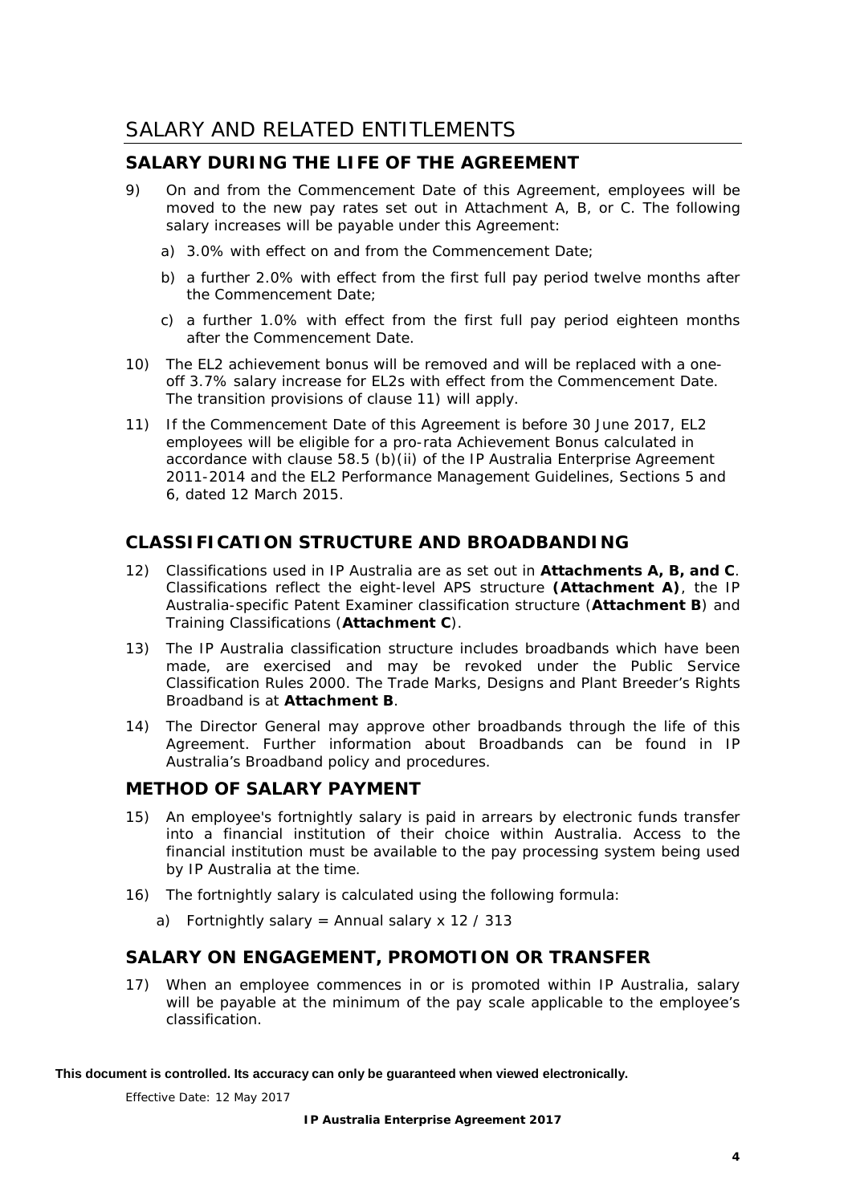# SALARY AND RELATED ENTITLEMENTS

## SALARY DURING THE LIFE OF THE AGREEMENT

9) On and from the Commencement Date of this Agreement, employees will be moved to the new pay rates set out in Attachment A, B, or C. The following salary increases will be payable under this Agreement:

   a) 3.0% with effect on and from the Commencement Date;

   b) a further 2.0% with effect from the first full pay period twelve months after the Commencement Date;

   c) a further 1.0% with effect from the first full pay period eighteen months after the Commencement Date.

10) The EL2 achievement bonus will be removed and will be replaced with a one-off 3.7% salary increase for EL2s with effect from the Commencement Date. The transition provisions of clause 11) will apply.

11) If the Commencement Date of this Agreement is before 30 June 2017, EL2 employees will be eligible for a pro-rata Achievement Bonus calculated in accordance with clause 58.5 (b)(ii) of the IP Australia Enterprise Agreement 2011-2014 and the EL2 Performance Management Guidelines, Sections 5 and 6, dated 12 March 2015.

## CLASSIFICATION STRUCTURE AND BROADBANDING

12) Classifications used in IP Australia are as set out in **Attachments A, B, and C**. Classifications reflect the eight-level APS structure **(Attachment A)**, the IP Australia-specific Patent Examiner classification structure (**Attachment B**) and Training Classifications (**Attachment C**).

13) The IP Australia classification structure includes broadbands which have been made, are exercised and may be revoked under the Public Service Classification Rules 2000. The Trade Marks, Designs and Plant Breeder's Rights Broadband is at **Attachment B**.

14) The Director General may approve other broadbands through the life of this Agreement. Further information about Broadbands can be found in IP Australia's Broadband policy and procedures.

## METHOD OF SALARY PAYMENT

15) An employee's fortnightly salary is paid in arrears by electronic funds transfer into a financial institution of their choice within Australia. Access to the financial institution must be available to the pay processing system being used by IP Australia at the time.

16) The fortnightly salary is calculated using the following formula:

   a) Fortnightly salary = Annual salary x 12 / 313

## SALARY ON ENGAGEMENT, PROMOTION OR TRANSFER

17) When an employee commences in or is promoted within IP Australia, salary will be payable at the minimum of the pay scale applicable to the employee's classification.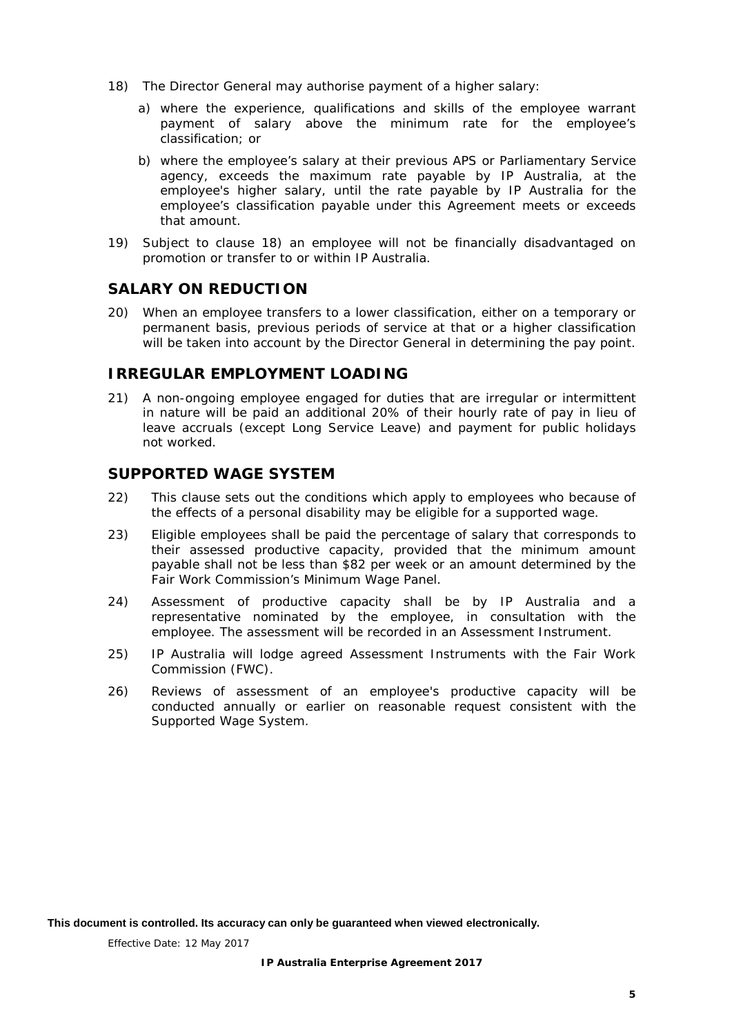18) The Director General may authorise payment of a higher salary:

   a) where the experience, qualifications and skills of the employee warrant payment of salary above the minimum rate for the employee's classification; or

   b) where the employee's salary at their previous APS or Parliamentary Service agency, exceeds the maximum rate payable by IP Australia, at the employee's higher salary, until the rate payable by IP Australia for the employee's classification payable under this Agreement meets or exceeds that amount.

19) Subject to clause 18) an employee will not be financially disadvantaged on promotion or transfer to or within IP Australia.

## SALARY ON REDUCTION

20) When an employee transfers to a lower classification, either on a temporary or permanent basis, previous periods of service at that or a higher classification will be taken into account by the Director General in determining the pay point.

## IRREGULAR EMPLOYMENT LOADING

21) A non-ongoing employee engaged for duties that are irregular or intermittent in nature will be paid an additional 20% of their hourly rate of pay in lieu of leave accruals (except Long Service Leave) and payment for public holidays not worked.

## SUPPORTED WAGE SYSTEM

22) This clause sets out the conditions which apply to employees who because of the effects of a personal disability may be eligible for a supported wage.

23) Eligible employees shall be paid the percentage of salary that corresponds to their assessed productive capacity, provided that the minimum amount payable shall not be less than $82 per week or an amount determined by the Fair Work Commission's Minimum Wage Panel.

24) Assessment of productive capacity shall be by IP Australia and a representative nominated by the employee, in consultation with the employee. The assessment will be recorded in an Assessment Instrument.

25) IP Australia will lodge agreed Assessment Instruments with the Fair Work Commission (FWC).

26) Reviews of assessment of an employee's productive capacity will be conducted annually or earlier on reasonable request consistent with the Supported Wage System.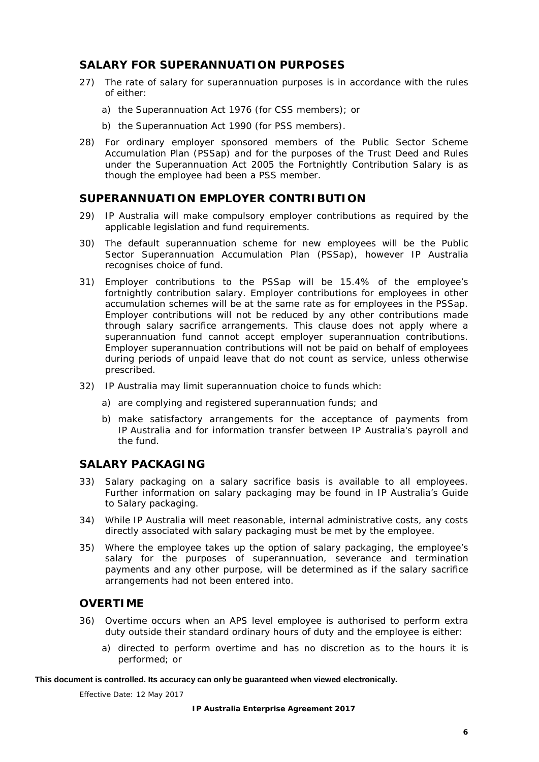## SALARY FOR SUPERANNUATION PURPOSES

27) The rate of salary for superannuation purposes is in accordance with the rules of either:

   a) the Superannuation Act 1976 (for CSS members); or

   b) the Superannuation Act 1990 (for PSS members).

28) For ordinary employer sponsored members of the Public Sector Scheme Accumulation Plan (PSSap) and for the purposes of the Trust Deed and Rules under the Superannuation Act 2005 the Fortnightly Contribution Salary is as though the employee had been a PSS member.

## SUPERANNUATION EMPLOYER CONTRIBUTION

29) IP Australia will make compulsory employer contributions as required by the applicable legislation and fund requirements.

30) The default superannuation scheme for new employees will be the Public Sector Superannuation Accumulation Plan (PSSap), however IP Australia recognises choice of fund.

31) Employer contributions to the PSSap will be 15.4% of the employee's fortnightly contribution salary. Employer contributions for employees in other accumulation schemes will be at the same rate as for employees in the PSSap. Employer contributions will not be reduced by any other contributions made through salary sacrifice arrangements. This clause does not apply where a superannuation fund cannot accept employer superannuation contributions. Employer superannuation contributions will not be paid on behalf of employees during periods of unpaid leave that do not count as service, unless otherwise prescribed.

32) IP Australia may limit superannuation choice to funds which:

   a) are complying and registered superannuation funds; and

   b) make satisfactory arrangements for the acceptance of payments from IP Australia and for information transfer between IP Australia's payroll and the fund.

## SALARY PACKAGING

33) Salary packaging on a salary sacrifice basis is available to all employees. Further information on salary packaging may be found in IP Australia's Guide to Salary packaging.

34) While IP Australia will meet reasonable, internal administrative costs, any costs directly associated with salary packaging must be met by the employee.

35) Where the employee takes up the option of salary packaging, the employee's salary for the purposes of superannuation, severance and termination payments and any other purpose, will be determined as if the salary sacrifice arrangements had not been entered into.

## OVERTIME

36) Overtime occurs when an APS level employee is authorised to perform extra duty outside their standard ordinary hours of duty and the employee is either:

   a) directed to perform overtime and has no discretion as to the hours it is performed; or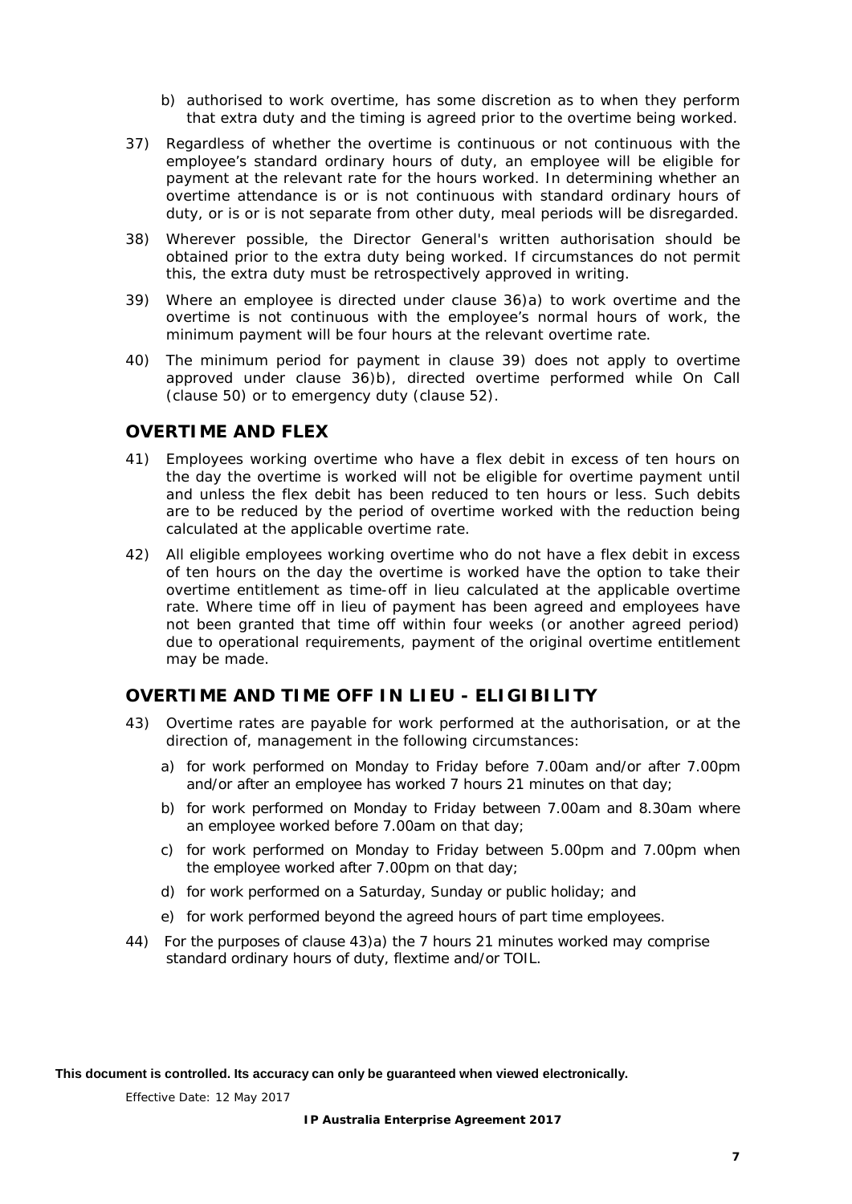b) authorised to work overtime, has some discretion as to when they perform that extra duty and the timing is agreed prior to the overtime being worked.

37) Regardless of whether the overtime is continuous or not continuous with the employee's standard ordinary hours of duty, an employee will be eligible for payment at the relevant rate for the hours worked. In determining whether an overtime attendance is or is not continuous with standard ordinary hours of duty, or is or is not separate from other duty, meal periods will be disregarded.

38) Wherever possible, the Director General's written authorisation should be obtained prior to the extra duty being worked. If circumstances do not permit this, the extra duty must be retrospectively approved in writing.

39) Where an employee is directed under clause 36)a) to work overtime and the overtime is not continuous with the employee's normal hours of work, the minimum payment will be four hours at the relevant overtime rate.

40) The minimum period for payment in clause 39) does not apply to overtime approved under clause 36)b), directed overtime performed while On Call (clause 50) or to emergency duty (clause 52).

## OVERTIME AND FLEX

41) Employees working overtime who have a flex debit in excess of ten hours on the day the overtime is worked will not be eligible for overtime payment until and unless the flex debit has been reduced to ten hours or less. Such debits are to be reduced by the period of overtime worked with the reduction being calculated at the applicable overtime rate.

42) All eligible employees working overtime who do not have a flex debit in excess of ten hours on the day the overtime is worked have the option to take their overtime entitlement as time-off in lieu calculated at the applicable overtime rate. Where time off in lieu of payment has been agreed and employees have not been granted that time off within four weeks (or another agreed period) due to operational requirements, payment of the original overtime entitlement may be made.

## OVERTIME AND TIME OFF IN LIEU - ELIGIBILITY

43) Overtime rates are payable for work performed at the authorisation, or at the direction of, management in the following circumstances:

   a) for work performed on Monday to Friday before 7.00am and/or after 7.00pm and/or after an employee has worked 7 hours 21 minutes on that day;

   b) for work performed on Monday to Friday between 7.00am and 8.30am where an employee worked before 7.00am on that day;

   c) for work performed on Monday to Friday between 5.00pm and 7.00pm when the employee worked after 7.00pm on that day;

   d) for work performed on a Saturday, Sunday or public holiday; and

   e) for work performed beyond the agreed hours of part time employees.

44) For the purposes of clause 43)a) the 7 hours 21 minutes worked may comprise standard ordinary hours of duty, flextime and/or TOIL.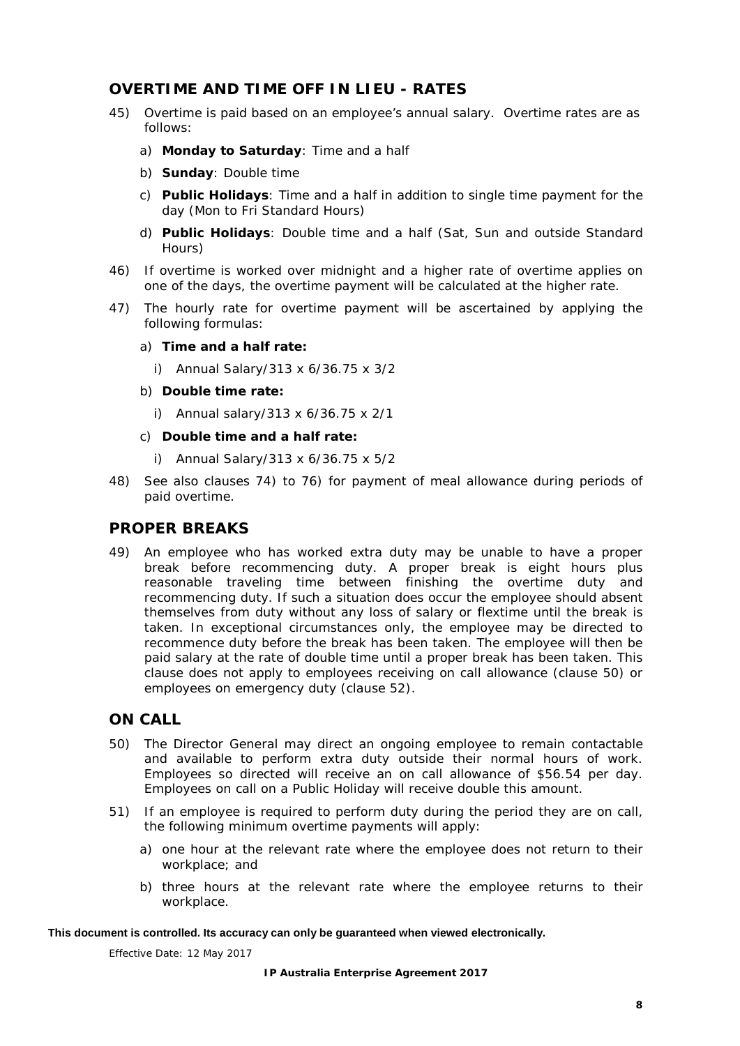## OVERTIME AND TIME OFF IN LIEU - RATES

45) Overtime is paid based on an employee's annual salary. Overtime rates are as follows:

   a) **Monday to Saturday**: Time and a half

   b) **Sunday**: Double time

   c) **Public Holidays**: Time and a half in addition to single time payment for the day (Mon to Fri Standard Hours)

   d) **Public Holidays**: Double time and a half (Sat, Sun and outside Standard Hours)

46) If overtime is worked over midnight and a higher rate of overtime applies on one of the days, the overtime payment will be calculated at the higher rate.

47) The hourly rate for overtime payment will be ascertained by applying the following formulas:

   a) **Time and a half rate:**

      i) Annual Salary/313 x 6/36.75 x 3/2

   b) **Double time rate:**

      i) Annual salary/313 x 6/36.75 x 2/1

   c) **Double time and a half rate:**

      i) Annual Salary/313 x 6/36.75 x 5/2

48) See also clauses 74) to 76) for payment of meal allowance during periods of paid overtime.

## PROPER BREAKS

49) An employee who has worked extra duty may be unable to have a proper break before recommencing duty. A proper break is eight hours plus reasonable traveling time between finishing the overtime duty and recommencing duty. If such a situation does occur the employee should absent themselves from duty without any loss of salary or flextime until the break is taken. In exceptional circumstances only, the employee may be directed to recommence duty before the break has been taken. The employee will then be paid salary at the rate of double time until a proper break has been taken. This clause does not apply to employees receiving on call allowance (clause 50) or employees on emergency duty (clause 52).

## ON CALL

50) The Director General may direct an ongoing employee to remain contactable and available to perform extra duty outside their normal hours of work. Employees so directed will receive an on call allowance of $56.54 per day. Employees on call on a Public Holiday will receive double this amount.

51) If an employee is required to perform duty during the period they are on call, the following minimum overtime payments will apply:

   a) one hour at the relevant rate where the employee does not return to their workplace; and

   b) three hours at the relevant rate where the employee returns to their workplace.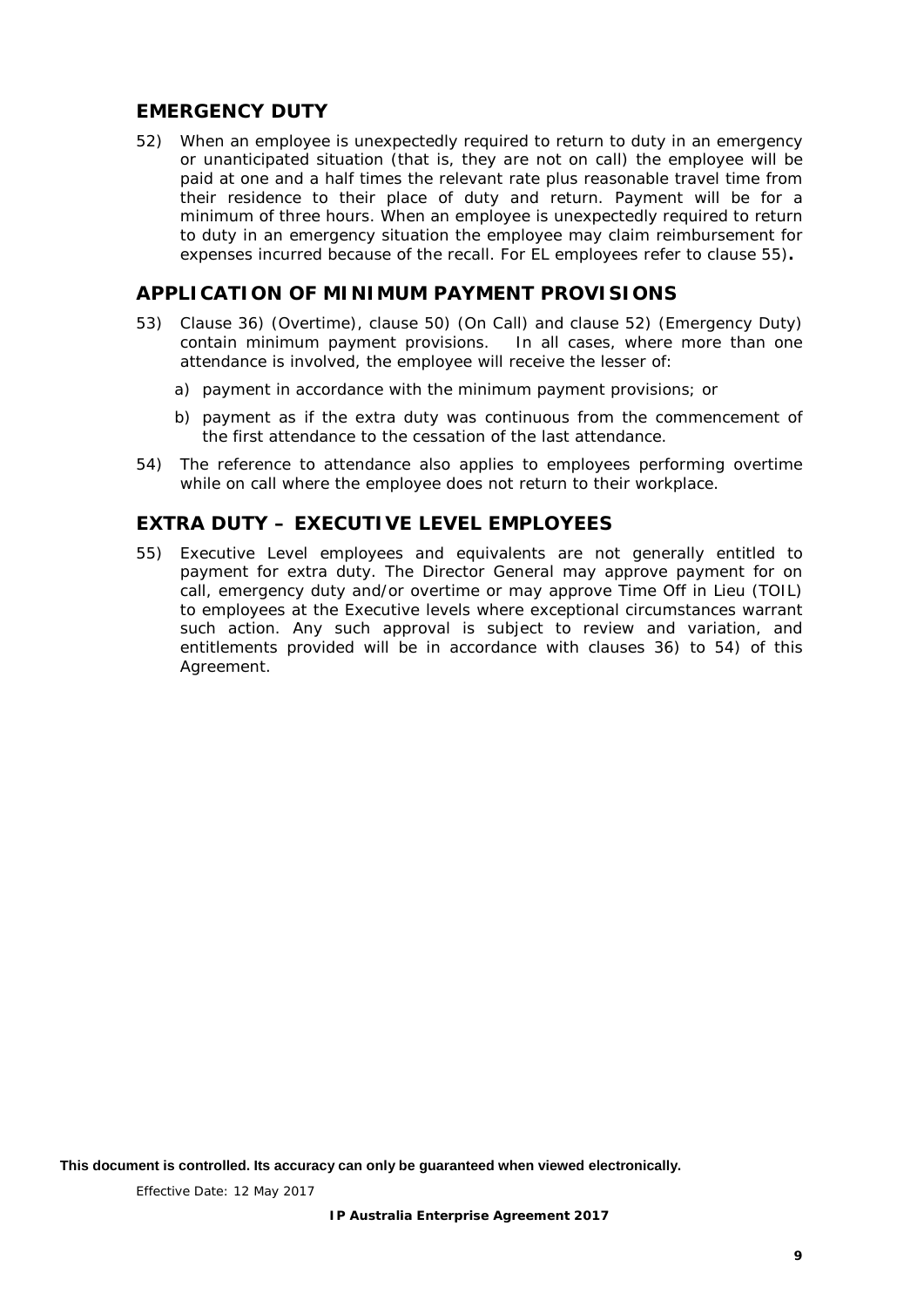## EMERGENCY DUTY

52) When an employee is unexpectedly required to return to duty in an emergency or unanticipated situation (that is, they are not on call) the employee will be paid at one and a half times the relevant rate plus reasonable travel time from their residence to their place of duty and return. Payment will be for a minimum of three hours. When an employee is unexpectedly required to return to duty in an emergency situation the employee may claim reimbursement for expenses incurred because of the recall. For EL employees refer to clause 55)**.**

## APPLICATION OF MINIMUM PAYMENT PROVISIONS

53) Clause 36) (Overtime), clause 50) (On Call) and clause 52) (Emergency Duty) contain minimum payment provisions. In all cases, where more than one attendance is involved, the employee will receive the lesser of:

   a) payment in accordance with the minimum payment provisions; or

   b) payment as if the extra duty was continuous from the commencement of the first attendance to the cessation of the last attendance.

54) The reference to attendance also applies to employees performing overtime while on call where the employee does not return to their workplace.

## EXTRA DUTY – EXECUTIVE LEVEL EMPLOYEES

55) Executive Level employees and equivalents are not generally entitled to payment for extra duty. The Director General may approve payment for on call, emergency duty and/or overtime or may approve Time Off in Lieu (TOIL) to employees at the Executive levels where exceptional circumstances warrant such action. Any such approval is subject to review and variation, and entitlements provided will be in accordance with clauses 36) to 54) of this Agreement.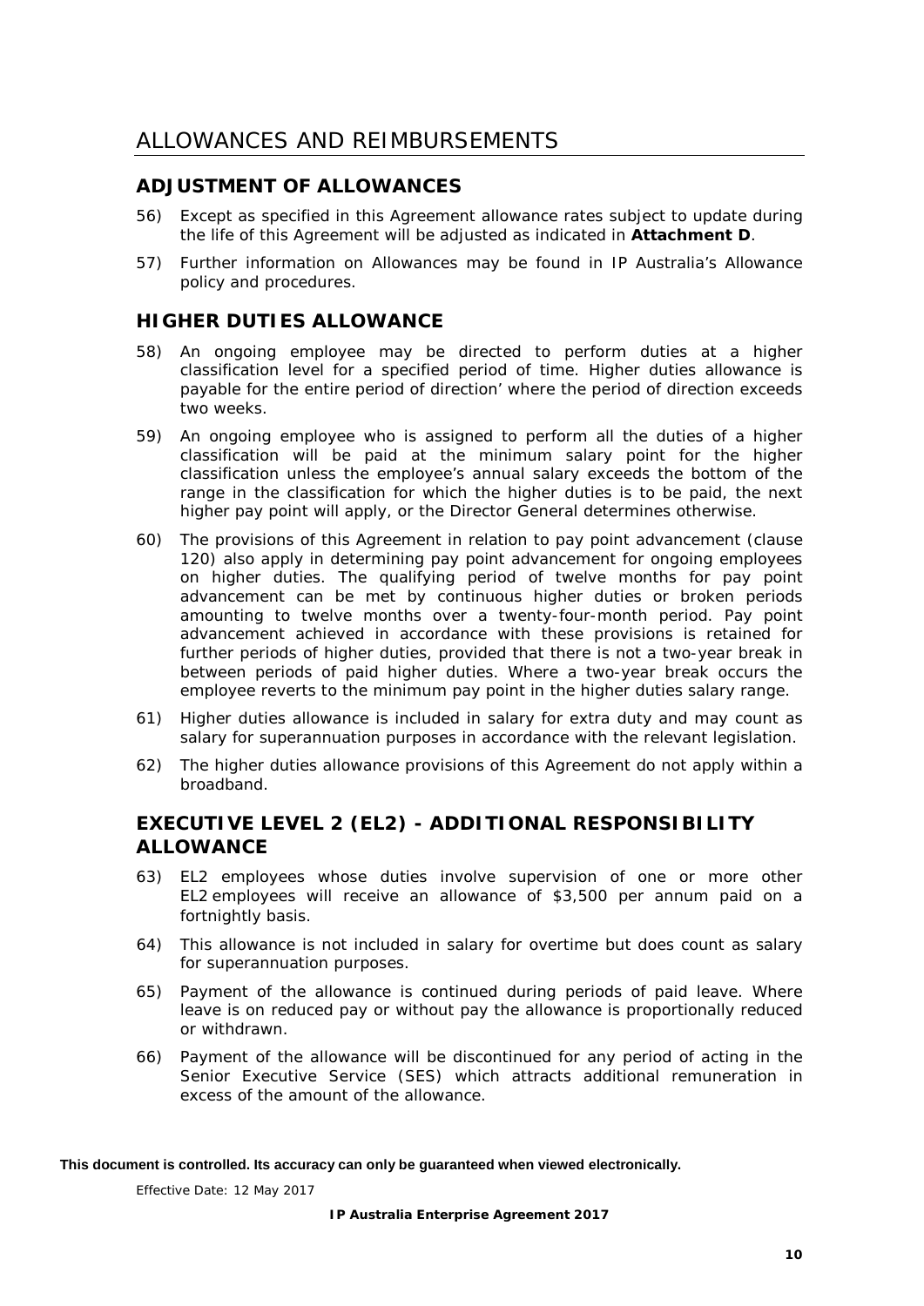# ALLOWANCES AND REIMBURSEMENTS

## ADJUSTMENT OF ALLOWANCES

56) Except as specified in this Agreement allowance rates subject to update during the life of this Agreement will be adjusted as indicated in **Attachment D**.

57) Further information on Allowances may be found in IP Australia's Allowance policy and procedures.

## HIGHER DUTIES ALLOWANCE

58) An ongoing employee may be directed to perform duties at a higher classification level for a specified period of time. Higher duties allowance is payable for the entire period of direction' where the period of direction exceeds two weeks.

59) An ongoing employee who is assigned to perform all the duties of a higher classification will be paid at the minimum salary point for the higher classification unless the employee's annual salary exceeds the bottom of the range in the classification for which the higher duties is to be paid, the next higher pay point will apply, or the Director General determines otherwise.

60) The provisions of this Agreement in relation to pay point advancement (clause 120) also apply in determining pay point advancement for ongoing employees on higher duties. The qualifying period of twelve months for pay point advancement can be met by continuous higher duties or broken periods amounting to twelve months over a twenty-four-month period. Pay point advancement achieved in accordance with these provisions is retained for further periods of higher duties, provided that there is not a two-year break in between periods of paid higher duties. Where a two-year break occurs the employee reverts to the minimum pay point in the higher duties salary range.

61) Higher duties allowance is included in salary for extra duty and may count as salary for superannuation purposes in accordance with the relevant legislation.

62) The higher duties allowance provisions of this Agreement do not apply within a broadband.

## EXECUTIVE LEVEL 2 (EL2) - ADDITIONAL RESPONSIBILITY ALLOWANCE

63) EL2 employees whose duties involve supervision of one or more other EL2 employees will receive an allowance of $3,500 per annum paid on a fortnightly basis.

64) This allowance is not included in salary for overtime but does count as salary for superannuation purposes.

65) Payment of the allowance is continued during periods of paid leave. Where leave is on reduced pay or without pay the allowance is proportionally reduced or withdrawn.

66) Payment of the allowance will be discontinued for any period of acting in the Senior Executive Service (SES) which attracts additional remuneration in excess of the amount of the allowance.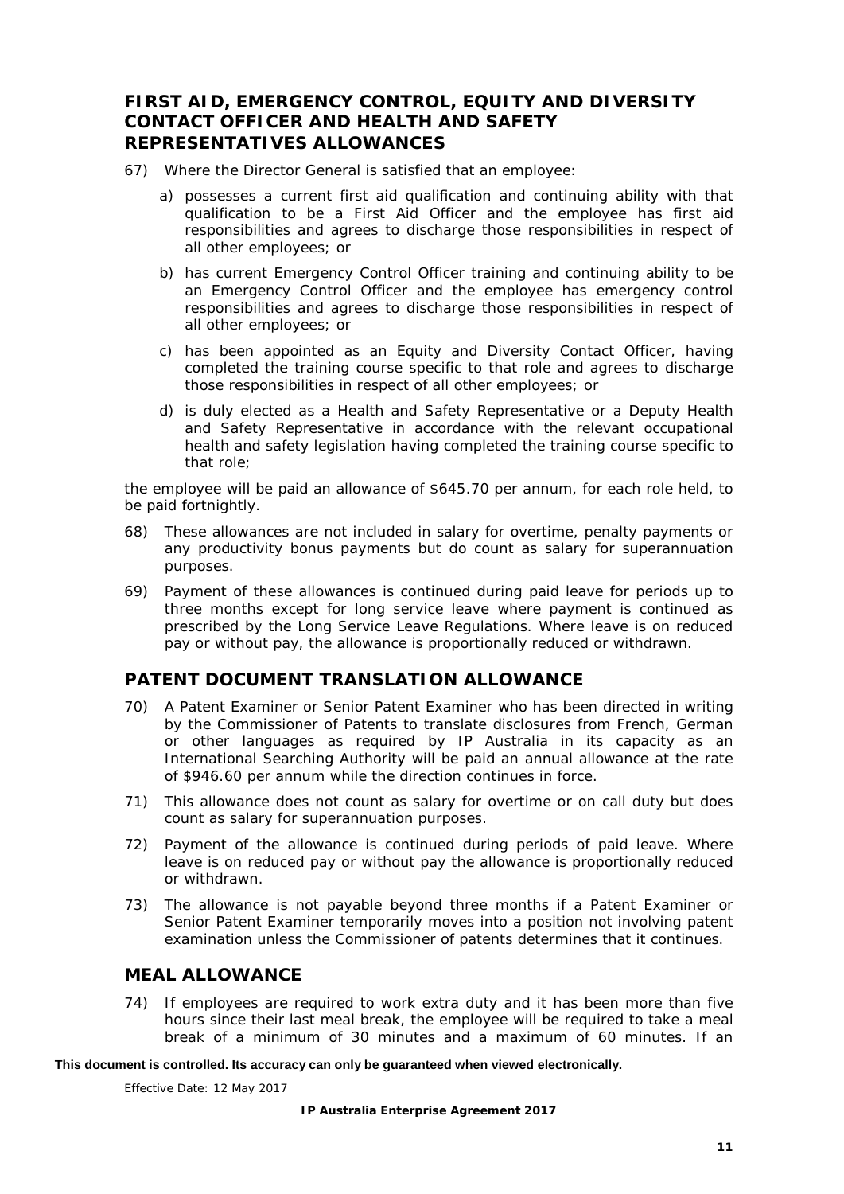## FIRST AID, EMERGENCY CONTROL, EQUITY AND DIVERSITY CONTACT OFFICER AND HEALTH AND SAFETY REPRESENTATIVES ALLOWANCES

67) Where the Director General is satisfied that an employee:

   a) possesses a current first aid qualification and continuing ability with that qualification to be a First Aid Officer and the employee has first aid responsibilities and agrees to discharge those responsibilities in respect of all other employees; or

   b) has current Emergency Control Officer training and continuing ability to be an Emergency Control Officer and the employee has emergency control responsibilities and agrees to discharge those responsibilities in respect of all other employees; or

   c) has been appointed as an Equity and Diversity Contact Officer, having completed the training course specific to that role and agrees to discharge those responsibilities in respect of all other employees; or

   d) is duly elected as a Health and Safety Representative or a Deputy Health and Safety Representative in accordance with the relevant occupational health and safety legislation having completed the training course specific to that role;

the employee will be paid an allowance of $645.70 per annum, for each role held, to be paid fortnightly.

68) These allowances are not included in salary for overtime, penalty payments or any productivity bonus payments but do count as salary for superannuation purposes.

69) Payment of these allowances is continued during paid leave for periods up to three months except for long service leave where payment is continued as prescribed by the Long Service Leave Regulations. Where leave is on reduced pay or without pay, the allowance is proportionally reduced or withdrawn.

## PATENT DOCUMENT TRANSLATION ALLOWANCE

70) A Patent Examiner or Senior Patent Examiner who has been directed in writing by the Commissioner of Patents to translate disclosures from French, German or other languages as required by IP Australia in its capacity as an International Searching Authority will be paid an annual allowance at the rate of $946.60 per annum while the direction continues in force.

71) This allowance does not count as salary for overtime or on call duty but does count as salary for superannuation purposes.

72) Payment of the allowance is continued during periods of paid leave. Where leave is on reduced pay or without pay the allowance is proportionally reduced or withdrawn.

73) The allowance is not payable beyond three months if a Patent Examiner or Senior Patent Examiner temporarily moves into a position not involving patent examination unless the Commissioner of patents determines that it continues.

## MEAL ALLOWANCE

74) If employees are required to work extra duty and it has been more than five hours since their last meal break, the employee will be required to take a meal break of a minimum of 30 minutes and a maximum of 60 minutes. If an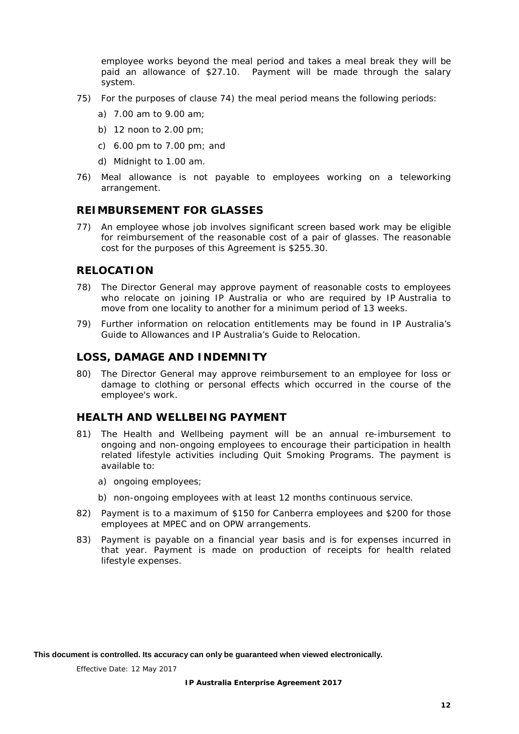employee works beyond the meal period and takes a meal break they will be paid an allowance of $27.10. Payment will be made through the salary system.

75) For the purposes of clause 74) the meal period means the following periods:

   a) 7.00 am to 9.00 am;

   b) 12 noon to 2.00 pm;

   c) 6.00 pm to 7.00 pm; and

   d) Midnight to 1.00 am.

76) Meal allowance is not payable to employees working on a teleworking arrangement.

## REIMBURSEMENT FOR GLASSES

77) An employee whose job involves significant screen based work may be eligible for reimbursement of the reasonable cost of a pair of glasses. The reasonable cost for the purposes of this Agreement is $255.30.

## RELOCATION

78) The Director General may approve payment of reasonable costs to employees who relocate on joining IP Australia or who are required by IP Australia to move from one locality to another for a minimum period of 13 weeks.

79) Further information on relocation entitlements may be found in IP Australia's Guide to Allowances and IP Australia's Guide to Relocation.

## LOSS, DAMAGE AND INDEMNITY

80) The Director General may approve reimbursement to an employee for loss or damage to clothing or personal effects which occurred in the course of the employee's work.

## HEALTH AND WELLBEING PAYMENT

81) The Health and Wellbeing payment will be an annual re-imbursement to ongoing and non-ongoing employees to encourage their participation in health related lifestyle activities including Quit Smoking Programs. The payment is available to:

   a) ongoing employees;

   b) non-ongoing employees with at least 12 months continuous service.

82) Payment is to a maximum of $150 for Canberra employees and $200 for those employees at MPEC and on OPW arrangements.

83) Payment is payable on a financial year basis and is for expenses incurred in that year. Payment is made on production of receipts for health related lifestyle expenses.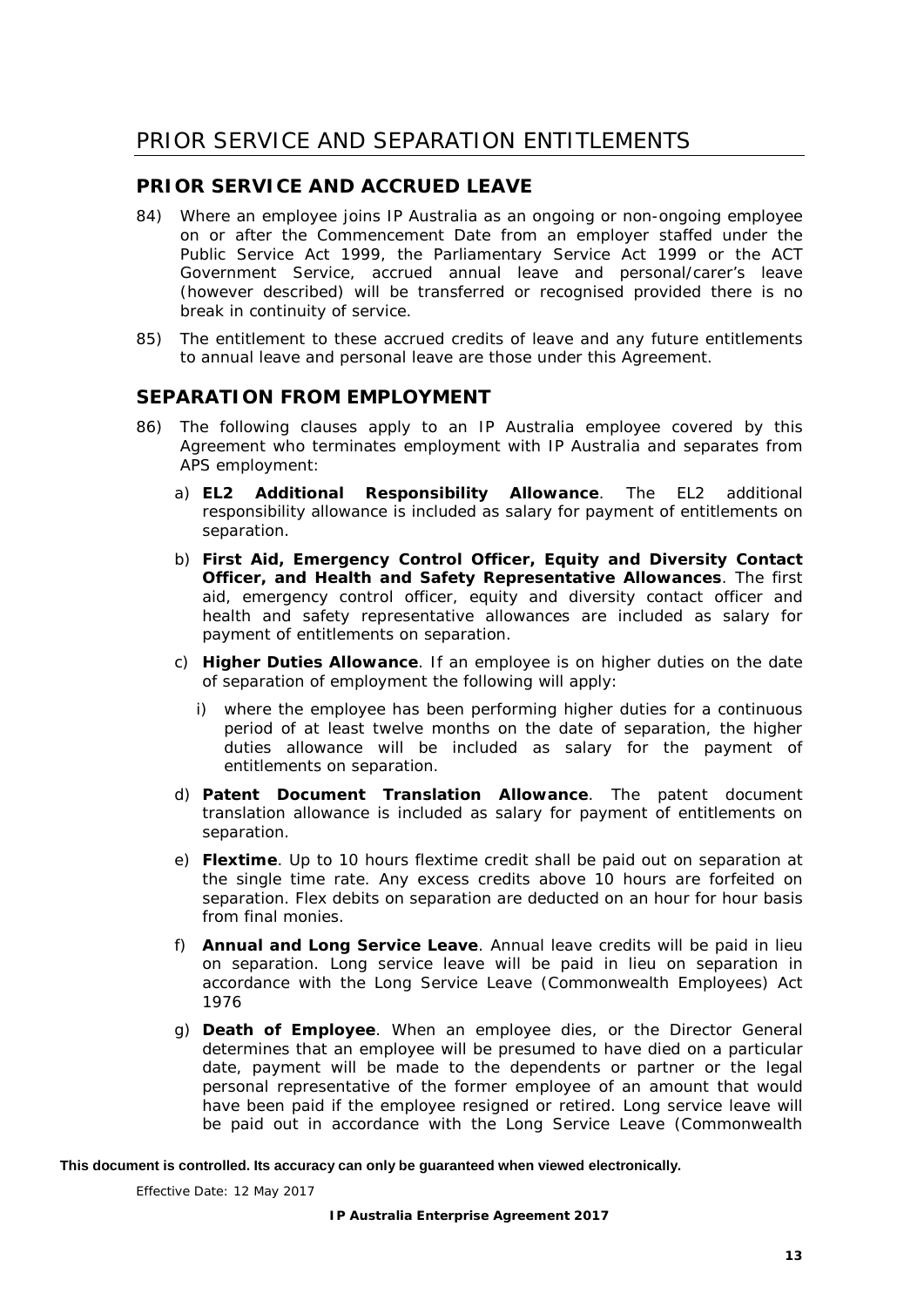# PRIOR SERVICE AND SEPARATION ENTITLEMENTS

## PRIOR SERVICE AND ACCRUED LEAVE

84) Where an employee joins IP Australia as an ongoing or non-ongoing employee on or after the Commencement Date from an employer staffed under the Public Service Act 1999, the Parliamentary Service Act 1999 or the ACT Government Service, accrued annual leave and personal/carer's leave (however described) will be transferred or recognised provided there is no break in continuity of service.

85) The entitlement to these accrued credits of leave and any future entitlements to annual leave and personal leave are those under this Agreement.

## SEPARATION FROM EMPLOYMENT

86) The following clauses apply to an IP Australia employee covered by this Agreement who terminates employment with IP Australia and separates from APS employment:

   a) **EL2 Additional Responsibility Allowance**. The EL2 additional responsibility allowance is included as salary for payment of entitlements on separation.

   b) **First Aid, Emergency Control Officer, Equity and Diversity Contact Officer, and Health and Safety Representative Allowances**. The first aid, emergency control officer, equity and diversity contact officer and health and safety representative allowances are included as salary for payment of entitlements on separation.

   c) **Higher Duties Allowance**. If an employee is on higher duties on the date of separation of employment the following will apply:

      i) where the employee has been performing higher duties for a continuous period of at least twelve months on the date of separation, the higher duties allowance will be included as salary for the payment of entitlements on separation.

   d) **Patent Document Translation Allowance**. The patent document translation allowance is included as salary for payment of entitlements on separation.

   e) **Flextime**. Up to 10 hours flextime credit shall be paid out on separation at the single time rate. Any excess credits above 10 hours are forfeited on separation. Flex debits on separation are deducted on an hour for hour basis from final monies.

   f) **Annual and Long Service Leave**. Annual leave credits will be paid in lieu on separation. Long service leave will be paid in lieu on separation in accordance with the Long Service Leave (Commonwealth Employees) Act 1976

   g) **Death of Employee**. When an employee dies, or the Director General determines that an employee will be presumed to have died on a particular date, payment will be made to the dependents or partner or the legal personal representative of the former employee of an amount that would have been paid if the employee resigned or retired. Long service leave will be paid out in accordance with the Long Service Leave (Commonwealth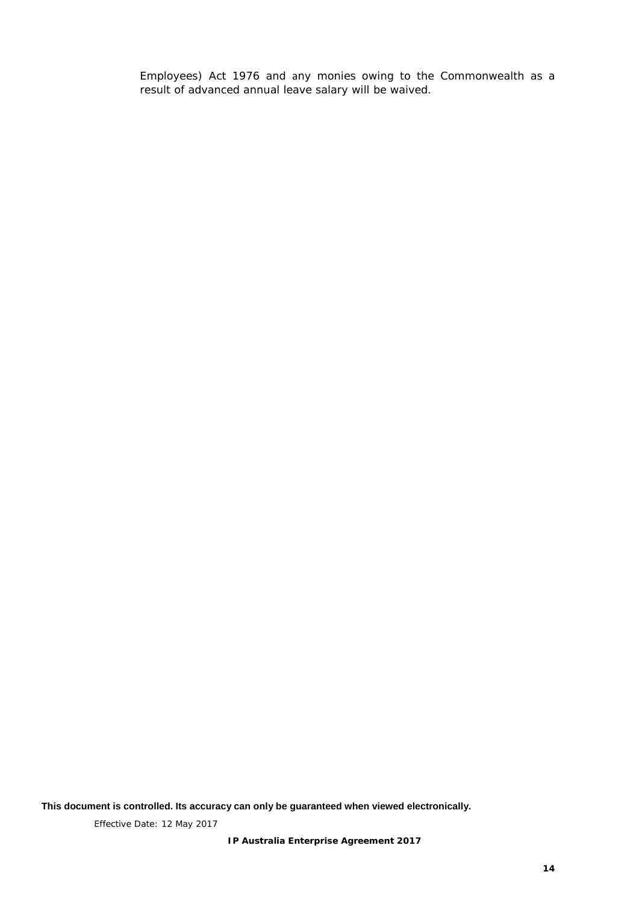Employees) Act 1976 and any monies owing to the Commonwealth as a result of advanced annual leave salary will be waived.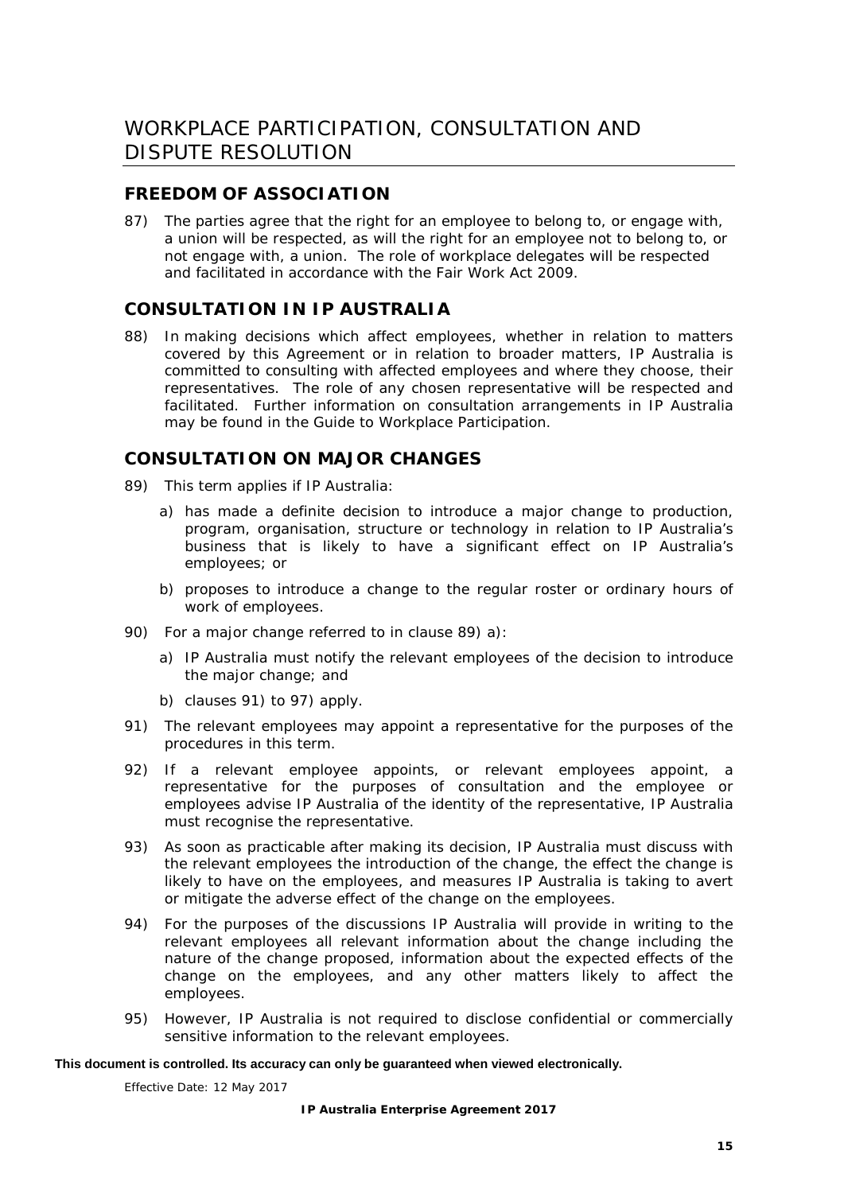# WORKPLACE PARTICIPATION, CONSULTATION AND DISPUTE RESOLUTION

## FREEDOM OF ASSOCIATION

87) The parties agree that the right for an employee to belong to, or engage with, a union will be respected, as will the right for an employee not to belong to, or not engage with, a union. The role of workplace delegates will be respected and facilitated in accordance with the Fair Work Act 2009.

## CONSULTATION IN IP AUSTRALIA

88) In making decisions which affect employees, whether in relation to matters covered by this Agreement or in relation to broader matters, IP Australia is committed to consulting with affected employees and where they choose, their representatives. The role of any chosen representative will be respected and facilitated. Further information on consultation arrangements in IP Australia may be found in the Guide to Workplace Participation.

## CONSULTATION ON MAJOR CHANGES

89) This term applies if IP Australia:

   a) has made a definite decision to introduce a major change to production, program, organisation, structure or technology in relation to IP Australia's business that is likely to have a significant effect on IP Australia's employees; or

   b) proposes to introduce a change to the regular roster or ordinary hours of work of employees.

90) For a major change referred to in clause 89) a):

   a) IP Australia must notify the relevant employees of the decision to introduce the major change; and

   b) clauses 91) to 97) apply.

91) The relevant employees may appoint a representative for the purposes of the procedures in this term.

92) If a relevant employee appoints, or relevant employees appoint, a representative for the purposes of consultation and the employee or employees advise IP Australia of the identity of the representative, IP Australia must recognise the representative.

93) As soon as practicable after making its decision, IP Australia must discuss with the relevant employees the introduction of the change, the effect the change is likely to have on the employees, and measures IP Australia is taking to avert or mitigate the adverse effect of the change on the employees.

94) For the purposes of the discussions IP Australia will provide in writing to the relevant employees all relevant information about the change including the nature of the change proposed, information about the expected effects of the change on the employees, and any other matters likely to affect the employees.

95) However, IP Australia is not required to disclose confidential or commercially sensitive information to the relevant employees.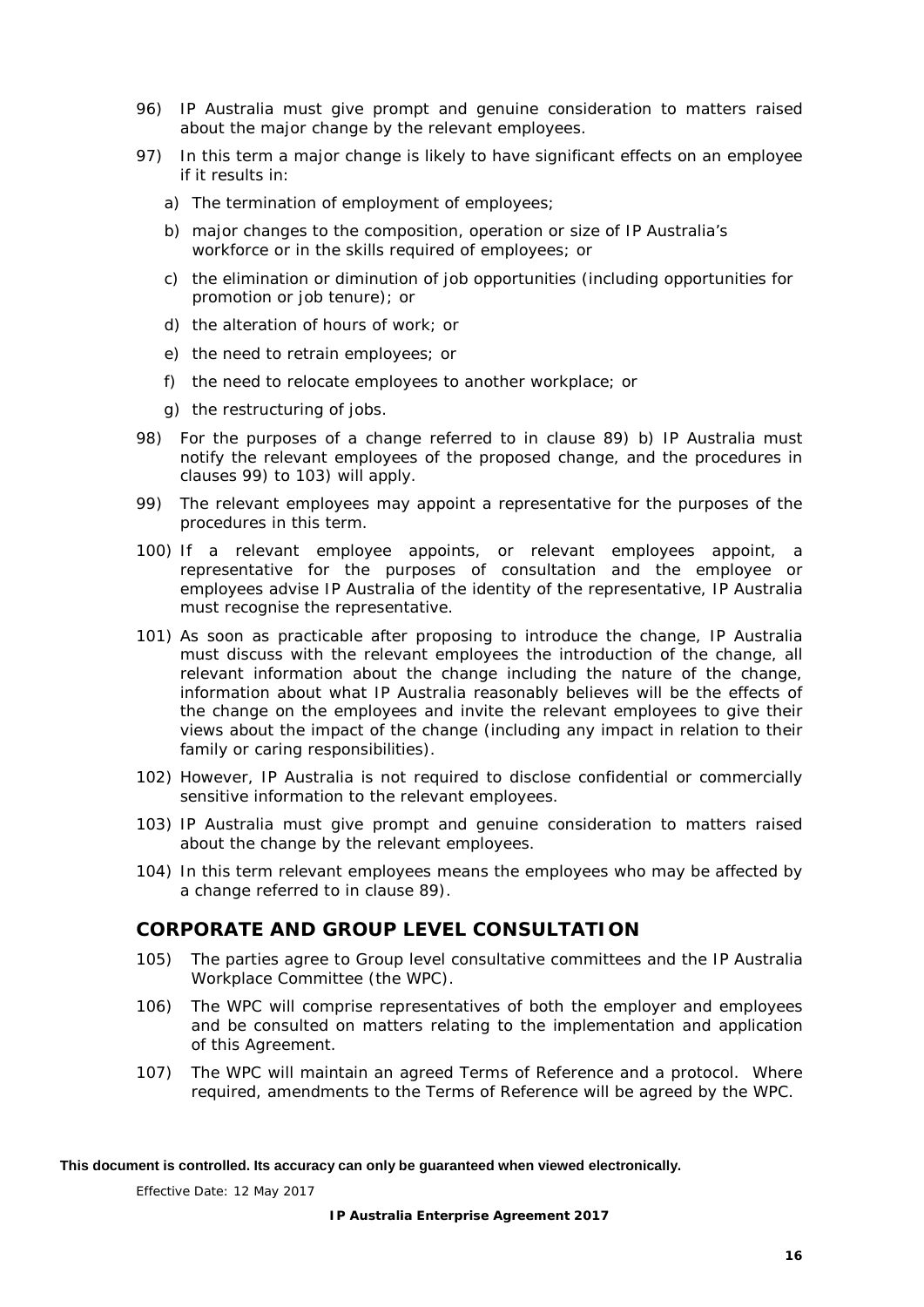96) IP Australia must give prompt and genuine consideration to matters raised about the major change by the relevant employees.

97) In this term a major change is likely to have significant effects on an employee if it results in:

   a) The termination of employment of employees;

   b) major changes to the composition, operation or size of IP Australia's workforce or in the skills required of employees; or

   c) the elimination or diminution of job opportunities (including opportunities for promotion or job tenure); or

   d) the alteration of hours of work; or

   e) the need to retrain employees; or

   f) the need to relocate employees to another workplace; or

   g) the restructuring of jobs.

98) For the purposes of a change referred to in clause 89) b) IP Australia must notify the relevant employees of the proposed change, and the procedures in clauses 99) to 103) will apply.

99) The relevant employees may appoint a representative for the purposes of the procedures in this term.

100) If a relevant employee appoints, or relevant employees appoint, a representative for the purposes of consultation and the employee or employees advise IP Australia of the identity of the representative, IP Australia must recognise the representative.

101) As soon as practicable after proposing to introduce the change, IP Australia must discuss with the relevant employees the introduction of the change, all relevant information about the change including the nature of the change, information about what IP Australia reasonably believes will be the effects of the change on the employees and invite the relevant employees to give their views about the impact of the change (including any impact in relation to their family or caring responsibilities).

102) However, IP Australia is not required to disclose confidential or commercially sensitive information to the relevant employees.

103) IP Australia must give prompt and genuine consideration to matters raised about the change by the relevant employees.

104) In this term relevant employees means the employees who may be affected by a change referred to in clause 89).

## CORPORATE AND GROUP LEVEL CONSULTATION

105) The parties agree to Group level consultative committees and the IP Australia Workplace Committee (the WPC).

106) The WPC will comprise representatives of both the employer and employees and be consulted on matters relating to the implementation and application of this Agreement.

107) The WPC will maintain an agreed Terms of Reference and a protocol. Where required, amendments to the Terms of Reference will be agreed by the WPC.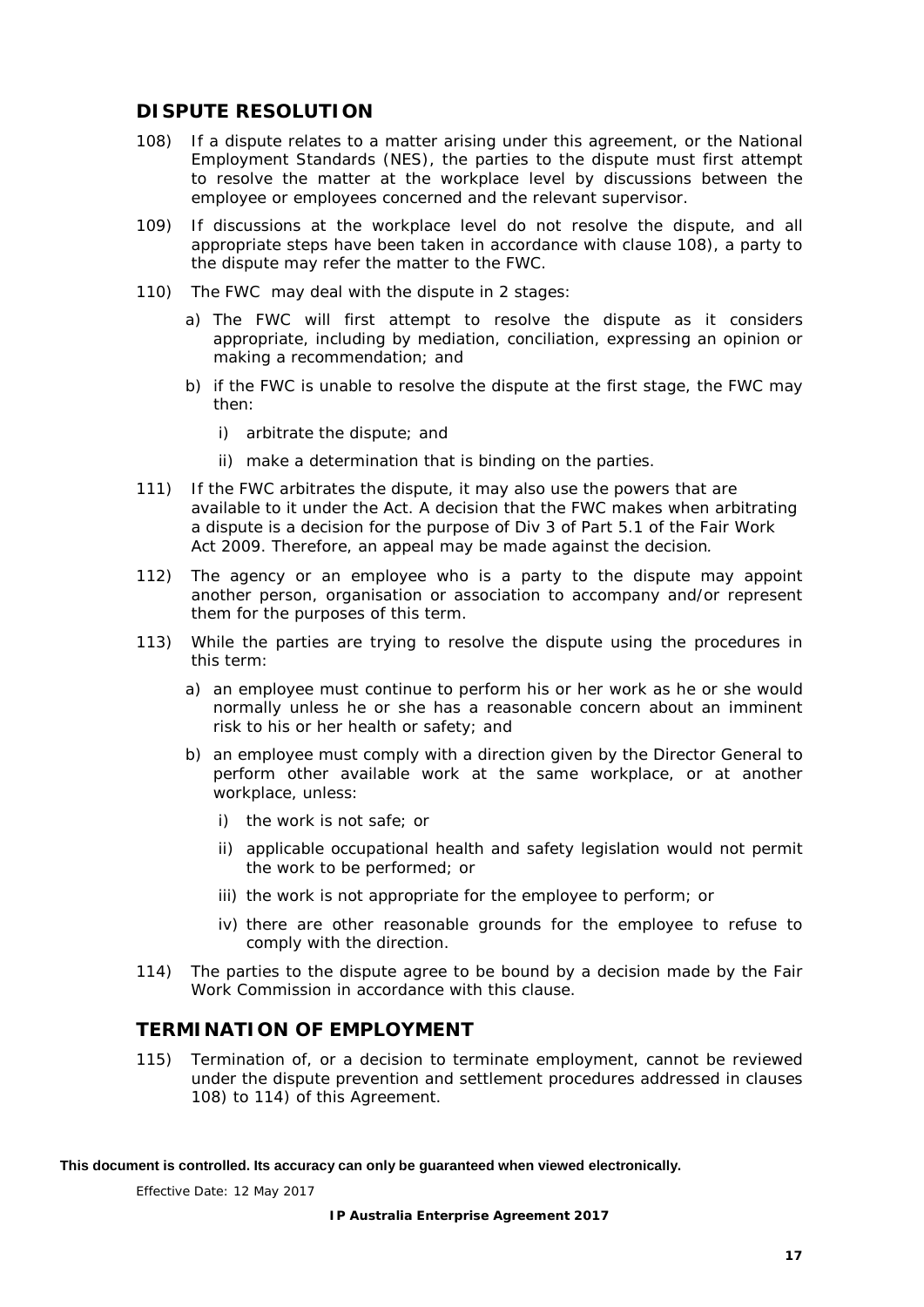## DISPUTE RESOLUTION

108) If a dispute relates to a matter arising under this agreement, or the National Employment Standards (NES), the parties to the dispute must first attempt to resolve the matter at the workplace level by discussions between the employee or employees concerned and the relevant supervisor.

109) If discussions at the workplace level do not resolve the dispute, and all appropriate steps have been taken in accordance with clause 108), a party to the dispute may refer the matter to the FWC.

110) The FWC may deal with the dispute in 2 stages:

   a) The FWC will first attempt to resolve the dispute as it considers appropriate, including by mediation, conciliation, expressing an opinion or making a recommendation; and

   b) if the FWC is unable to resolve the dispute at the first stage, the FWC may then:

      i) arbitrate the dispute; and

      ii) make a determination that is binding on the parties.

111) If the FWC arbitrates the dispute, it may also use the powers that are available to it under the Act. A decision that the FWC makes when arbitrating a dispute is a decision for the purpose of Div 3 of Part 5.1 of the Fair Work Act 2009. Therefore, an appeal may be made against the decision.

112) The agency or an employee who is a party to the dispute may appoint another person, organisation or association to accompany and/or represent them for the purposes of this term.

113) While the parties are trying to resolve the dispute using the procedures in this term:

   a) an employee must continue to perform his or her work as he or she would normally unless he or she has a reasonable concern about an imminent risk to his or her health or safety; and

   b) an employee must comply with a direction given by the Director General to perform other available work at the same workplace, or at another workplace, unless:

      i) the work is not safe; or

      ii) applicable occupational health and safety legislation would not permit the work to be performed; or

      iii) the work is not appropriate for the employee to perform; or

      iv) there are other reasonable grounds for the employee to refuse to comply with the direction.

114) The parties to the dispute agree to be bound by a decision made by the Fair Work Commission in accordance with this clause.

## TERMINATION OF EMPLOYMENT

115) Termination of, or a decision to terminate employment, cannot be reviewed under the dispute prevention and settlement procedures addressed in clauses 108) to 114) of this Agreement.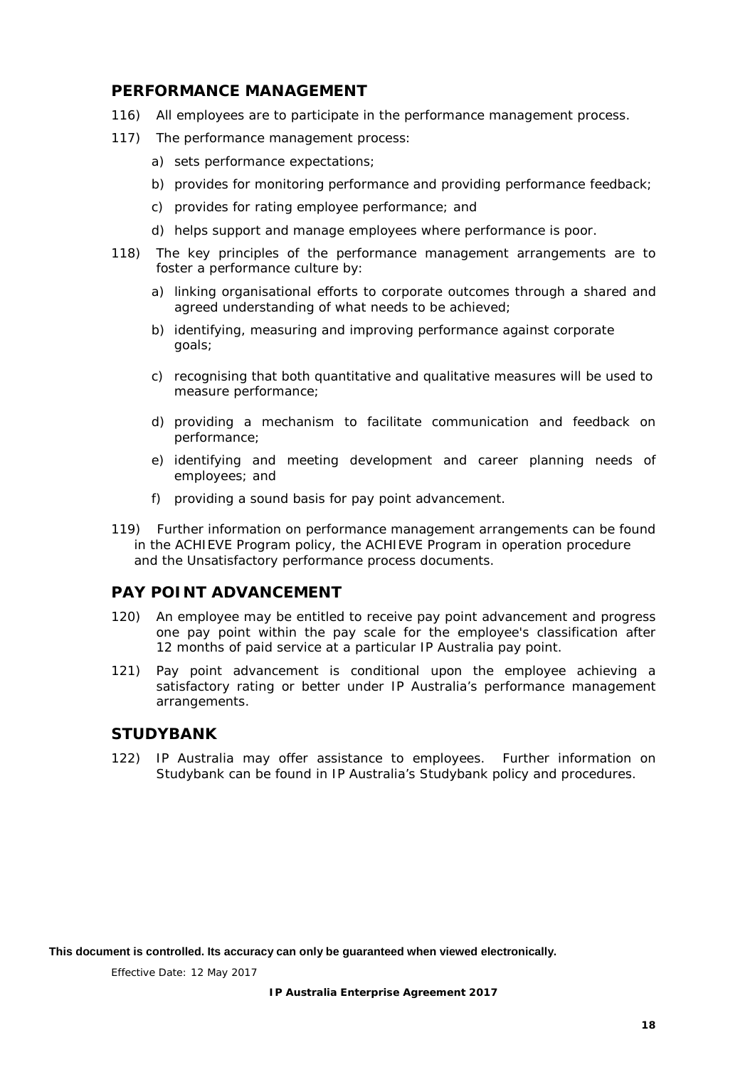## PERFORMANCE MANAGEMENT

116) All employees are to participate in the performance management process.

117) The performance management process:

a) sets performance expectations;

b) provides for monitoring performance and providing performance feedback;

c) provides for rating employee performance; and

d) helps support and manage employees where performance is poor.

118) The key principles of the performance management arrangements are to foster a performance culture by:

a) linking organisational efforts to corporate outcomes through a shared and agreed understanding of what needs to be achieved;

b) identifying, measuring and improving performance against corporate goals;

c) recognising that both quantitative and qualitative measures will be used to measure performance;

d) providing a mechanism to facilitate communication and feedback on performance;

e) identifying and meeting development and career planning needs of employees; and

f) providing a sound basis for pay point advancement.

119) Further information on performance management arrangements can be found in the ACHIEVE Program policy, the ACHIEVE Program in operation procedure and the Unsatisfactory performance process documents.

## PAY POINT ADVANCEMENT

120) An employee may be entitled to receive pay point advancement and progress one pay point within the pay scale for the employee's classification after 12 months of paid service at a particular IP Australia pay point.

121) Pay point advancement is conditional upon the employee achieving a satisfactory rating or better under IP Australia's performance management arrangements.

## STUDYBANK

122) IP Australia may offer assistance to employees. Further information on Studybank can be found in IP Australia's Studybank policy and procedures.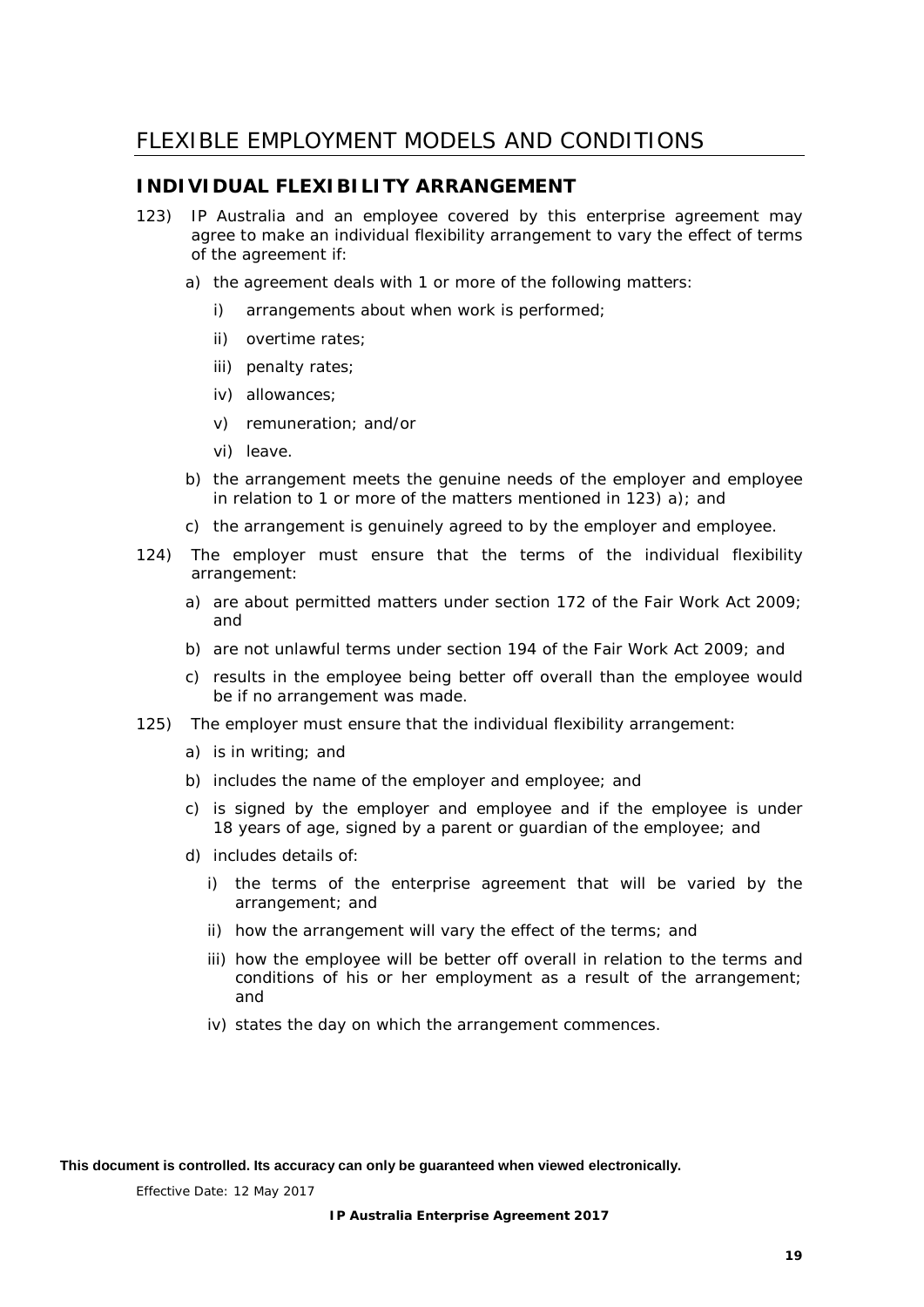# FLEXIBLE EMPLOYMENT MODELS AND CONDITIONS

## INDIVIDUAL FLEXIBILITY ARRANGEMENT

123) IP Australia and an employee covered by this enterprise agreement may agree to make an individual flexibility arrangement to vary the effect of terms of the agreement if:

   a) the agreement deals with 1 or more of the following matters:

      i) arrangements about when work is performed;

      ii) overtime rates;

      iii) penalty rates;

      iv) allowances;

      v) remuneration; and/or

      vi) leave.

   b) the arrangement meets the genuine needs of the employer and employee in relation to 1 or more of the matters mentioned in 123) a); and

   c) the arrangement is genuinely agreed to by the employer and employee.

124) The employer must ensure that the terms of the individual flexibility arrangement:

   a) are about permitted matters under section 172 of the Fair Work Act 2009; and

   b) are not unlawful terms under section 194 of the Fair Work Act 2009; and

   c) results in the employee being better off overall than the employee would be if no arrangement was made.

125) The employer must ensure that the individual flexibility arrangement:

   a) is in writing; and

   b) includes the name of the employer and employee; and

   c) is signed by the employer and employee and if the employee is under 18 years of age, signed by a parent or guardian of the employee; and

   d) includes details of:

      i) the terms of the enterprise agreement that will be varied by the arrangement; and

      ii) how the arrangement will vary the effect of the terms; and

      iii) how the employee will be better off overall in relation to the terms and conditions of his or her employment as a result of the arrangement; and

      iv) states the day on which the arrangement commences.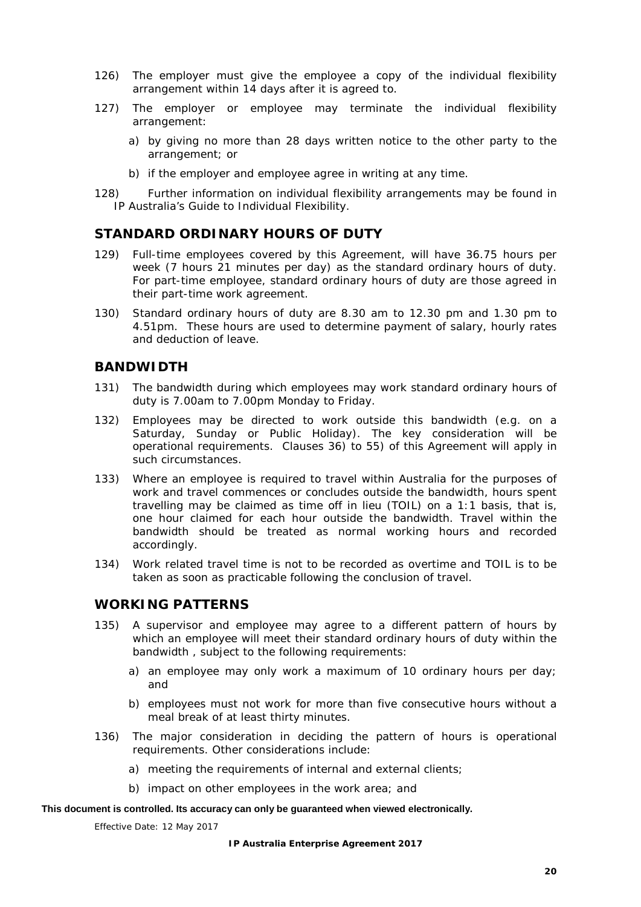126) The employer must give the employee a copy of the individual flexibility arrangement within 14 days after it is agreed to.

127) The employer or employee may terminate the individual flexibility arrangement:

   a) by giving no more than 28 days written notice to the other party to the arrangement; or

   b) if the employer and employee agree in writing at any time.

128) Further information on individual flexibility arrangements may be found in IP Australia's Guide to Individual Flexibility.

## STANDARD ORDINARY HOURS OF DUTY

129) Full-time employees covered by this Agreement, will have 36.75 hours per week (7 hours 21 minutes per day) as the standard ordinary hours of duty. For part-time employee, standard ordinary hours of duty are those agreed in their part-time work agreement.

130) Standard ordinary hours of duty are 8.30 am to 12.30 pm and 1.30 pm to 4.51pm. These hours are used to determine payment of salary, hourly rates and deduction of leave.

## BANDWIDTH

131) The bandwidth during which employees may work standard ordinary hours of duty is 7.00am to 7.00pm Monday to Friday.

132) Employees may be directed to work outside this bandwidth (e.g. on a Saturday, Sunday or Public Holiday). The key consideration will be operational requirements. Clauses 36) to 55) of this Agreement will apply in such circumstances.

133) Where an employee is required to travel within Australia for the purposes of work and travel commences or concludes outside the bandwidth, hours spent travelling may be claimed as time off in lieu (TOIL) on a 1:1 basis, that is, one hour claimed for each hour outside the bandwidth. Travel within the bandwidth should be treated as normal working hours and recorded accordingly.

134) Work related travel time is not to be recorded as overtime and TOIL is to be taken as soon as practicable following the conclusion of travel.

## WORKING PATTERNS

135) A supervisor and employee may agree to a different pattern of hours by which an employee will meet their standard ordinary hours of duty within the bandwidth , subject to the following requirements:

   a) an employee may only work a maximum of 10 ordinary hours per day; and

   b) employees must not work for more than five consecutive hours without a meal break of at least thirty minutes.

136) The major consideration in deciding the pattern of hours is operational requirements. Other considerations include:

   a) meeting the requirements of internal and external clients;

   b) impact on other employees in the work area; and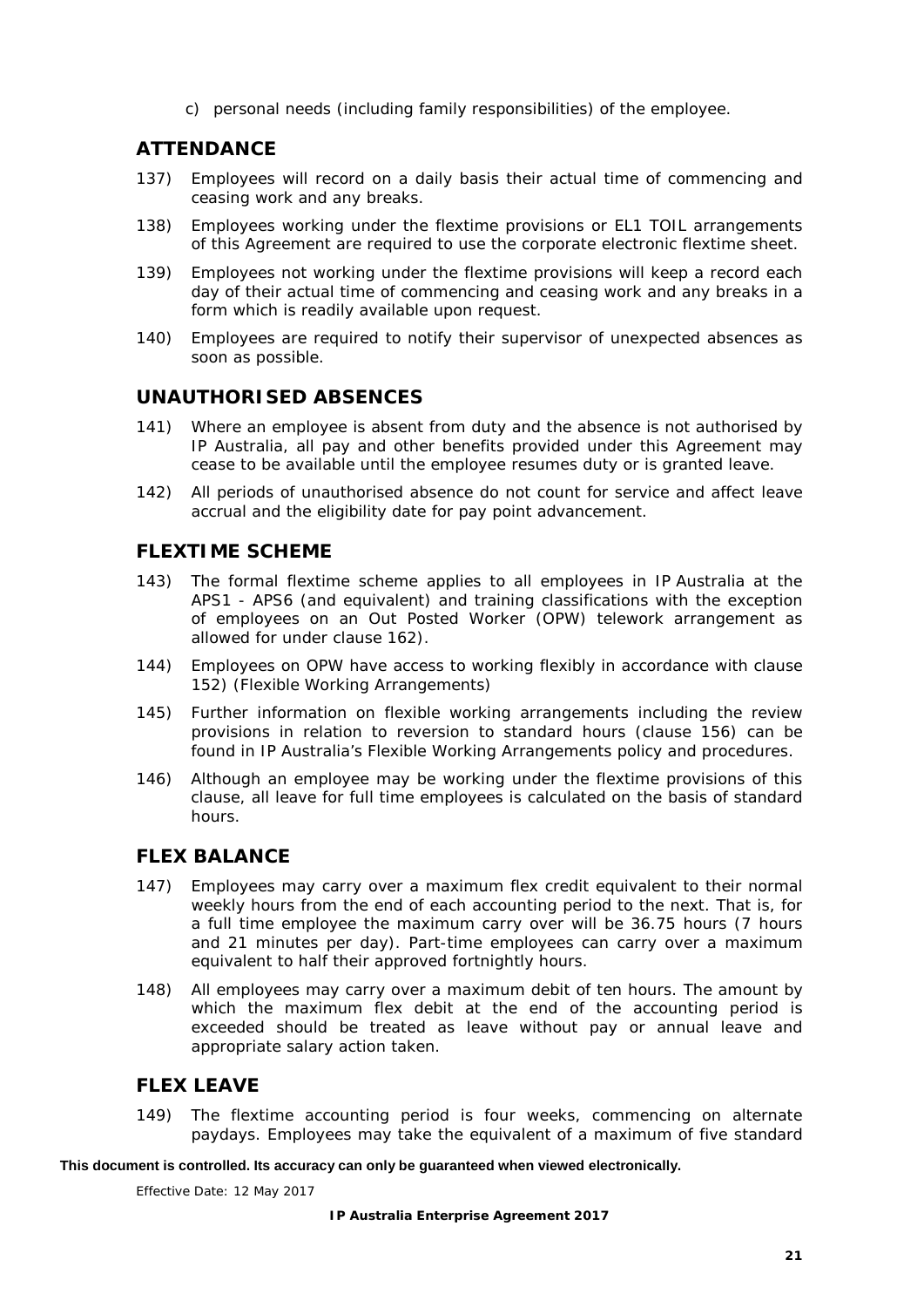c) personal needs (including family responsibilities) of the employee.

## ATTENDANCE

137) Employees will record on a daily basis their actual time of commencing and ceasing work and any breaks.

138) Employees working under the flextime provisions or EL1 TOIL arrangements of this Agreement are required to use the corporate electronic flextime sheet.

139) Employees not working under the flextime provisions will keep a record each day of their actual time of commencing and ceasing work and any breaks in a form which is readily available upon request.

140) Employees are required to notify their supervisor of unexpected absences as soon as possible.

## UNAUTHORISED ABSENCES

141) Where an employee is absent from duty and the absence is not authorised by IP Australia, all pay and other benefits provided under this Agreement may cease to be available until the employee resumes duty or is granted leave.

142) All periods of unauthorised absence do not count for service and affect leave accrual and the eligibility date for pay point advancement.

## FLEXTIME SCHEME

143) The formal flextime scheme applies to all employees in IP Australia at the APS1 - APS6 (and equivalent) and training classifications with the exception of employees on an Out Posted Worker (OPW) telework arrangement as allowed for under clause 162).

144) Employees on OPW have access to working flexibly in accordance with clause 152) (Flexible Working Arrangements)

145) Further information on flexible working arrangements including the review provisions in relation to reversion to standard hours (clause 156) can be found in IP Australia's Flexible Working Arrangements policy and procedures.

146) Although an employee may be working under the flextime provisions of this clause, all leave for full time employees is calculated on the basis of standard hours.

## FLEX BALANCE

147) Employees may carry over a maximum flex credit equivalent to their normal weekly hours from the end of each accounting period to the next. That is, for a full time employee the maximum carry over will be 36.75 hours (7 hours and 21 minutes per day). Part-time employees can carry over a maximum equivalent to half their approved fortnightly hours.

148) All employees may carry over a maximum debit of ten hours. The amount by which the maximum flex debit at the end of the accounting period is exceeded should be treated as leave without pay or annual leave and appropriate salary action taken.

## FLEX LEAVE

149) The flextime accounting period is four weeks, commencing on alternate paydays. Employees may take the equivalent of a maximum of five standard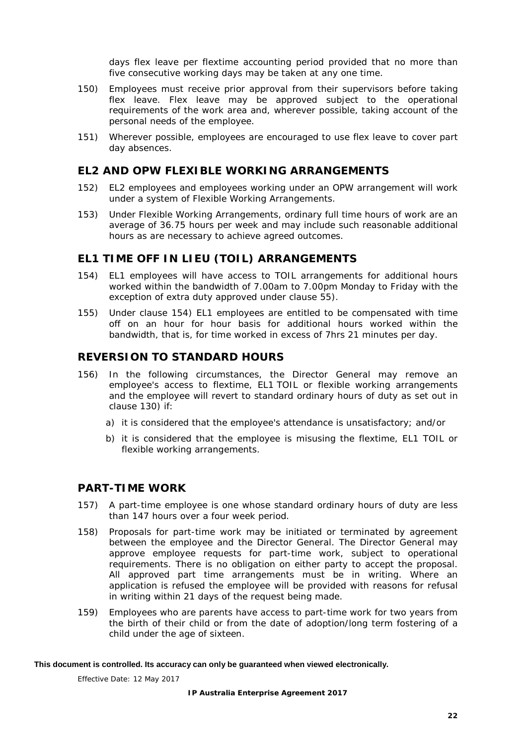days flex leave per flextime accounting period provided that no more than five consecutive working days may be taken at any one time.

150) Employees must receive prior approval from their supervisors before taking flex leave. Flex leave may be approved subject to the operational requirements of the work area and, wherever possible, taking account of the personal needs of the employee.

151) Wherever possible, employees are encouraged to use flex leave to cover part day absences.

## EL2 AND OPW FLEXIBLE WORKING ARRANGEMENTS

152) EL2 employees and employees working under an OPW arrangement will work under a system of Flexible Working Arrangements.

153) Under Flexible Working Arrangements, ordinary full time hours of work are an average of 36.75 hours per week and may include such reasonable additional hours as are necessary to achieve agreed outcomes.

## EL1 TIME OFF IN LIEU (TOIL) ARRANGEMENTS

154) EL1 employees will have access to TOIL arrangements for additional hours worked within the bandwidth of 7.00am to 7.00pm Monday to Friday with the exception of extra duty approved under clause 55).

155) Under clause 154) EL1 employees are entitled to be compensated with time off on an hour for hour basis for additional hours worked within the bandwidth, that is, for time worked in excess of 7hrs 21 minutes per day.

## REVERSION TO STANDARD HOURS

156) In the following circumstances, the Director General may remove an employee's access to flextime, EL1 TOIL or flexible working arrangements and the employee will revert to standard ordinary hours of duty as set out in clause 130) if:

   a) it is considered that the employee's attendance is unsatisfactory; and/or

   b) it is considered that the employee is misusing the flextime, EL1 TOIL or flexible working arrangements.

## PART-TIME WORK

157) A part-time employee is one whose standard ordinary hours of duty are less than 147 hours over a four week period.

158) Proposals for part-time work may be initiated or terminated by agreement between the employee and the Director General. The Director General may approve employee requests for part-time work, subject to operational requirements. There is no obligation on either party to accept the proposal. All approved part time arrangements must be in writing. Where an application is refused the employee will be provided with reasons for refusal in writing within 21 days of the request being made.

159) Employees who are parents have access to part-time work for two years from the birth of their child or from the date of adoption/long term fostering of a child under the age of sixteen.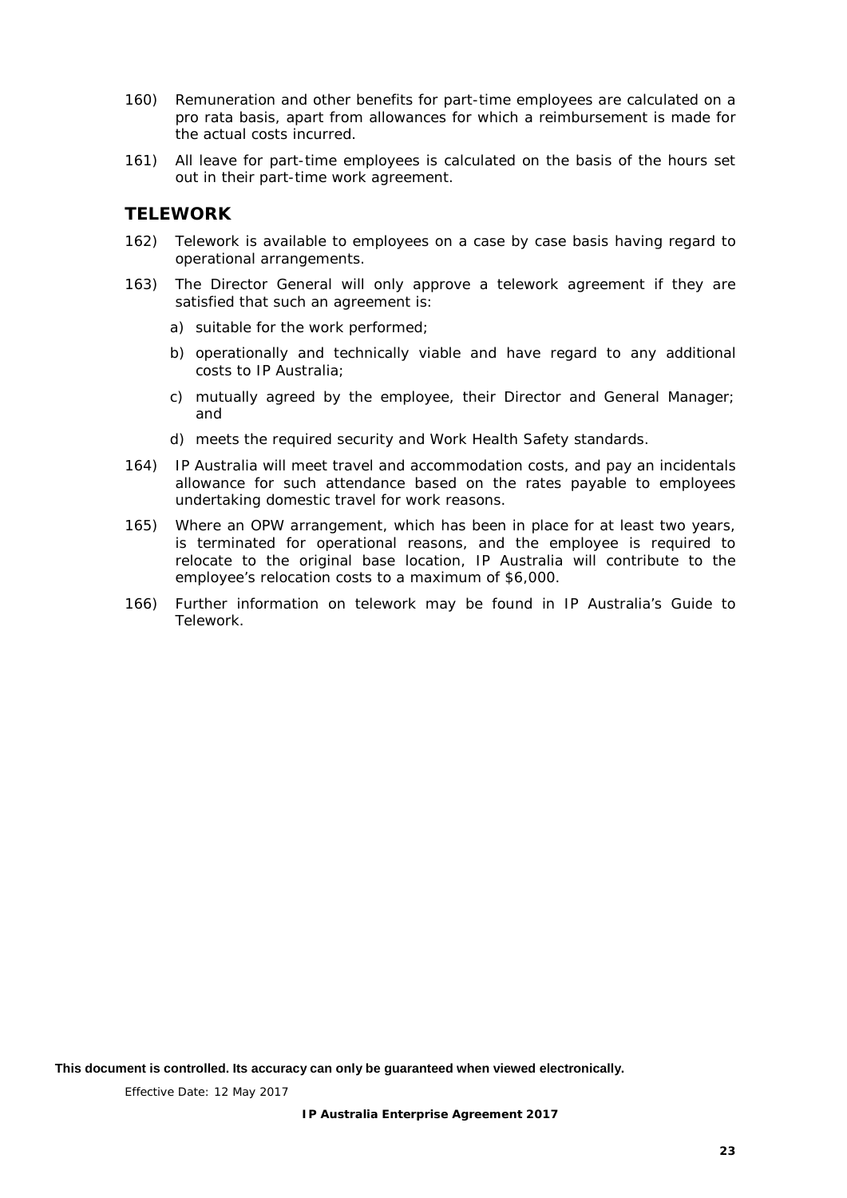160) Remuneration and other benefits for part-time employees are calculated on a pro rata basis, apart from allowances for which a reimbursement is made for the actual costs incurred.

161) All leave for part-time employees is calculated on the basis of the hours set out in their part-time work agreement.

## TELEWORK

162) Telework is available to employees on a case by case basis having regard to operational arrangements.

163) The Director General will only approve a telework agreement if they are satisfied that such an agreement is:

a) suitable for the work performed;

b) operationally and technically viable and have regard to any additional costs to IP Australia;

c) mutually agreed by the employee, their Director and General Manager; and

d) meets the required security and Work Health Safety standards.

164) IP Australia will meet travel and accommodation costs, and pay an incidentals allowance for such attendance based on the rates payable to employees undertaking domestic travel for work reasons.

165) Where an OPW arrangement, which has been in place for at least two years, is terminated for operational reasons, and the employee is required to relocate to the original base location, IP Australia will contribute to the employee's relocation costs to a maximum of $6,000.

166) Further information on telework may be found in IP Australia's Guide to Telework.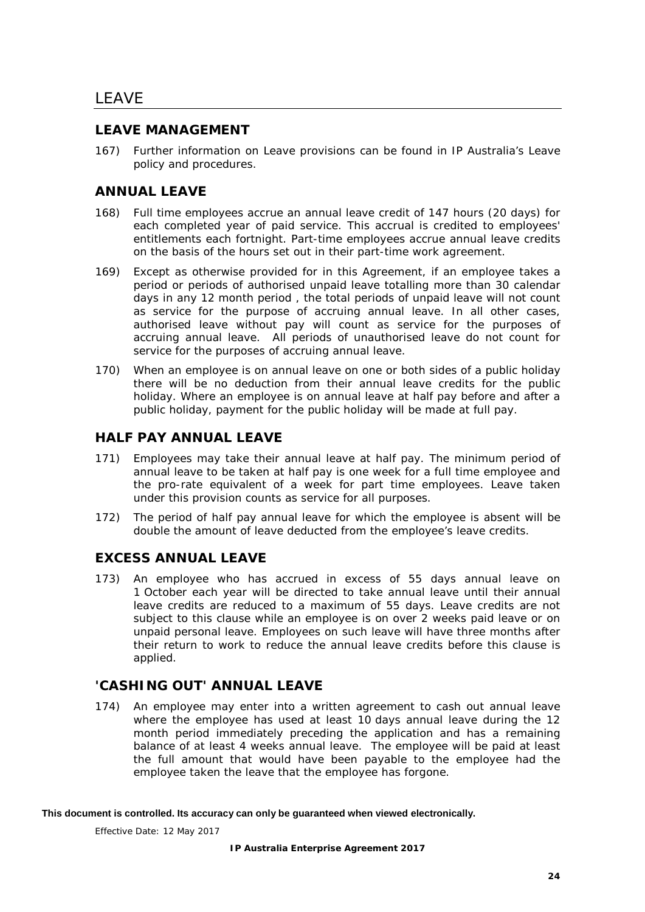# LEAVE

## LEAVE MANAGEMENT

167) Further information on Leave provisions can be found in IP Australia's Leave policy and procedures.

## ANNUAL LEAVE

168) Full time employees accrue an annual leave credit of 147 hours (20 days) for each completed year of paid service. This accrual is credited to employees' entitlements each fortnight. Part-time employees accrue annual leave credits on the basis of the hours set out in their part-time work agreement.

169) Except as otherwise provided for in this Agreement, if an employee takes a period or periods of authorised unpaid leave totalling more than 30 calendar days in any 12 month period , the total periods of unpaid leave will not count as service for the purpose of accruing annual leave. In all other cases, authorised leave without pay will count as service for the purposes of accruing annual leave. All periods of unauthorised leave do not count for service for the purposes of accruing annual leave.

170) When an employee is on annual leave on one or both sides of a public holiday there will be no deduction from their annual leave credits for the public holiday. Where an employee is on annual leave at half pay before and after a public holiday, payment for the public holiday will be made at full pay.

## HALF PAY ANNUAL LEAVE

171) Employees may take their annual leave at half pay. The minimum period of annual leave to be taken at half pay is one week for a full time employee and the pro-rate equivalent of a week for part time employees. Leave taken under this provision counts as service for all purposes.

172) The period of half pay annual leave for which the employee is absent will be double the amount of leave deducted from the employee's leave credits.

## EXCESS ANNUAL LEAVE

173) An employee who has accrued in excess of 55 days annual leave on 1 October each year will be directed to take annual leave until their annual leave credits are reduced to a maximum of 55 days. Leave credits are not subject to this clause while an employee is on over 2 weeks paid leave or on unpaid personal leave. Employees on such leave will have three months after their return to work to reduce the annual leave credits before this clause is applied.

## 'CASHING OUT' ANNUAL LEAVE

174) An employee may enter into a written agreement to cash out annual leave where the employee has used at least 10 days annual leave during the 12 month period immediately preceding the application and has a remaining balance of at least 4 weeks annual leave. The employee will be paid at least the full amount that would have been payable to the employee had the employee taken the leave that the employee has forgone.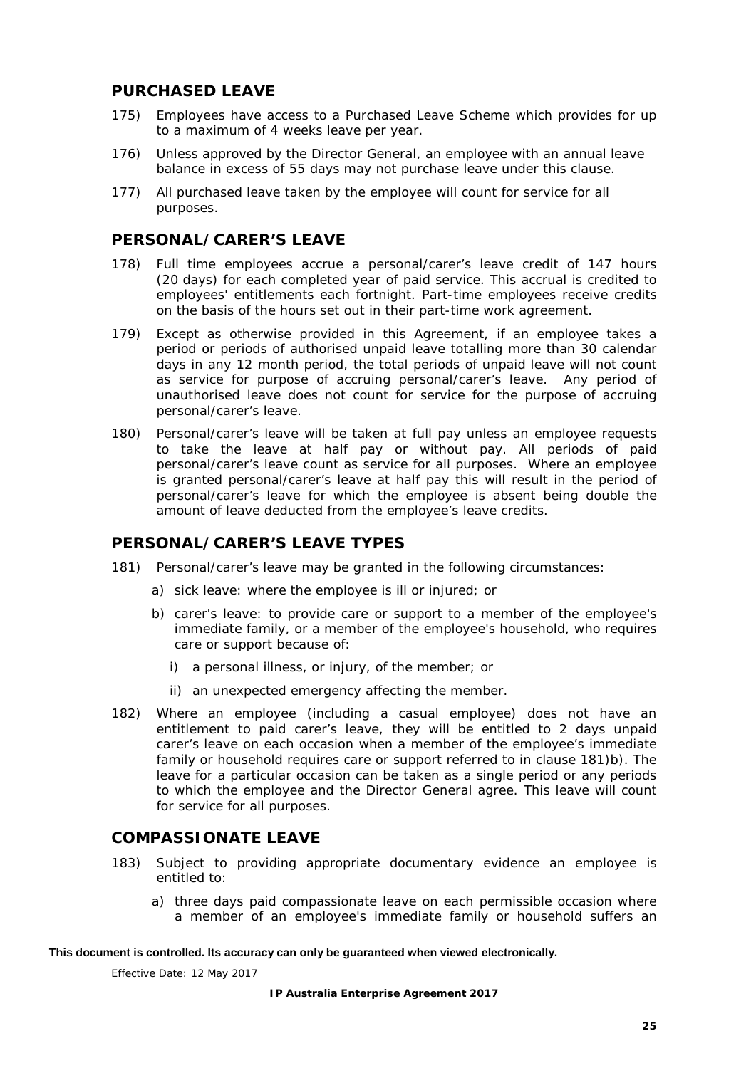## PURCHASED LEAVE

175) Employees have access to a Purchased Leave Scheme which provides for up to a maximum of 4 weeks leave per year.

176) Unless approved by the Director General, an employee with an annual leave balance in excess of 55 days may not purchase leave under this clause.

177) All purchased leave taken by the employee will count for service for all purposes.

## PERSONAL/CARER'S LEAVE

178) Full time employees accrue a personal/carer's leave credit of 147 hours (20 days) for each completed year of paid service. This accrual is credited to employees' entitlements each fortnight. Part-time employees receive credits on the basis of the hours set out in their part-time work agreement.

179) Except as otherwise provided in this Agreement, if an employee takes a period or periods of authorised unpaid leave totalling more than 30 calendar days in any 12 month period, the total periods of unpaid leave will not count as service for purpose of accruing personal/carer's leave. Any period of unauthorised leave does not count for service for the purpose of accruing personal/carer's leave.

180) Personal/carer's leave will be taken at full pay unless an employee requests to take the leave at half pay or without pay. All periods of paid personal/carer's leave count as service for all purposes. Where an employee is granted personal/carer's leave at half pay this will result in the period of personal/carer's leave for which the employee is absent being double the amount of leave deducted from the employee's leave credits.

## PERSONAL/CARER'S LEAVE TYPES

181) Personal/carer's leave may be granted in the following circumstances:

   a) sick leave: where the employee is ill or injured; or

   b) carer's leave: to provide care or support to a member of the employee's immediate family, or a member of the employee's household, who requires care or support because of:

      i) a personal illness, or injury, of the member; or

      ii) an unexpected emergency affecting the member.

182) Where an employee (including a casual employee) does not have an entitlement to paid carer's leave, they will be entitled to 2 days unpaid carer's leave on each occasion when a member of the employee's immediate family or household requires care or support referred to in clause 181)b). The leave for a particular occasion can be taken as a single period or any periods to which the employee and the Director General agree. This leave will count for service for all purposes.

## COMPASSIONATE LEAVE

183) Subject to providing appropriate documentary evidence an employee is entitled to:

   a) three days paid compassionate leave on each permissible occasion where a member of an employee's immediate family or household suffers an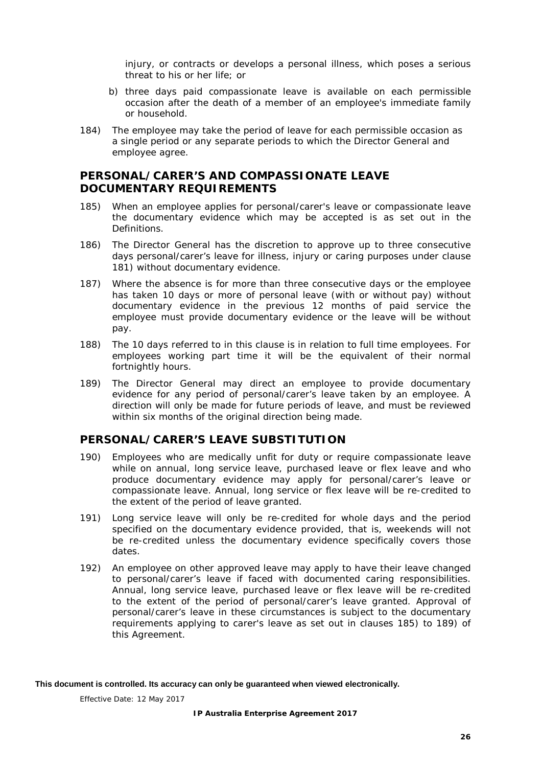injury, or contracts or develops a personal illness, which poses a serious threat to his or her life; or

b) three days paid compassionate leave is available on each permissible occasion after the death of a member of an employee's immediate family or household.

184) The employee may take the period of leave for each permissible occasion as a single period or any separate periods to which the Director General and employee agree.

## PERSONAL/CARER'S AND COMPASSIONATE LEAVE DOCUMENTARY REQUIREMENTS

185) When an employee applies for personal/carer's leave or compassionate leave the documentary evidence which may be accepted is as set out in the Definitions.

186) The Director General has the discretion to approve up to three consecutive days personal/carer's leave for illness, injury or caring purposes under clause 181) without documentary evidence.

187) Where the absence is for more than three consecutive days or the employee has taken 10 days or more of personal leave (with or without pay) without documentary evidence in the previous 12 months of paid service the employee must provide documentary evidence or the leave will be without pay.

188) The 10 days referred to in this clause is in relation to full time employees. For employees working part time it will be the equivalent of their normal fortnightly hours.

189) The Director General may direct an employee to provide documentary evidence for any period of personal/carer's leave taken by an employee. A direction will only be made for future periods of leave, and must be reviewed within six months of the original direction being made.

## PERSONAL/CARER'S LEAVE SUBSTITUTION

190) Employees who are medically unfit for duty or require compassionate leave while on annual, long service leave, purchased leave or flex leave and who produce documentary evidence may apply for personal/carer's leave or compassionate leave. Annual, long service or flex leave will be re-credited to the extent of the period of leave granted.

191) Long service leave will only be re-credited for whole days and the period specified on the documentary evidence provided, that is, weekends will not be re-credited unless the documentary evidence specifically covers those dates.

192) An employee on other approved leave may apply to have their leave changed to personal/carer's leave if faced with documented caring responsibilities. Annual, long service leave, purchased leave or flex leave will be re-credited to the extent of the period of personal/carer's leave granted. Approval of personal/carer's leave in these circumstances is subject to the documentary requirements applying to carer's leave as set out in clauses 185) to 189) of this Agreement.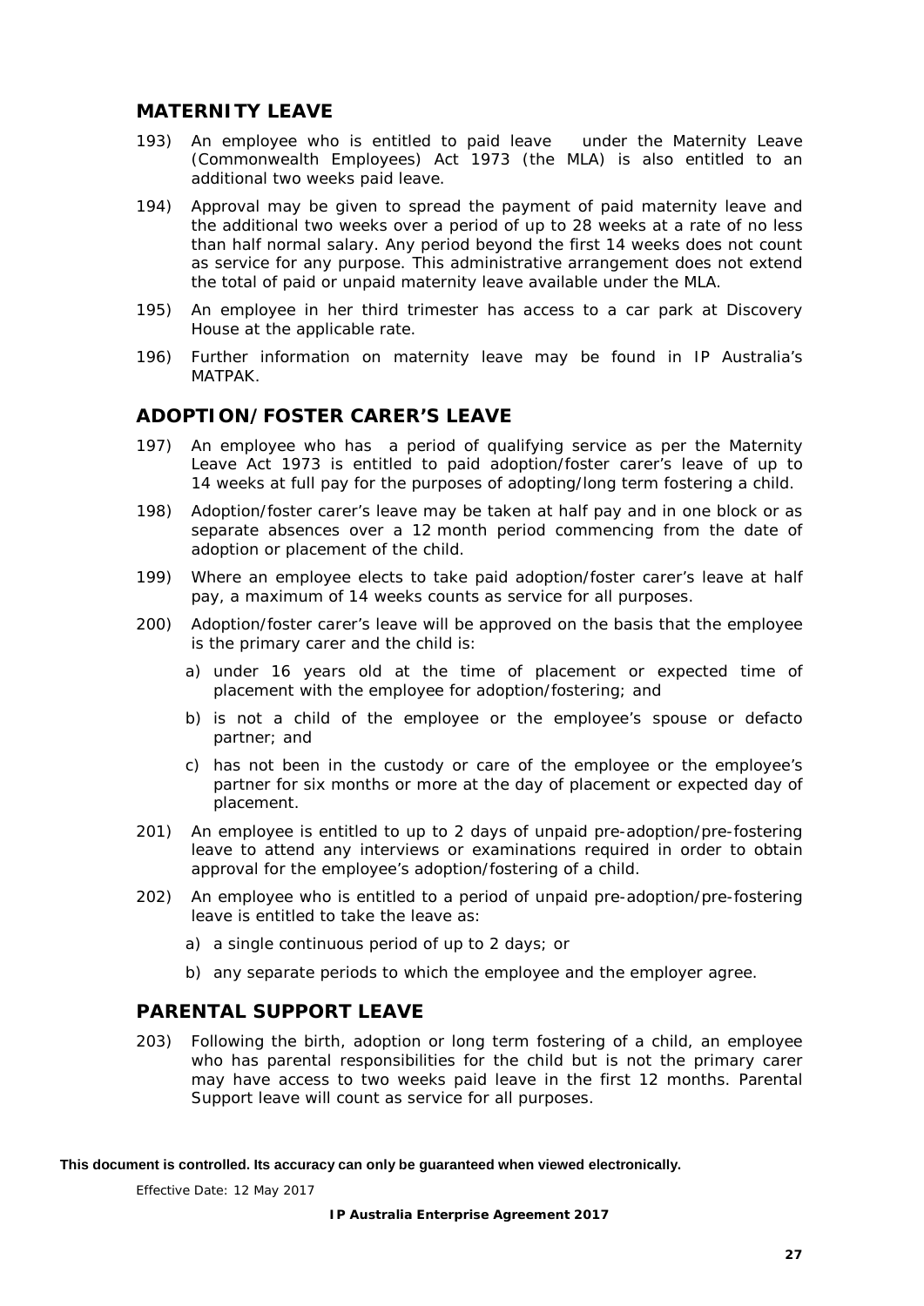## MATERNITY LEAVE

193) An employee who is entitled to paid leave under the Maternity Leave (Commonwealth Employees) Act 1973 (the MLA) is also entitled to an additional two weeks paid leave.

194) Approval may be given to spread the payment of paid maternity leave and the additional two weeks over a period of up to 28 weeks at a rate of no less than half normal salary. Any period beyond the first 14 weeks does not count as service for any purpose. This administrative arrangement does not extend the total of paid or unpaid maternity leave available under the MLA.

195) An employee in her third trimester has access to a car park at Discovery House at the applicable rate.

196) Further information on maternity leave may be found in IP Australia's MATPAK.

## ADOPTION/FOSTER CARER'S LEAVE

197) An employee who has a period of qualifying service as per the Maternity Leave Act 1973 is entitled to paid adoption/foster carer's leave of up to 14 weeks at full pay for the purposes of adopting/long term fostering a child.

198) Adoption/foster carer's leave may be taken at half pay and in one block or as separate absences over a 12 month period commencing from the date of adoption or placement of the child.

199) Where an employee elects to take paid adoption/foster carer's leave at half pay, a maximum of 14 weeks counts as service for all purposes.

200) Adoption/foster carer's leave will be approved on the basis that the employee is the primary carer and the child is:

   a) under 16 years old at the time of placement or expected time of placement with the employee for adoption/fostering; and

   b) is not a child of the employee or the employee's spouse or defacto partner; and

   c) has not been in the custody or care of the employee or the employee's partner for six months or more at the day of placement or expected day of placement.

201) An employee is entitled to up to 2 days of unpaid pre-adoption/pre-fostering leave to attend any interviews or examinations required in order to obtain approval for the employee's adoption/fostering of a child.

202) An employee who is entitled to a period of unpaid pre-adoption/pre-fostering leave is entitled to take the leave as:

   a) a single continuous period of up to 2 days; or

   b) any separate periods to which the employee and the employer agree.

## PARENTAL SUPPORT LEAVE

203) Following the birth, adoption or long term fostering of a child, an employee who has parental responsibilities for the child but is not the primary carer may have access to two weeks paid leave in the first 12 months. Parental Support leave will count as service for all purposes.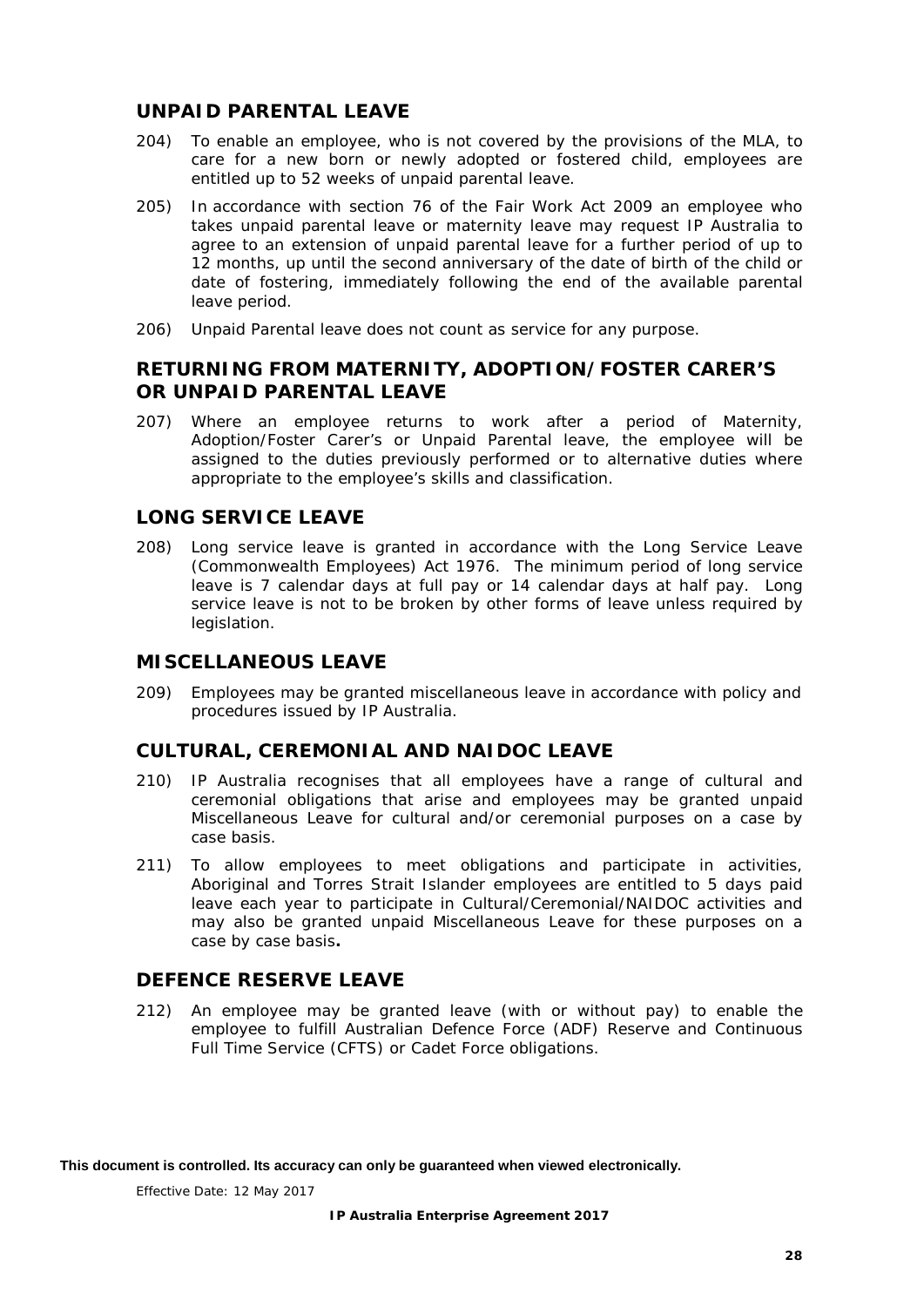## UNPAID PARENTAL LEAVE

204) To enable an employee, who is not covered by the provisions of the MLA, to care for a new born or newly adopted or fostered child, employees are entitled up to 52 weeks of unpaid parental leave.

205) In accordance with section 76 of the Fair Work Act 2009 an employee who takes unpaid parental leave or maternity leave may request IP Australia to agree to an extension of unpaid parental leave for a further period of up to 12 months, up until the second anniversary of the date of birth of the child or date of fostering, immediately following the end of the available parental leave period.

206) Unpaid Parental leave does not count as service for any purpose.

## RETURNING FROM MATERNITY, ADOPTION/FOSTER CARER'S OR UNPAID PARENTAL LEAVE

207) Where an employee returns to work after a period of Maternity, Adoption/Foster Carer's or Unpaid Parental leave, the employee will be assigned to the duties previously performed or to alternative duties where appropriate to the employee's skills and classification.

## LONG SERVICE LEAVE

208) Long service leave is granted in accordance with the Long Service Leave (Commonwealth Employees) Act 1976. The minimum period of long service leave is 7 calendar days at full pay or 14 calendar days at half pay. Long service leave is not to be broken by other forms of leave unless required by legislation.

## MISCELLANEOUS LEAVE

209) Employees may be granted miscellaneous leave in accordance with policy and procedures issued by IP Australia.

## CULTURAL, CEREMONIAL AND NAIDOC LEAVE

210) IP Australia recognises that all employees have a range of cultural and ceremonial obligations that arise and employees may be granted unpaid Miscellaneous Leave for cultural and/or ceremonial purposes on a case by case basis.

211) To allow employees to meet obligations and participate in activities, Aboriginal and Torres Strait Islander employees are entitled to 5 days paid leave each year to participate in Cultural/Ceremonial/NAIDOC activities and may also be granted unpaid Miscellaneous Leave for these purposes on a case by case basis**.**

## DEFENCE RESERVE LEAVE

212) An employee may be granted leave (with or without pay) to enable the employee to fulfill Australian Defence Force (ADF) Reserve and Continuous Full Time Service (CFTS) or Cadet Force obligations.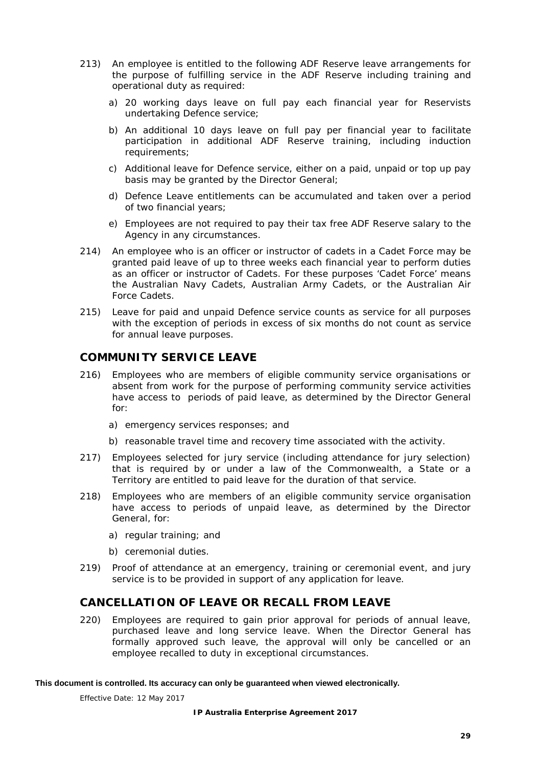213) An employee is entitled to the following ADF Reserve leave arrangements for the purpose of fulfilling service in the ADF Reserve including training and operational duty as required:

a) 20 working days leave on full pay each financial year for Reservists undertaking Defence service;

b) An additional 10 days leave on full pay per financial year to facilitate participation in additional ADF Reserve training, including induction requirements;

c) Additional leave for Defence service, either on a paid, unpaid or top up pay basis may be granted by the Director General;

d) Defence Leave entitlements can be accumulated and taken over a period of two financial years;

e) Employees are not required to pay their tax free ADF Reserve salary to the Agency in any circumstances.

214) An employee who is an officer or instructor of cadets in a Cadet Force may be granted paid leave of up to three weeks each financial year to perform duties as an officer or instructor of Cadets. For these purposes 'Cadet Force' means the Australian Navy Cadets, Australian Army Cadets, or the Australian Air Force Cadets.

215) Leave for paid and unpaid Defence service counts as service for all purposes with the exception of periods in excess of six months do not count as service for annual leave purposes.

## COMMUNITY SERVICE LEAVE

216) Employees who are members of eligible community service organisations or absent from work for the purpose of performing community service activities have access to periods of paid leave, as determined by the Director General for:

a) emergency services responses; and

b) reasonable travel time and recovery time associated with the activity.

217) Employees selected for jury service (including attendance for jury selection) that is required by or under a law of the Commonwealth, a State or a Territory are entitled to paid leave for the duration of that service.

218) Employees who are members of an eligible community service organisation have access to periods of unpaid leave, as determined by the Director General, for:

a) regular training; and

b) ceremonial duties.

219) Proof of attendance at an emergency, training or ceremonial event, and jury service is to be provided in support of any application for leave.

## CANCELLATION OF LEAVE OR RECALL FROM LEAVE

220) Employees are required to gain prior approval for periods of annual leave, purchased leave and long service leave. When the Director General has formally approved such leave, the approval will only be cancelled or an employee recalled to duty in exceptional circumstances.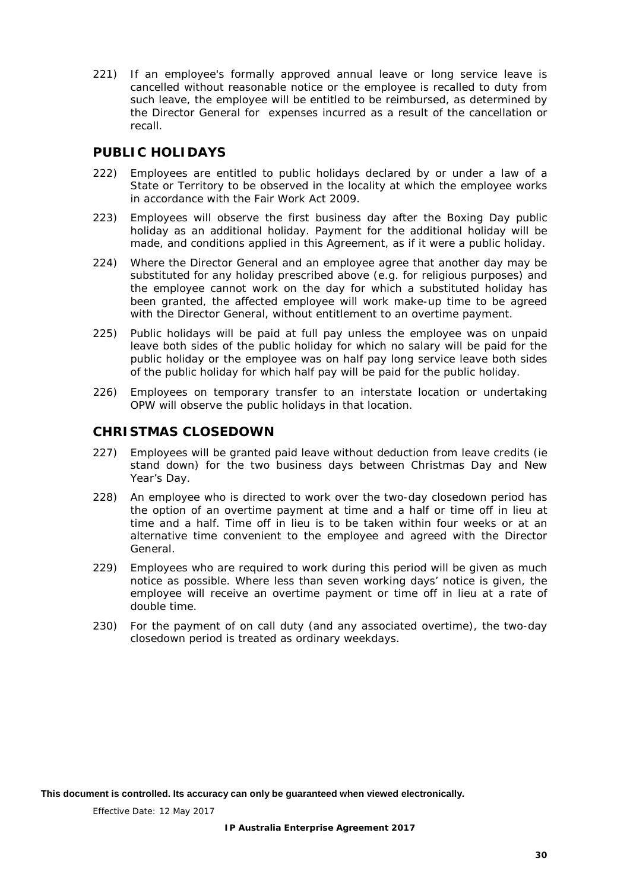221) If an employee's formally approved annual leave or long service leave is cancelled without reasonable notice or the employee is recalled to duty from such leave, the employee will be entitled to be reimbursed, as determined by the Director General for expenses incurred as a result of the cancellation or recall.

## PUBLIC HOLIDAYS

222) Employees are entitled to public holidays declared by or under a law of a State or Territory to be observed in the locality at which the employee works in accordance with the Fair Work Act 2009.

223) Employees will observe the first business day after the Boxing Day public holiday as an additional holiday. Payment for the additional holiday will be made, and conditions applied in this Agreement, as if it were a public holiday.

224) Where the Director General and an employee agree that another day may be substituted for any holiday prescribed above (e.g. for religious purposes) and the employee cannot work on the day for which a substituted holiday has been granted, the affected employee will work make-up time to be agreed with the Director General, without entitlement to an overtime payment.

225) Public holidays will be paid at full pay unless the employee was on unpaid leave both sides of the public holiday for which no salary will be paid for the public holiday or the employee was on half pay long service leave both sides of the public holiday for which half pay will be paid for the public holiday.

226) Employees on temporary transfer to an interstate location or undertaking OPW will observe the public holidays in that location.

## CHRISTMAS CLOSEDOWN

227) Employees will be granted paid leave without deduction from leave credits (ie stand down) for the two business days between Christmas Day and New Year's Day.

228) An employee who is directed to work over the two-day closedown period has the option of an overtime payment at time and a half or time off in lieu at time and a half. Time off in lieu is to be taken within four weeks or at an alternative time convenient to the employee and agreed with the Director General.

229) Employees who are required to work during this period will be given as much notice as possible. Where less than seven working days' notice is given, the employee will receive an overtime payment or time off in lieu at a rate of double time.

230) For the payment of on call duty (and any associated overtime), the two-day closedown period is treated as ordinary weekdays.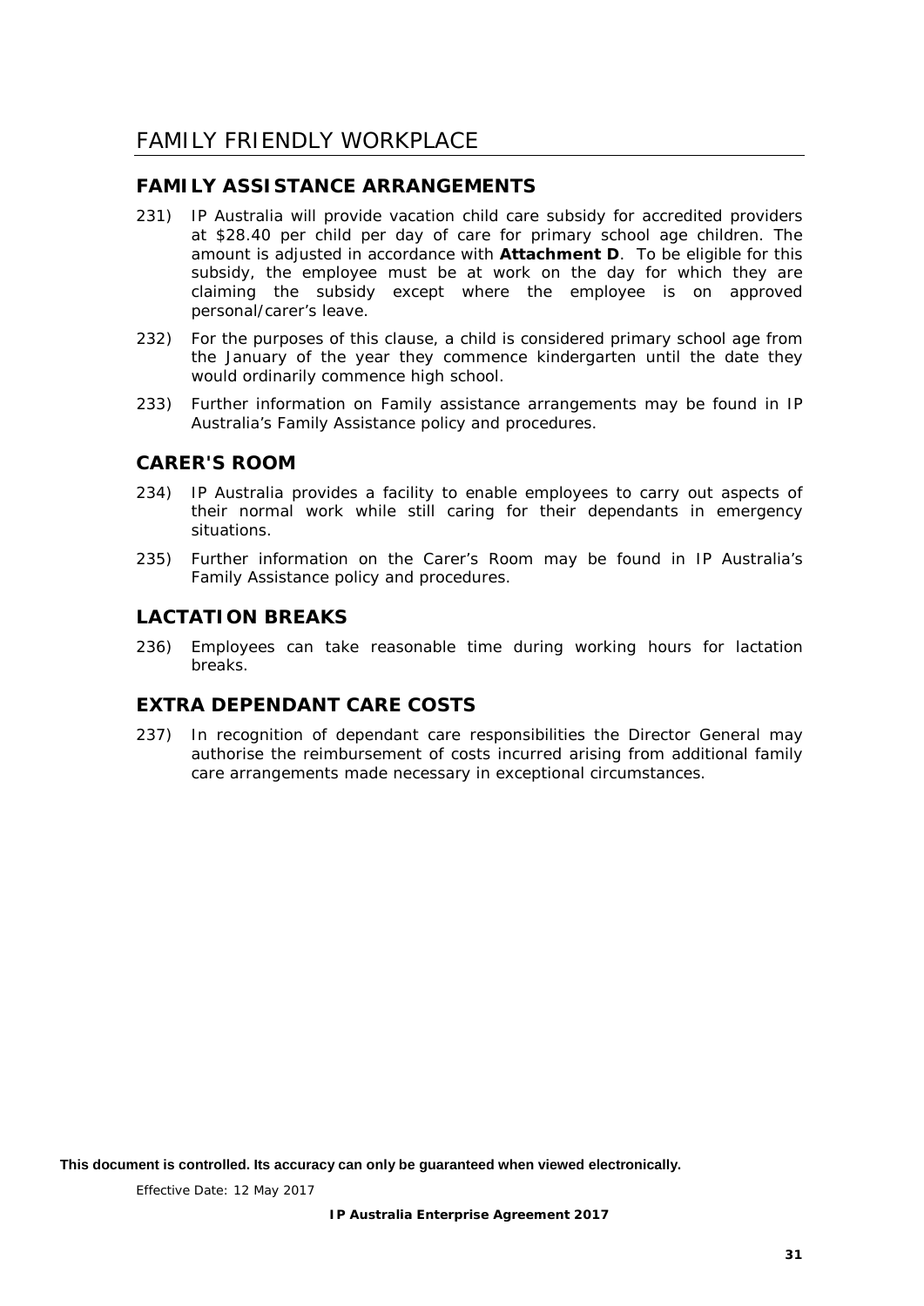# FAMILY FRIENDLY WORKPLACE

## FAMILY ASSISTANCE ARRANGEMENTS

231) IP Australia will provide vacation child care subsidy for accredited providers at $28.40 per child per day of care for primary school age children. The amount is adjusted in accordance with **Attachment D**. To be eligible for this subsidy, the employee must be at work on the day for which they are claiming the subsidy except where the employee is on approved personal/carer's leave.

232) For the purposes of this clause, a child is considered primary school age from the January of the year they commence kindergarten until the date they would ordinarily commence high school.

233) Further information on Family assistance arrangements may be found in IP Australia's Family Assistance policy and procedures.

## CARER'S ROOM

234) IP Australia provides a facility to enable employees to carry out aspects of their normal work while still caring for their dependants in emergency situations.

235) Further information on the Carer's Room may be found in IP Australia's Family Assistance policy and procedures.

## LACTATION BREAKS

236) Employees can take reasonable time during working hours for lactation breaks.

## EXTRA DEPENDANT CARE COSTS

237) In recognition of dependant care responsibilities the Director General may authorise the reimbursement of costs incurred arising from additional family care arrangements made necessary in exceptional circumstances.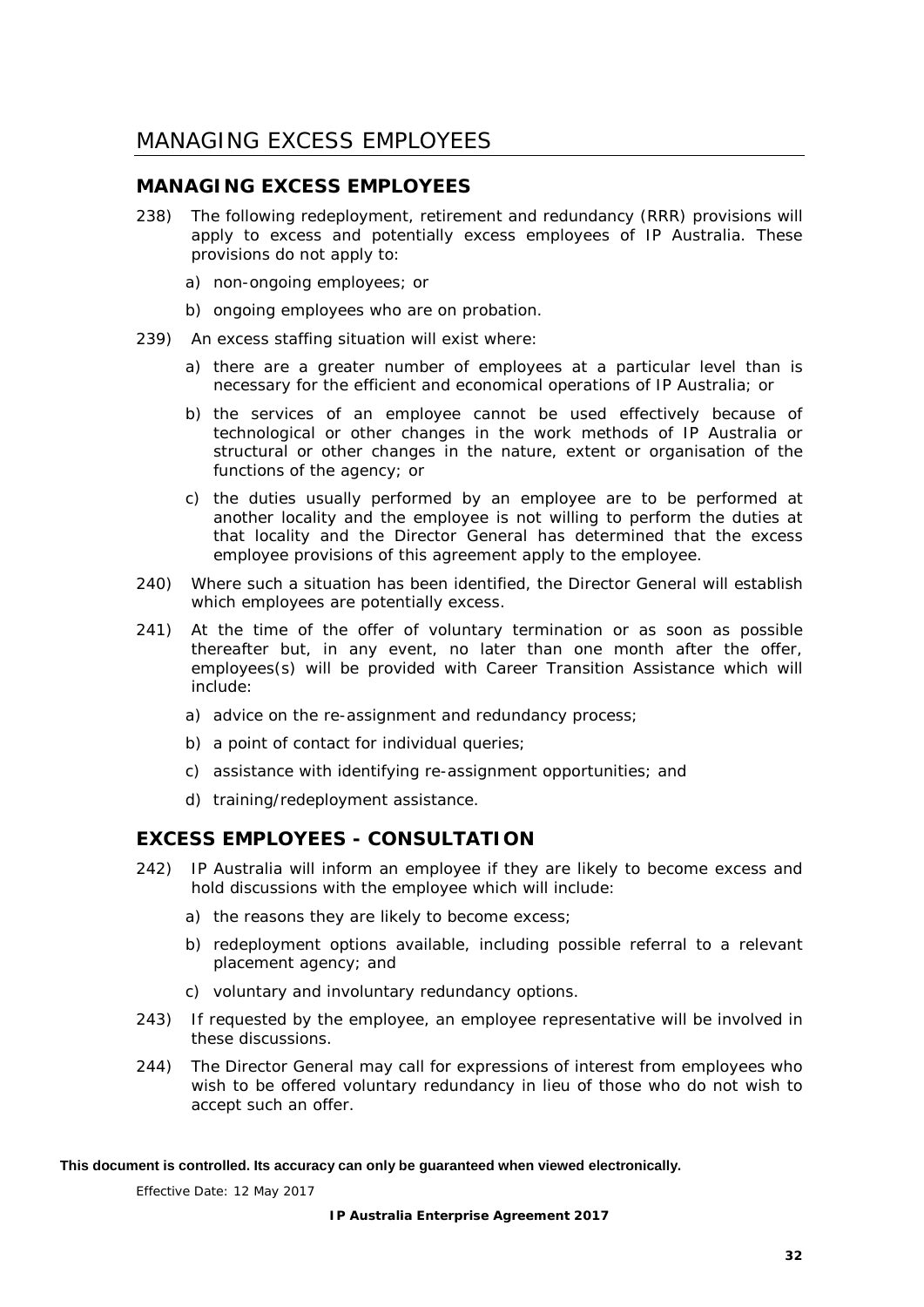# MANAGING EXCESS EMPLOYEES

## MANAGING EXCESS EMPLOYEES

238) The following redeployment, retirement and redundancy (RRR) provisions will apply to excess and potentially excess employees of IP Australia. These provisions do not apply to:

   a) non-ongoing employees; or

   b) ongoing employees who are on probation.

239) An excess staffing situation will exist where:

   a) there are a greater number of employees at a particular level than is necessary for the efficient and economical operations of IP Australia; or

   b) the services of an employee cannot be used effectively because of technological or other changes in the work methods of IP Australia or structural or other changes in the nature, extent or organisation of the functions of the agency; or

   c) the duties usually performed by an employee are to be performed at another locality and the employee is not willing to perform the duties at that locality and the Director General has determined that the excess employee provisions of this agreement apply to the employee.

240) Where such a situation has been identified, the Director General will establish which employees are potentially excess.

241) At the time of the offer of voluntary termination or as soon as possible thereafter but, in any event, no later than one month after the offer, employees(s) will be provided with Career Transition Assistance which will include:

   a) advice on the re-assignment and redundancy process;

   b) a point of contact for individual queries;

   c) assistance with identifying re-assignment opportunities; and

   d) training/redeployment assistance.

## EXCESS EMPLOYEES - CONSULTATION

242) IP Australia will inform an employee if they are likely to become excess and hold discussions with the employee which will include:

   a) the reasons they are likely to become excess;

   b) redeployment options available, including possible referral to a relevant placement agency; and

   c) voluntary and involuntary redundancy options.

243) If requested by the employee, an employee representative will be involved in these discussions.

244) The Director General may call for expressions of interest from employees who wish to be offered voluntary redundancy in lieu of those who do not wish to accept such an offer.

**This document is controlled. Its accuracy can only be guaranteed when viewed electronically.**

Effective Date: 12 May 2017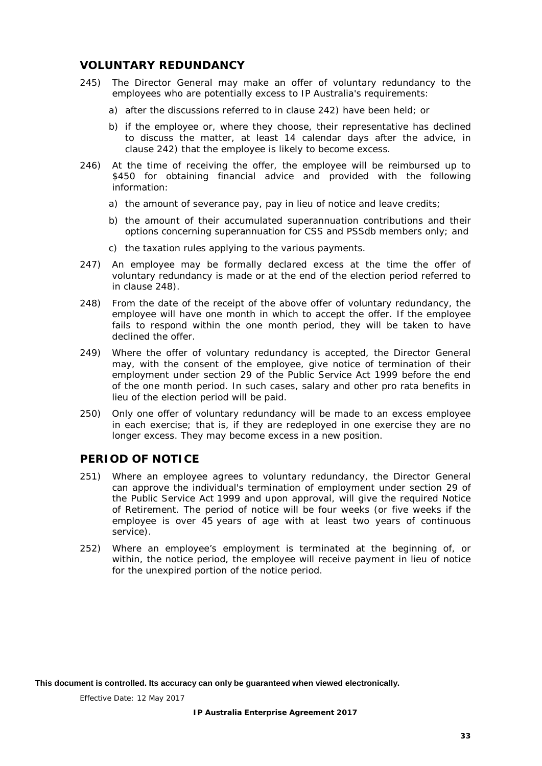## VOLUNTARY REDUNDANCY

245) The Director General may make an offer of voluntary redundancy to the employees who are potentially excess to IP Australia's requirements:

a) after the discussions referred to in clause 242) have been held; or

b) if the employee or, where they choose, their representative has declined to discuss the matter, at least 14 calendar days after the advice, in clause 242) that the employee is likely to become excess.

246) At the time of receiving the offer, the employee will be reimbursed up to $450 for obtaining financial advice and provided with the following information:

a) the amount of severance pay, pay in lieu of notice and leave credits;

b) the amount of their accumulated superannuation contributions and their options concerning superannuation for CSS and PSSdb members only; and

c) the taxation rules applying to the various payments.

247) An employee may be formally declared excess at the time the offer of voluntary redundancy is made or at the end of the election period referred to in clause 248).

248) From the date of the receipt of the above offer of voluntary redundancy, the employee will have one month in which to accept the offer. If the employee fails to respond within the one month period, they will be taken to have declined the offer.

249) Where the offer of voluntary redundancy is accepted, the Director General may, with the consent of the employee, give notice of termination of their employment under section 29 of the Public Service Act 1999 before the end of the one month period. In such cases, salary and other pro rata benefits in lieu of the election period will be paid.

250) Only one offer of voluntary redundancy will be made to an excess employee in each exercise; that is, if they are redeployed in one exercise they are no longer excess. They may become excess in a new position.

## PERIOD OF NOTICE

251) Where an employee agrees to voluntary redundancy, the Director General can approve the individual's termination of employment under section 29 of the Public Service Act 1999 and upon approval, will give the required Notice of Retirement. The period of notice will be four weeks (or five weeks if the employee is over 45 years of age with at least two years of continuous service).

252) Where an employee's employment is terminated at the beginning of, or within, the notice period, the employee will receive payment in lieu of notice for the unexpired portion of the notice period.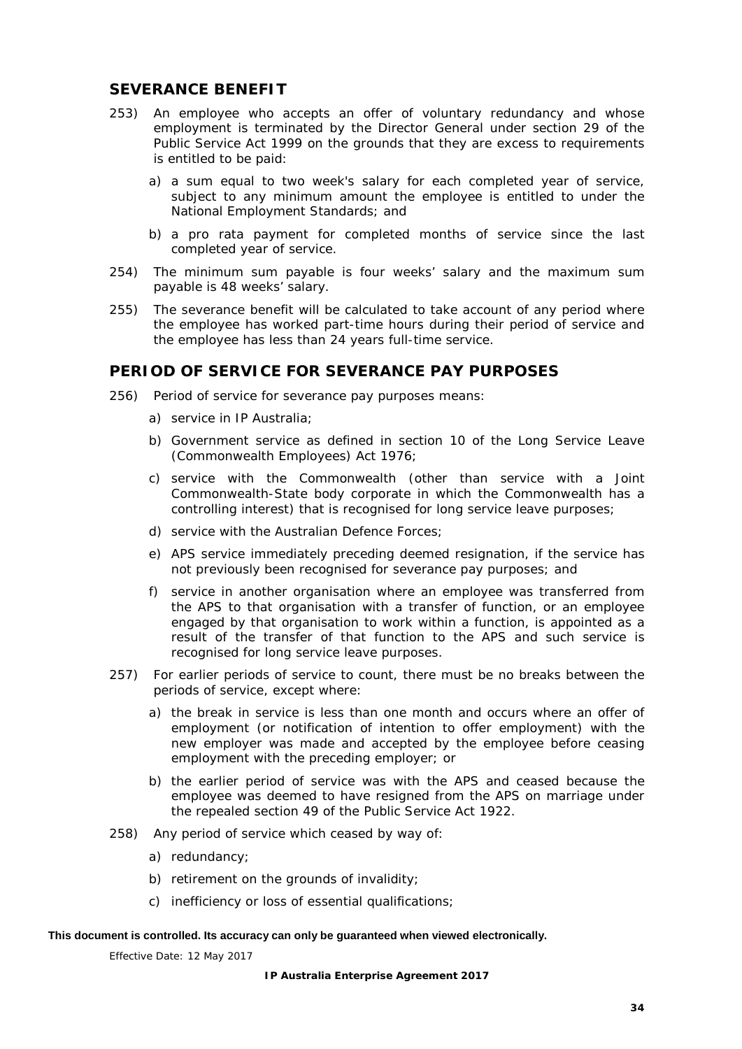## SEVERANCE BENEFIT

253) An employee who accepts an offer of voluntary redundancy and whose employment is terminated by the Director General under section 29 of the Public Service Act 1999 on the grounds that they are excess to requirements is entitled to be paid:

   a) a sum equal to two week's salary for each completed year of service, subject to any minimum amount the employee is entitled to under the National Employment Standards; and

   b) a pro rata payment for completed months of service since the last completed year of service.

254) The minimum sum payable is four weeks' salary and the maximum sum payable is 48 weeks' salary.

255) The severance benefit will be calculated to take account of any period where the employee has worked part-time hours during their period of service and the employee has less than 24 years full-time service.

## PERIOD OF SERVICE FOR SEVERANCE PAY PURPOSES

256) Period of service for severance pay purposes means:

   a) service in IP Australia;

   b) Government service as defined in section 10 of the Long Service Leave (Commonwealth Employees) Act 1976;

   c) service with the Commonwealth (other than service with a Joint Commonwealth-State body corporate in which the Commonwealth has a controlling interest) that is recognised for long service leave purposes;

   d) service with the Australian Defence Forces;

   e) APS service immediately preceding deemed resignation, if the service has not previously been recognised for severance pay purposes; and

   f) service in another organisation where an employee was transferred from the APS to that organisation with a transfer of function, or an employee engaged by that organisation to work within a function, is appointed as a result of the transfer of that function to the APS and such service is recognised for long service leave purposes.

257) For earlier periods of service to count, there must be no breaks between the periods of service, except where:

   a) the break in service is less than one month and occurs where an offer of employment (or notification of intention to offer employment) with the new employer was made and accepted by the employee before ceasing employment with the preceding employer; or

   b) the earlier period of service was with the APS and ceased because the employee was deemed to have resigned from the APS on marriage under the repealed section 49 of the Public Service Act 1922.

258) Any period of service which ceased by way of:

   a) redundancy;

   b) retirement on the grounds of invalidity;

   c) inefficiency or loss of essential qualifications;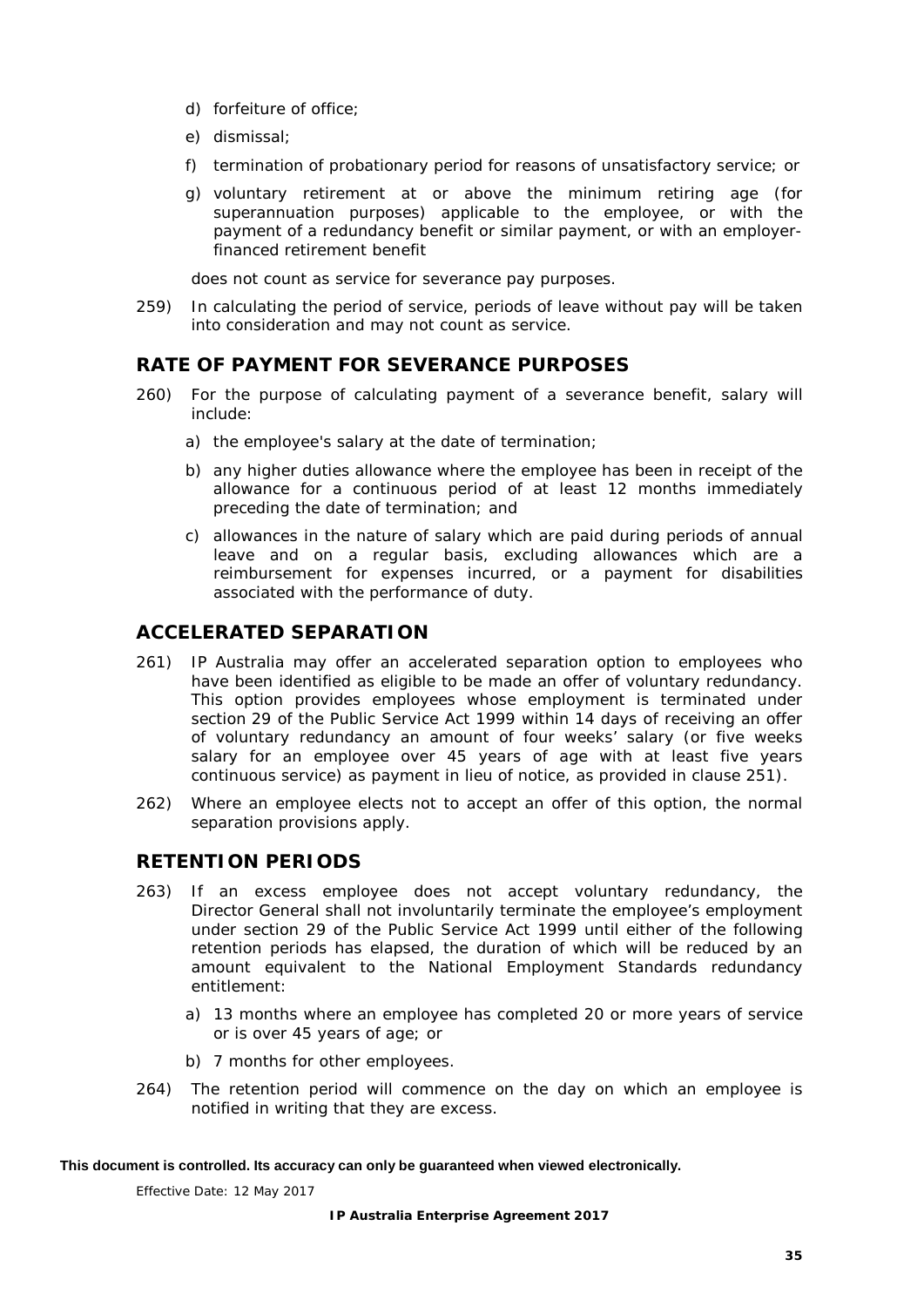d) forfeiture of office;

e) dismissal;

f) termination of probationary period for reasons of unsatisfactory service; or

g) voluntary retirement at or above the minimum retiring age (for superannuation purposes) applicable to the employee, or with the payment of a redundancy benefit or similar payment, or with an employer-financed retirement benefit

does not count as service for severance pay purposes.

259) In calculating the period of service, periods of leave without pay will be taken into consideration and may not count as service.

## RATE OF PAYMENT FOR SEVERANCE PURPOSES

260) For the purpose of calculating payment of a severance benefit, salary will include:

a) the employee's salary at the date of termination;

b) any higher duties allowance where the employee has been in receipt of the allowance for a continuous period of at least 12 months immediately preceding the date of termination; and

c) allowances in the nature of salary which are paid during periods of annual leave and on a regular basis, excluding allowances which are a reimbursement for expenses incurred, or a payment for disabilities associated with the performance of duty.

## ACCELERATED SEPARATION

261) IP Australia may offer an accelerated separation option to employees who have been identified as eligible to be made an offer of voluntary redundancy. This option provides employees whose employment is terminated under section 29 of the Public Service Act 1999 within 14 days of receiving an offer of voluntary redundancy an amount of four weeks' salary (or five weeks salary for an employee over 45 years of age with at least five years continuous service) as payment in lieu of notice, as provided in clause 251).

262) Where an employee elects not to accept an offer of this option, the normal separation provisions apply.

## RETENTION PERIODS

263) If an excess employee does not accept voluntary redundancy, the Director General shall not involuntarily terminate the employee's employment under section 29 of the Public Service Act 1999 until either of the following retention periods has elapsed, the duration of which will be reduced by an amount equivalent to the National Employment Standards redundancy entitlement:

a) 13 months where an employee has completed 20 or more years of service or is over 45 years of age; or

b) 7 months for other employees.

264) The retention period will commence on the day on which an employee is notified in writing that they are excess.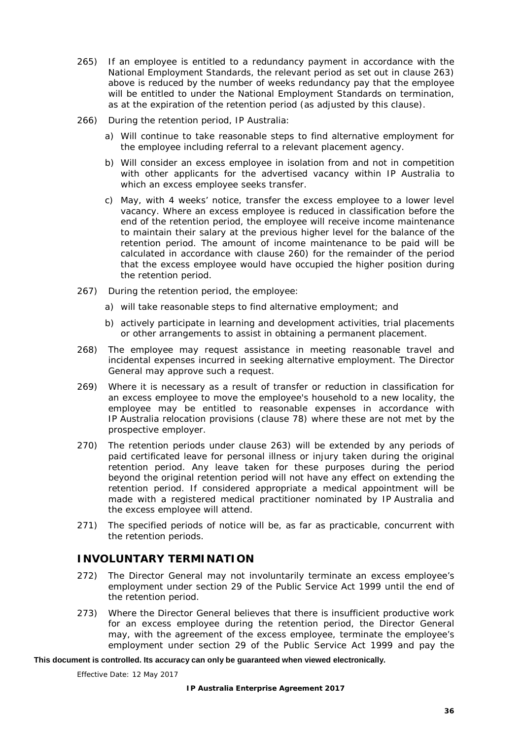265) If an employee is entitled to a redundancy payment in accordance with the National Employment Standards, the relevant period as set out in clause 263) above is reduced by the number of weeks redundancy pay that the employee will be entitled to under the National Employment Standards on termination, as at the expiration of the retention period (as adjusted by this clause).

266) During the retention period, IP Australia:

a) Will continue to take reasonable steps to find alternative employment for the employee including referral to a relevant placement agency.

b) Will consider an excess employee in isolation from and not in competition with other applicants for the advertised vacancy within IP Australia to which an excess employee seeks transfer.

c) May, with 4 weeks' notice, transfer the excess employee to a lower level vacancy. Where an excess employee is reduced in classification before the end of the retention period, the employee will receive income maintenance to maintain their salary at the previous higher level for the balance of the retention period. The amount of income maintenance to be paid will be calculated in accordance with clause 260) for the remainder of the period that the excess employee would have occupied the higher position during the retention period.

267) During the retention period, the employee:

a) will take reasonable steps to find alternative employment; and

b) actively participate in learning and development activities, trial placements or other arrangements to assist in obtaining a permanent placement.

268) The employee may request assistance in meeting reasonable travel and incidental expenses incurred in seeking alternative employment. The Director General may approve such a request.

269) Where it is necessary as a result of transfer or reduction in classification for an excess employee to move the employee's household to a new locality, the employee may be entitled to reasonable expenses in accordance with IP Australia relocation provisions (clause 78) where these are not met by the prospective employer.

270) The retention periods under clause 263) will be extended by any periods of paid certificated leave for personal illness or injury taken during the original retention period. Any leave taken for these purposes during the period beyond the original retention period will not have any effect on extending the retention period. If considered appropriate a medical appointment will be made with a registered medical practitioner nominated by IP Australia and the excess employee will attend.

271) The specified periods of notice will be, as far as practicable, concurrent with the retention periods.

## INVOLUNTARY TERMINATION

272) The Director General may not involuntarily terminate an excess employee's employment under section 29 of the Public Service Act 1999 until the end of the retention period.

273) Where the Director General believes that there is insufficient productive work for an excess employee during the retention period, the Director General may, with the agreement of the excess employee, terminate the employee's employment under section 29 of the Public Service Act 1999 and pay the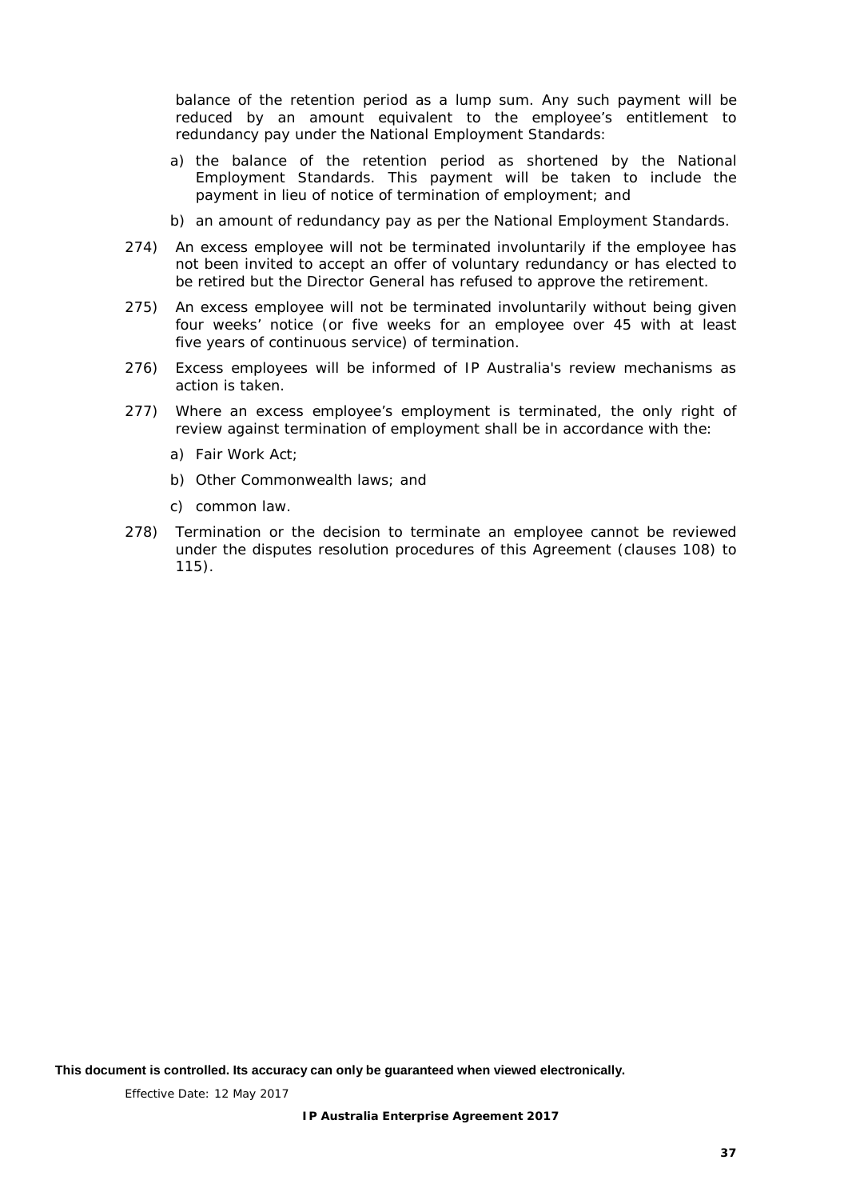balance of the retention period as a lump sum. Any such payment will be reduced by an amount equivalent to the employee's entitlement to redundancy pay under the National Employment Standards:

a) the balance of the retention period as shortened by the National Employment Standards. This payment will be taken to include the payment in lieu of notice of termination of employment; and

b) an amount of redundancy pay as per the National Employment Standards.

274) An excess employee will not be terminated involuntarily if the employee has not been invited to accept an offer of voluntary redundancy or has elected to be retired but the Director General has refused to approve the retirement.

275) An excess employee will not be terminated involuntarily without being given four weeks' notice (or five weeks for an employee over 45 with at least five years of continuous service) of termination.

276) Excess employees will be informed of IP Australia's review mechanisms as action is taken.

277) Where an excess employee's employment is terminated, the only right of review against termination of employment shall be in accordance with the:

a) Fair Work Act;

b) Other Commonwealth laws; and

c) common law.

278) Termination or the decision to terminate an employee cannot be reviewed under the disputes resolution procedures of this Agreement (clauses 108) to 115).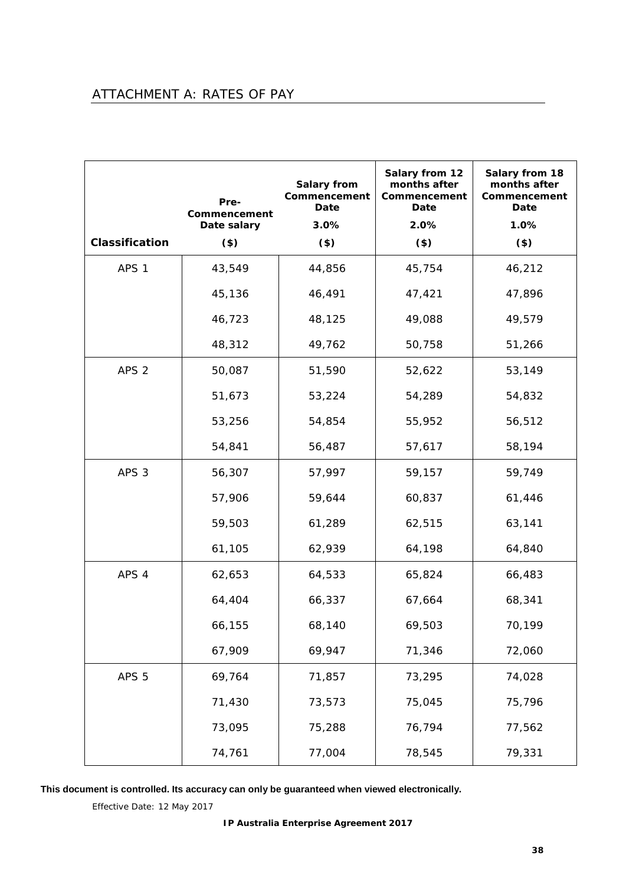## ATTACHMENT A: RATES OF PAY

| Classification | Pre-Commencement Date salary ($) | Salary from Commencement Date 3.0% ($) | Salary from 12 months after Commencement Date 2.0% ($) | Salary from 18 months after Commencement Date 1.0% ($) |
|---|---|---|---|---|
| APS 1 | 43,549 | 44,856 | 45,754 | 46,212 |
| | 45,136 | 46,491 | 47,421 | 47,896 |
| | 46,723 | 48,125 | 49,088 | 49,579 |
| | 48,312 | 49,762 | 50,758 | 51,266 |
| APS 2 | 50,087 | 51,590 | 52,622 | 53,149 |
| | 51,673 | 53,224 | 54,289 | 54,832 |
| | 53,256 | 54,854 | 55,952 | 56,512 |
| | 54,841 | 56,487 | 57,617 | 58,194 |
| APS 3 | 56,307 | 57,997 | 59,157 | 59,749 |
| | 57,906 | 59,644 | 60,837 | 61,446 |
| | 59,503 | 61,289 | 62,515 | 63,141 |
| | 61,105 | 62,939 | 64,198 | 64,840 |
| APS 4 | 62,653 | 64,533 | 65,824 | 66,483 |
| | 64,404 | 66,337 | 67,664 | 68,341 |
| | 66,155 | 68,140 | 69,503 | 70,199 |
| | 67,909 | 69,947 | 71,346 | 72,060 |
| APS 5 | 69,764 | 71,857 | 73,295 | 74,028 |
| | 71,430 | 73,573 | 75,045 | 75,796 |
| | 73,095 | 75,288 | 76,794 | 77,562 |
| | 74,761 | 77,004 | 78,545 | 79,331 |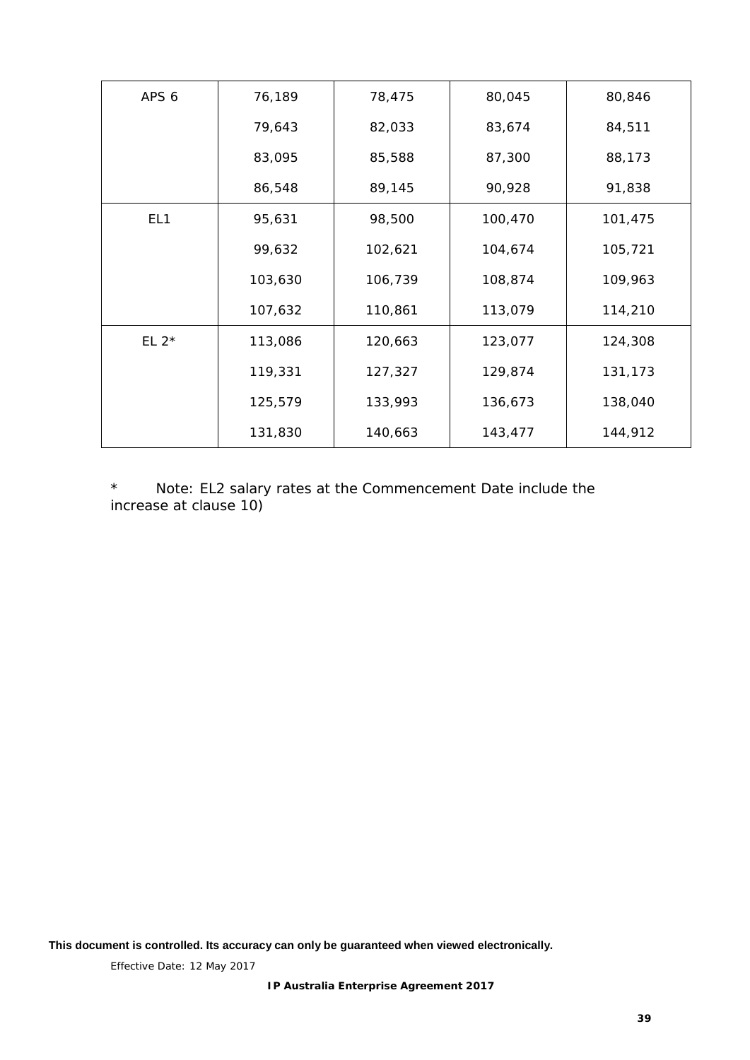| APS 6 | 76,189 | 78,475 | 80,045 | 80,846 |
|---|---|---|---|---|
| | 79,643 | 82,033 | 83,674 | 84,511 |
| | 83,095 | 85,588 | 87,300 | 88,173 |
| | 86,548 | 89,145 | 90,928 | 91,838 |
| EL1 | 95,631 | 98,500 | 100,470 | 101,475 |
| | 99,632 | 102,621 | 104,674 | 105,721 |
| | 103,630 | 106,739 | 108,874 | 109,963 |
| | 107,632 | 110,861 | 113,079 | 114,210 |
| EL 2* | 113,086 | 120,663 | 123,077 | 124,308 |
| | 119,331 | 127,327 | 129,874 | 131,173 |
| | 125,579 | 133,993 | 136,673 | 138,040 |
| | 131,830 | 140,663 | 143,477 | 144,912 |

* Note: EL2 salary rates at the Commencement Date include the increase at clause 10)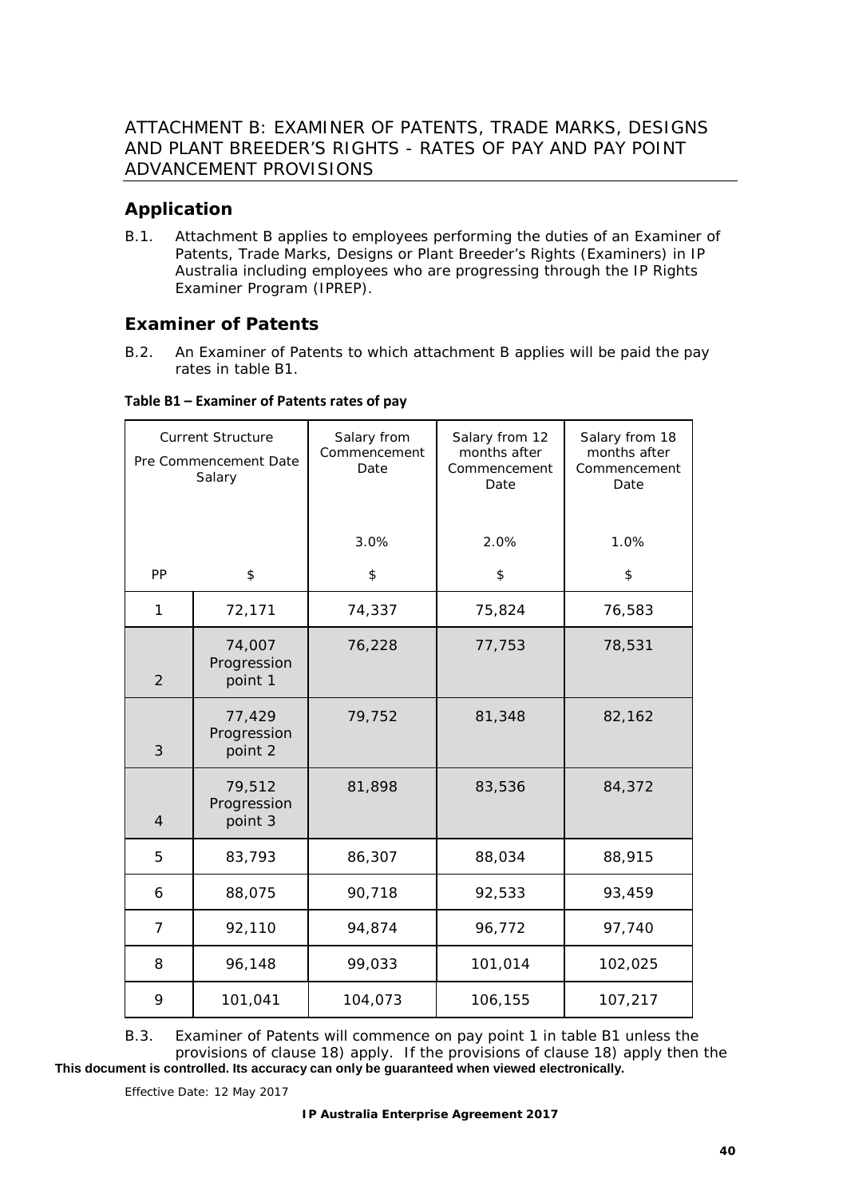## ATTACHMENT B: EXAMINER OF PATENTS, TRADE MARKS, DESIGNS AND PLANT BREEDER'S RIGHTS - RATES OF PAY AND PAY POINT ADVANCEMENT PROVISIONS

### Application

B.1. Attachment B applies to employees performing the duties of an Examiner of Patents, Trade Marks, Designs or Plant Breeder's Rights (Examiners) in IP Australia including employees who are progressing through the IP Rights Examiner Program (IPREP).

### Examiner of Patents

B.2. An Examiner of Patents to which attachment B applies will be paid the pay rates in table B1.

**Table B1 – Examiner of Patents rates of pay**

| Current Structure Pre Commencement Date Salary | | Salary from Commencement Date | Salary from 12 months after Commencement Date | Salary from 18 months after Commencement Date |
|---|---|---|---|---|
| | | 3.0% | 2.0% | 1.0% |
| PP | $ | $ | $ | $ |
| 1 | 72,171 | 74,337 | 75,824 | 76,583 |
| 2 | 74,007 Progression point 1 | 76,228 | 77,753 | 78,531 |
| 3 | 77,429 Progression point 2 | 79,752 | 81,348 | 82,162 |
| 4 | 79,512 Progression point 3 | 81,898 | 83,536 | 84,372 |
| 5 | 83,793 | 86,307 | 88,034 | 88,915 |
| 6 | 88,075 | 90,718 | 92,533 | 93,459 |
| 7 | 92,110 | 94,874 | 96,772 | 97,740 |
| 8 | 96,148 | 99,033 | 101,014 | 102,025 |
| 9 | 101,041 | 104,073 | 106,155 | 107,217 |

B.3. Examiner of Patents will commence on pay point 1 in table B1 unless the provisions of clause 18) apply. If the provisions of clause 18) apply then the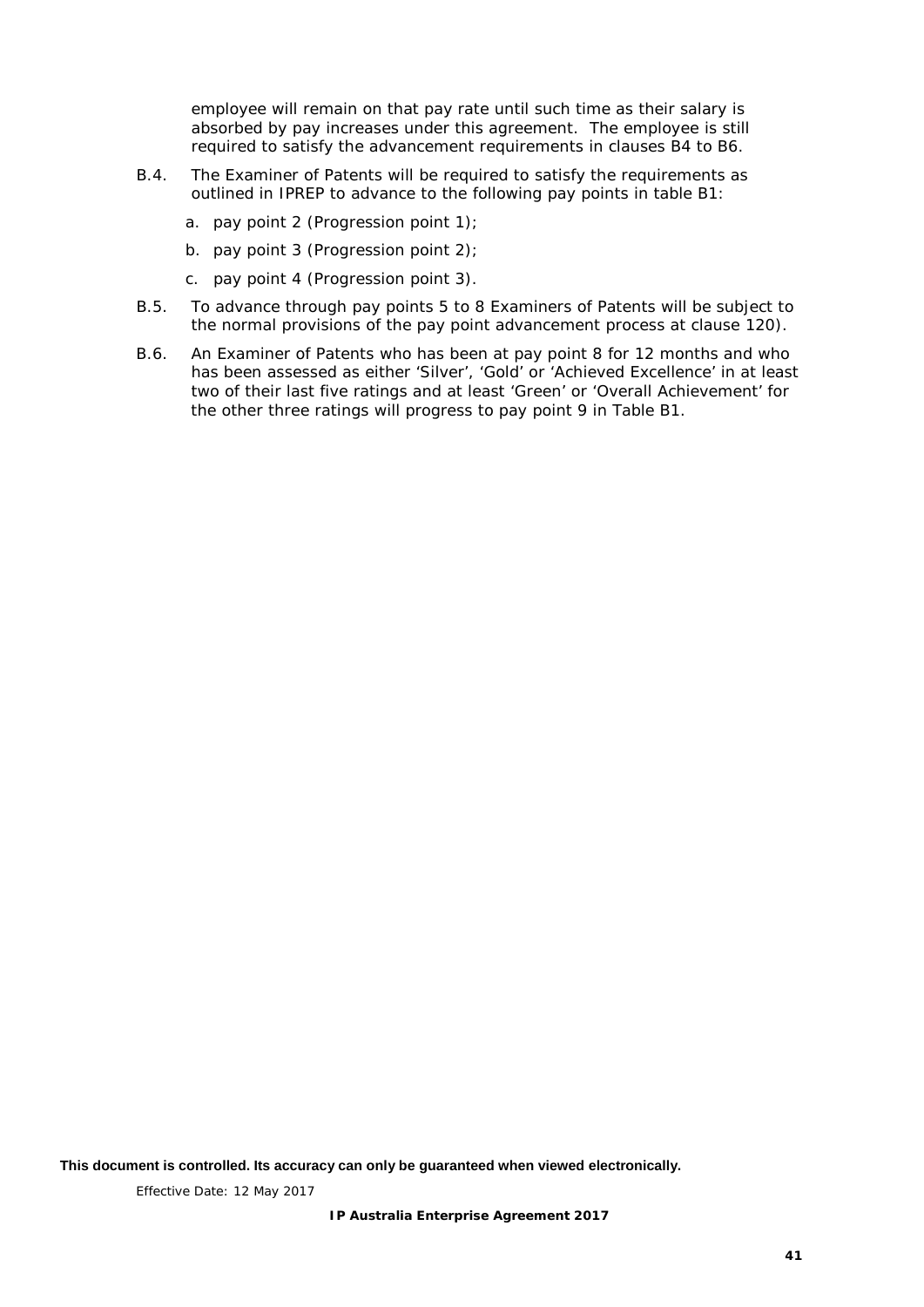employee will remain on that pay rate until such time as their salary is absorbed by pay increases under this agreement. The employee is still required to satisfy the advancement requirements in clauses B4 to B6.

B.4. The Examiner of Patents will be required to satisfy the requirements as outlined in IPREP to advance to the following pay points in table B1:

a. pay point 2 (Progression point 1);

b. pay point 3 (Progression point 2);

c. pay point 4 (Progression point 3).

B.5. To advance through pay points 5 to 8 Examiners of Patents will be subject to the normal provisions of the pay point advancement process at clause 120).

B.6. An Examiner of Patents who has been at pay point 8 for 12 months and who has been assessed as either 'Silver', 'Gold' or 'Achieved Excellence' in at least two of their last five ratings and at least 'Green' or 'Overall Achievement' for the other three ratings will progress to pay point 9 in Table B1.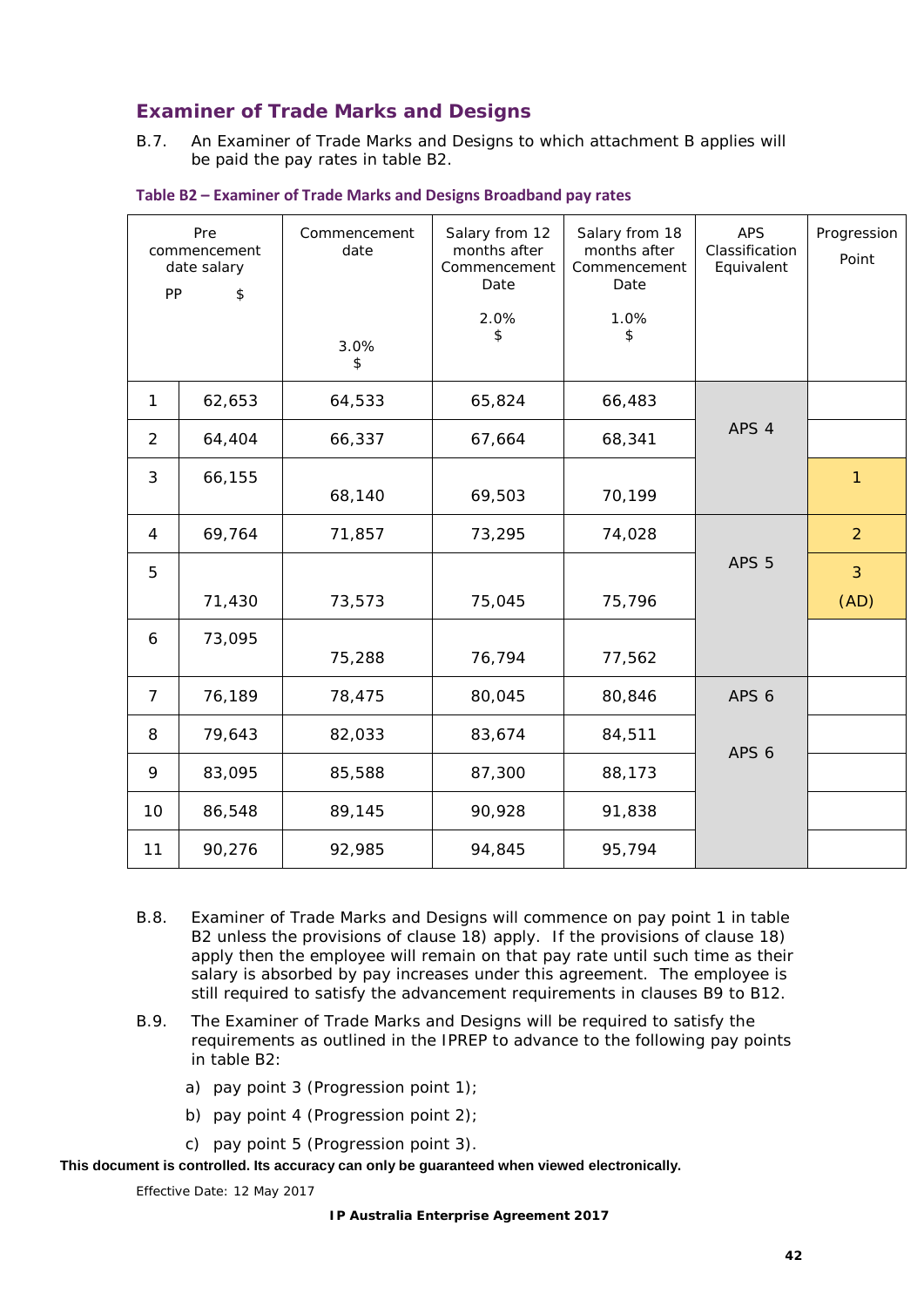## Examiner of Trade Marks and Designs

B.7. An Examiner of Trade Marks and Designs to which attachment B applies will be paid the pay rates in table B2.

**Table B2 – Examiner of Trade Marks and Designs Broadband pay rates**

| Pre commencement date salary PP | $ | Commencement date 3.0% $ | Salary from 12 months after Commencement Date 2.0% $ | Salary from 18 months after Commencement Date 1.0% $ | APS Classification Equivalent | Progression Point |
|---|---|---|---|---|---|---|
| 1 | 62,653 | 64,533 | 65,824 | 66,483 | APS 4 | |
| 2 | 64,404 | 66,337 | 67,664 | 68,341 | | |
| 3 | 66,155 | 68,140 | 69,503 | 70,199 | | 1 |
| 4 | 69,764 | 71,857 | 73,295 | 74,028 | APS 5 | 2 |
| 5 | 71,430 | 73,573 | 75,045 | 75,796 | | 3 (AD) |
| 6 | 73,095 | 75,288 | 76,794 | 77,562 | | |
| 7 | 76,189 | 78,475 | 80,045 | 80,846 | APS 6 | |
| 8 | 79,643 | 82,033 | 83,674 | 84,511 | APS 6 | |
| 9 | 83,095 | 85,588 | 87,300 | 88,173 | | |
| 10 | 86,548 | 89,145 | 90,928 | 91,838 | | |
| 11 | 90,276 | 92,985 | 94,845 | 95,794 | | |

B.8. Examiner of Trade Marks and Designs will commence on pay point 1 in table B2 unless the provisions of clause 18) apply. If the provisions of clause 18) apply then the employee will remain on that pay rate until such time as their salary is absorbed by pay increases under this agreement. The employee is still required to satisfy the advancement requirements in clauses B9 to B12.

B.9. The Examiner of Trade Marks and Designs will be required to satisfy the requirements as outlined in the IPREP to advance to the following pay points in table B2:

a) pay point 3 (Progression point 1);

b) pay point 4 (Progression point 2);

c) pay point 5 (Progression point 3).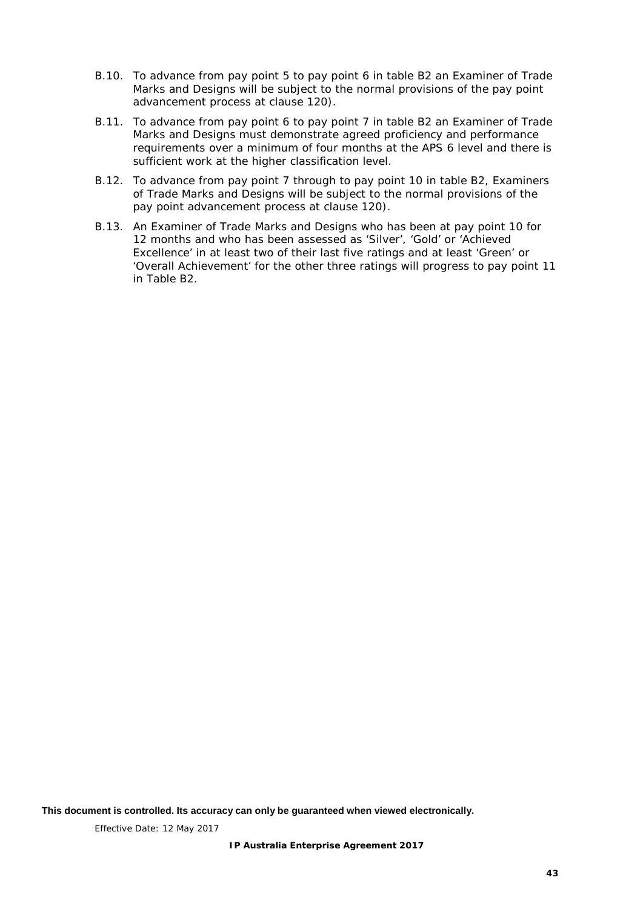B.10. To advance from pay point 5 to pay point 6 in table B2 an Examiner of Trade Marks and Designs will be subject to the normal provisions of the pay point advancement process at clause 120).

B.11. To advance from pay point 6 to pay point 7 in table B2 an Examiner of Trade Marks and Designs must demonstrate agreed proficiency and performance requirements over a minimum of four months at the APS 6 level and there is sufficient work at the higher classification level.

B.12. To advance from pay point 7 through to pay point 10 in table B2, Examiners of Trade Marks and Designs will be subject to the normal provisions of the pay point advancement process at clause 120).

B.13. An Examiner of Trade Marks and Designs who has been at pay point 10 for 12 months and who has been assessed as 'Silver', 'Gold' or 'Achieved Excellence' in at least two of their last five ratings and at least 'Green' or 'Overall Achievement' for the other three ratings will progress to pay point 11 in Table B2.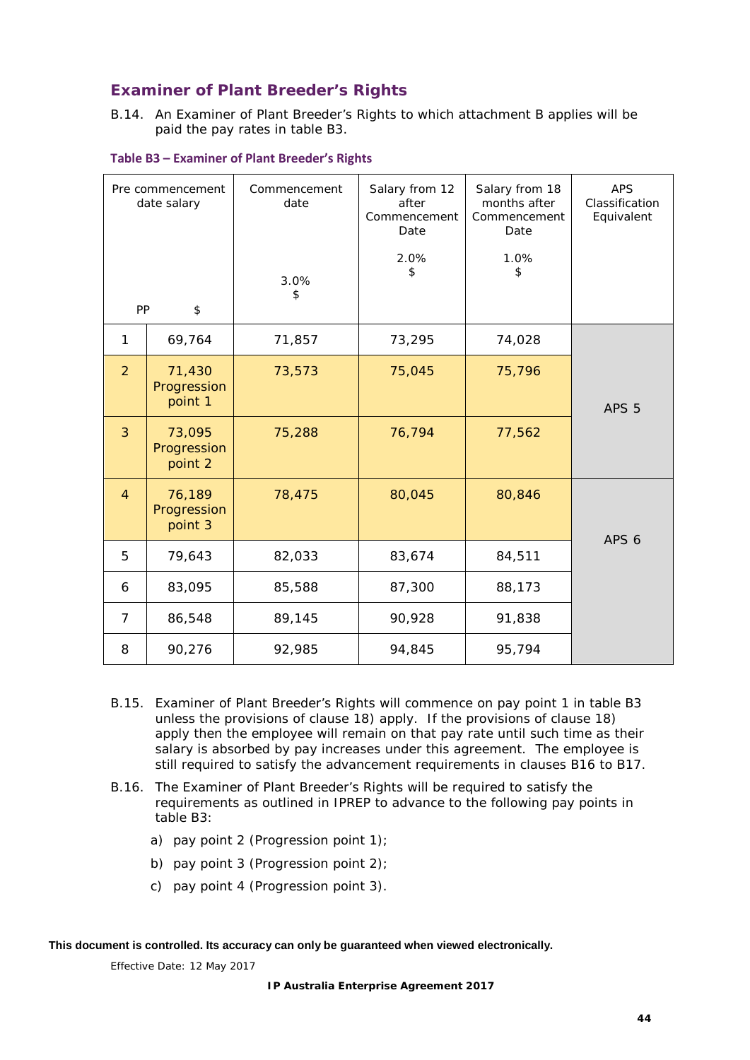## Examiner of Plant Breeder's Rights

B.14. An Examiner of Plant Breeder's Rights to which attachment B applies will be paid the pay rates in table B3.

**Table B3 – Examiner of Plant Breeder's Rights**

| Pre commencement date salary PP | $ | Commencement date 3.0% $ | Salary from 12 after Commencement Date 2.0% $ | Salary from 18 months after Commencement Date 1.0% $ | APS Classification Equivalent |
|---|---|---|---|---|---|
| 1 | 69,764 | 71,857 | 73,295 | 74,028 | APS 5 |
| 2 | 71,430 Progression point 1 | 73,573 | 75,045 | 75,796 | |
| 3 | 73,095 Progression point 2 | 75,288 | 76,794 | 77,562 | |
| 4 | 76,189 Progression point 3 | 78,475 | 80,045 | 80,846 | APS 6 |
| 5 | 79,643 | 82,033 | 83,674 | 84,511 | |
| 6 | 83,095 | 85,588 | 87,300 | 88,173 | |
| 7 | 86,548 | 89,145 | 90,928 | 91,838 | |
| 8 | 90,276 | 92,985 | 94,845 | 95,794 | |

B.15. Examiner of Plant Breeder's Rights will commence on pay point 1 in table B3 unless the provisions of clause 18) apply. If the provisions of clause 18) apply then the employee will remain on that pay rate until such time as their salary is absorbed by pay increases under this agreement. The employee is still required to satisfy the advancement requirements in clauses B16 to B17.

B.16. The Examiner of Plant Breeder's Rights will be required to satisfy the requirements as outlined in IPREP to advance to the following pay points in table B3:

a) pay point 2 (Progression point 1);

b) pay point 3 (Progression point 2);

c) pay point 4 (Progression point 3).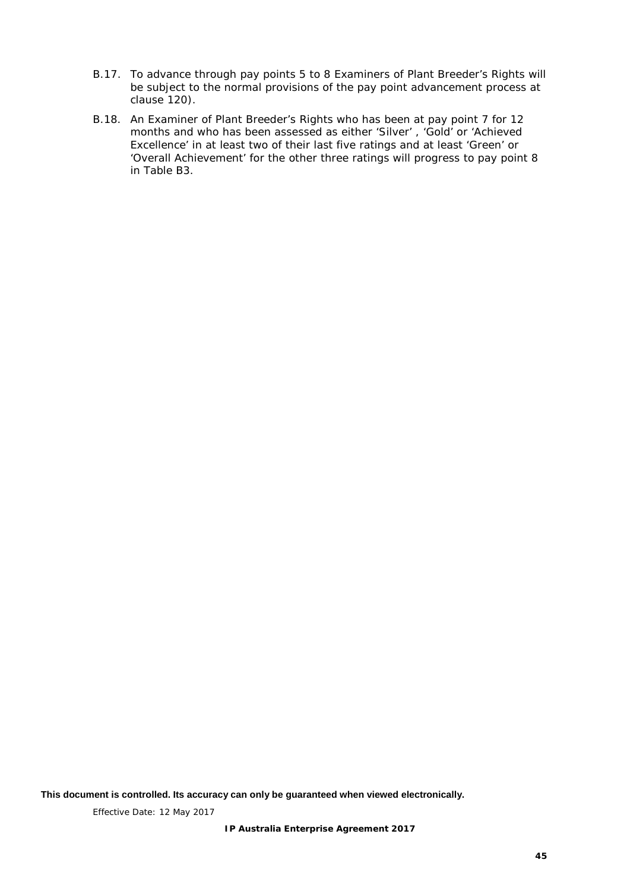B.17. To advance through pay points 5 to 8 Examiners of Plant Breeder's Rights will be subject to the normal provisions of the pay point advancement process at clause 120).

B.18. An Examiner of Plant Breeder's Rights who has been at pay point 7 for 12 months and who has been assessed as either 'Silver' , 'Gold' or 'Achieved Excellence' in at least two of their last five ratings and at least 'Green' or 'Overall Achievement' for the other three ratings will progress to pay point 8 in Table B3.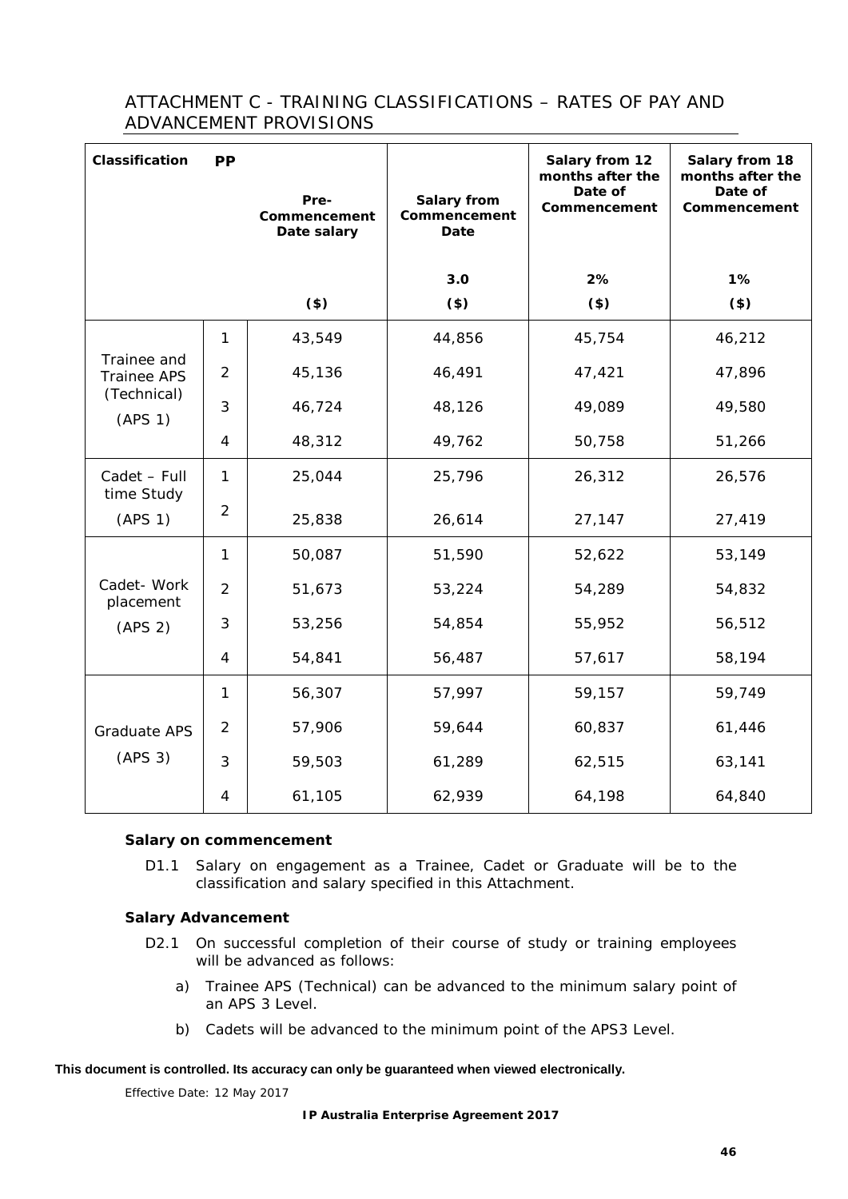## ATTACHMENT C - TRAINING CLASSIFICATIONS – RATES OF PAY AND ADVANCEMENT PROVISIONS

| Classification | PP | Pre-Commencement Date salary | Salary from Commencement Date | Salary from 12 months after the Date of Commencement | Salary from 18 months after the Date of Commencement |
|---|---|---|---|---|---|
| | | | 3.0 | 2% | 1% |
| | | ($) | ($) | ($) | ($) |
| Trainee and Trainee APS (Technical) (APS 1) | 1 | 43,549 | 44,856 | 45,754 | 46,212 |
| | 2 | 45,136 | 46,491 | 47,421 | 47,896 |
| | 3 | 46,724 | 48,126 | 49,089 | 49,580 |
| | 4 | 48,312 | 49,762 | 50,758 | 51,266 |
| Cadet – Full time Study (APS 1) | 1 | 25,044 | 25,796 | 26,312 | 26,576 |
| | 2 | 25,838 | 26,614 | 27,147 | 27,419 |
| Cadet- Work placement (APS 2) | 1 | 50,087 | 51,590 | 52,622 | 53,149 |
| | 2 | 51,673 | 53,224 | 54,289 | 54,832 |
| | 3 | 53,256 | 54,854 | 55,952 | 56,512 |
| | 4 | 54,841 | 56,487 | 57,617 | 58,194 |
| Graduate APS (APS 3) | 1 | 56,307 | 57,997 | 59,157 | 59,749 |
| | 2 | 57,906 | 59,644 | 60,837 | 61,446 |
| | 3 | 59,503 | 61,289 | 62,515 | 63,141 |
| | 4 | 61,105 | 62,939 | 64,198 | 64,840 |

**Salary on commencement**

D1.1 Salary on engagement as a Trainee, Cadet or Graduate will be to the classification and salary specified in this Attachment.

**Salary Advancement**

D2.1 On successful completion of their course of study or training employees will be advanced as follows:

a) Trainee APS (Technical) can be advanced to the minimum salary point of an APS 3 Level.

b) Cadets will be advanced to the minimum point of the APS3 Level.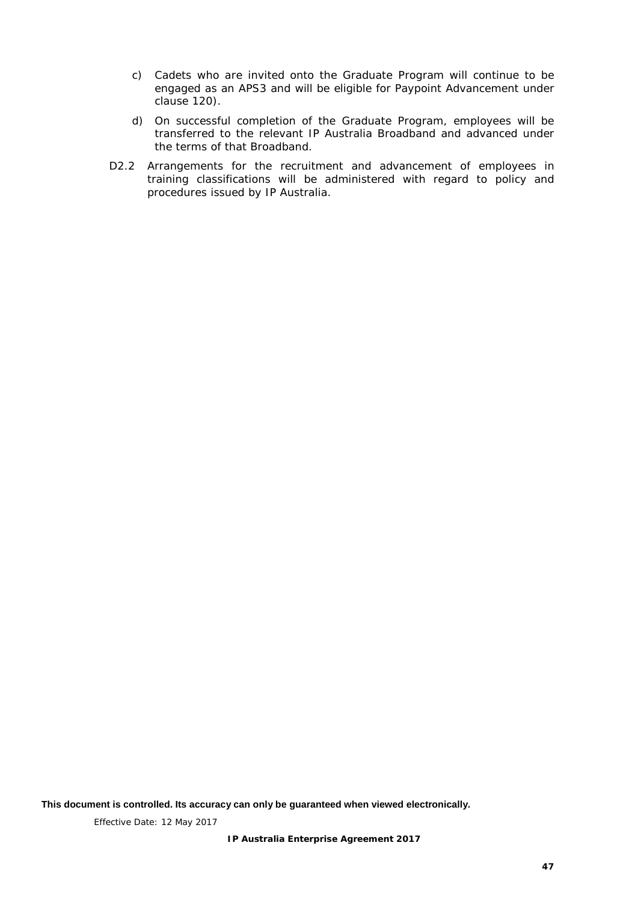c) Cadets who are invited onto the Graduate Program will continue to be engaged as an APS3 and will be eligible for Paypoint Advancement under clause 120).

d) On successful completion of the Graduate Program, employees will be transferred to the relevant IP Australia Broadband and advanced under the terms of that Broadband.

D2.2 Arrangements for the recruitment and advancement of employees in training classifications will be administered with regard to policy and procedures issued by IP Australia.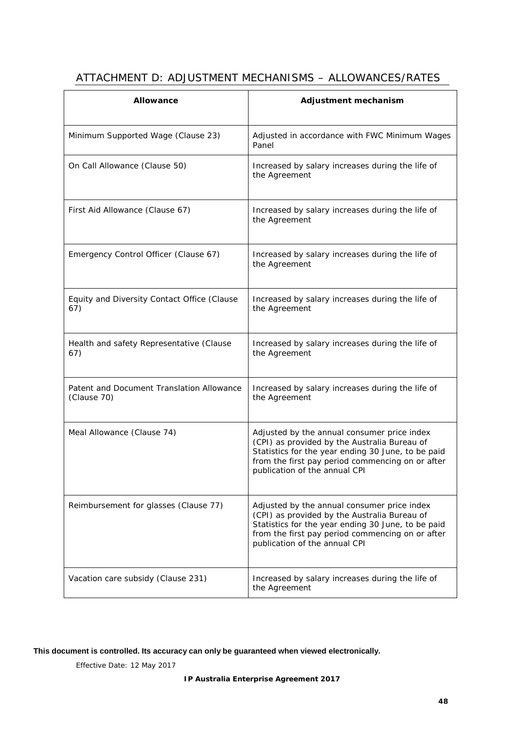## ATTACHMENT D: ADJUSTMENT MECHANISMS – ALLOWANCES/RATES

| Allowance | Adjustment mechanism |
|---|---|
| Minimum Supported Wage (Clause 23) | Adjusted in accordance with FWC Minimum Wages Panel |
| On Call Allowance (Clause 50) | Increased by salary increases during the life of the Agreement |
| First Aid Allowance (Clause 67) | Increased by salary increases during the life of the Agreement |
| Emergency Control Officer (Clause 67) | Increased by salary increases during the life of the Agreement |
| Equity and Diversity Contact Office (Clause 67) | Increased by salary increases during the life of the Agreement |
| Health and safety Representative (Clause 67) | Increased by salary increases during the life of the Agreement |
| Patent and Document Translation Allowance (Clause 70) | Increased by salary increases during the life of the Agreement |
| Meal Allowance (Clause 74) | Adjusted by the annual consumer price index (CPI) as provided by the Australia Bureau of Statistics for the year ending 30 June, to be paid from the first pay period commencing on or after publication of the annual CPI |
| Reimbursement for glasses (Clause 77) | Adjusted by the annual consumer price index (CPI) as provided by the Australia Bureau of Statistics for the year ending 30 June, to be paid from the first pay period commencing on or after publication of the annual CPI |
| Vacation care subsidy (Clause 231) | Increased by salary increases during the life of the Agreement |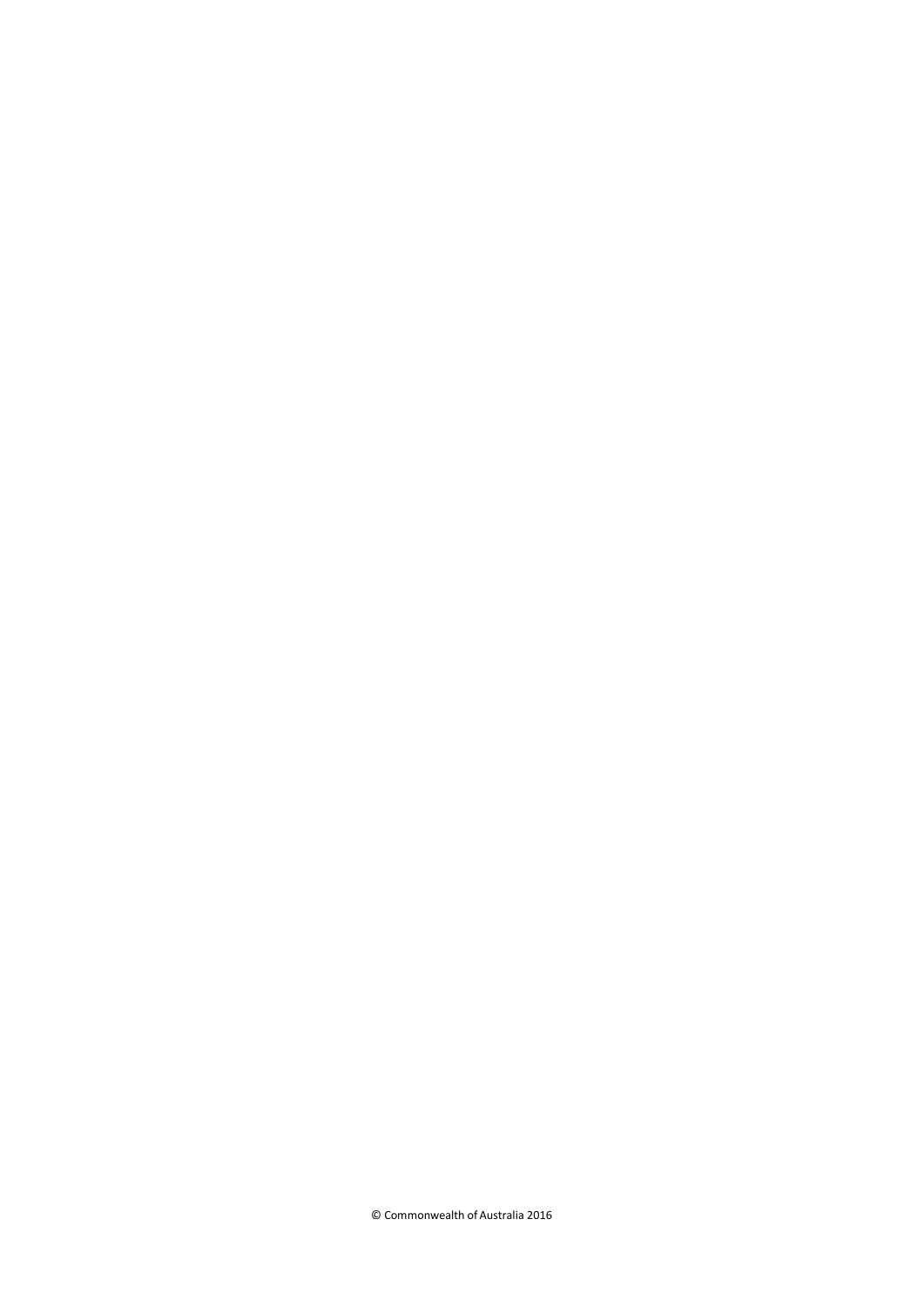© Commonwealth of Australia 2016